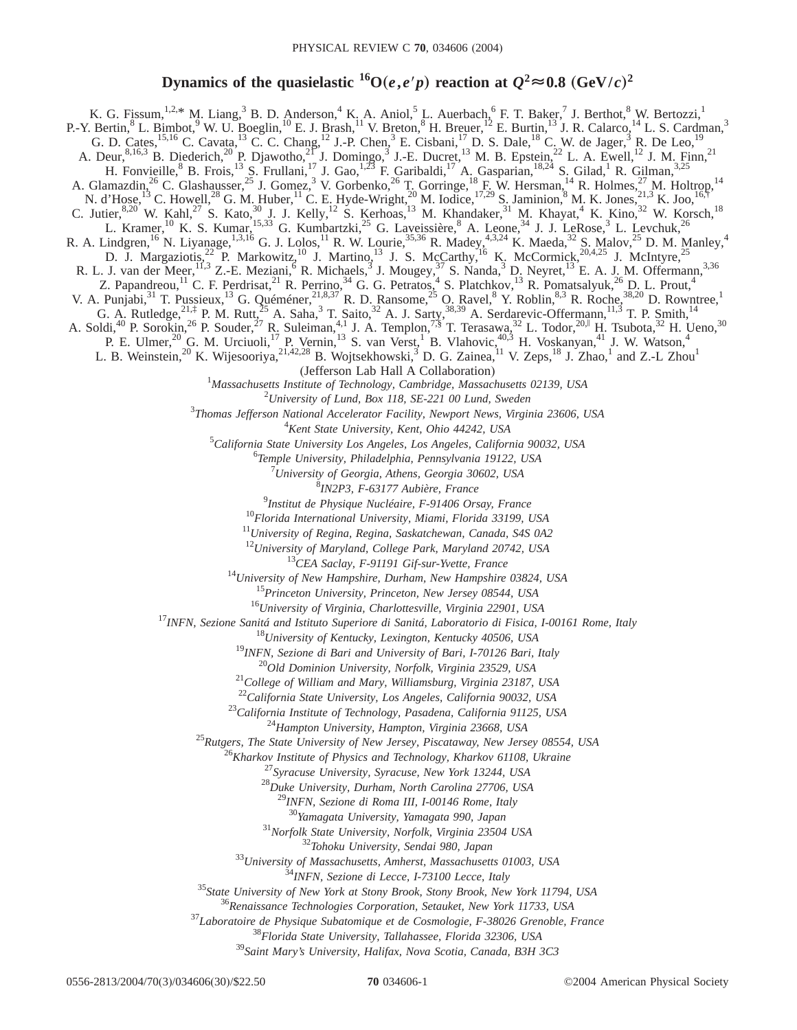# Dynamics of the quasielastic $^{16}O(e,e'p)$ reaction at $Q^2 \approx 0.8\ (\text{GeV}/c)^2$

K. G. Fissum,[1,2,*] M. Liang,[3] B. D. Anderson,[4] K. A. Aniol,[5] L. Auerbach,[6] F. T. Baker,[7] J. Berthot,[8] W. Bertozzi,[1] P.-Y. Bertin,[8] L. Bimbot,[9] W. U. Boeglin,[10] E. J. Brash,[11] V. Breton,[8] H. Breuer,[12] E. Burtin,[13] J. R. Calarco,[14] L. S. Cardman,[3] G. D. Cates,[15,16] C. Cavata,[13] C. C. Chang,[12] J.-P. Chen,[3] E. Cisbani,[17] D. S. Dale,[18] C. W. de Jager,[3] R. De Leo,[19] A. Deur,[8,16,3] B. Diederich,[20] P. Djawotho,[21] J. Domingo,[3] J.-E. Ducret,[13] M. B. Epstein,[22] L. A. Ewell,[12] J. M. Finn,[21] H. Fonvieille,[8] B. Frois,[13] S. Frullani,[17] J. Gao,[1,23] F. Garibaldi,[17] A. Gasparian,[18,24] S. Gilad,[1] R. Gilman,[3,25] A. Glamazdin,[26] C. Glashausser,[25] J. Gomez,[3] V. Gorbenko,[26] T. Gorringe,[18] F. W. Hersman,[14] R. Holmes,[27] M. Holtrop,[14] N. d'Hose,[13] C. Howell,[28] G. M. Huber,[11] C. E. Hyde-Wright,[20] M. Iodice,[17,29] S. Jaminion,[8] M. K. Jones,[21,3] K. Joo,[16,†] C. Jutier,[8,20] W. Kahl,[27] S. Kato,[30] J. J. Kelly,[12] S. Kerhoas,[13] M. Khandaker,[31] M. Khayat,[4] K. Kino,[32] W. Korsch,[18] L. Kramer,[10] K. S. Kumar,[15,33] G. Kumbartzki,[25] G. Laveissière,[8] A. Leone,[34] J. J. LeRose,[3] L. Levchuk,[26] R. A. Lindgren,[16] N. Liyanage,[1,3,16] G. J. Lolos,[11] R. W. Lourie,[35,36] R. Madey,[4,3,24] K. Maeda,[32] S. Malov,[25] D. M. Manley,[4] D. J. Margaziotis,[22] P. Markowitz,[10] J. Martino,[13] J. S. McCarthy,[16] K. McCormick,[20,4,25] J. McIntyre,[25] R. L. J. van der Meer,[11,3] Z.-E. Meziani,[6] R. Michaels,[3] J. Mougey,[37] S. Nanda,[3] D. Neyret,[13] E. A. J. M. Offermann,[3,36] Z. Papandreou,[11] C. F. Perdrisat,[21] R. Perrino,[34] G. G. Petratos,[4] S. Platchkov,[13] R. Pomatsalyuk,[26] D. L. Prout,[4] V. A. Punjabi,[31] T. Pussieux,[13] G. Quéméner,[21,8,37] R. D. Ransome,[25] O. Ravel,[8] Y. Roblin,[8,3] R. Roche,[38,20] D. Rowntree,[1] G. A. Rutledge,[21,‡] P. M. Rutt,[25] A. Saha,[3] T. Saito,[32] A. J. Sarty,[38,39] A. Serdarevic-Offermann,[11,3] T. P. Smith,[14] A. Soldi,[40] P. Sorokin,[26] P. Souder,[27] R. Suleiman,[4,1] J. A. Templon,[7,§] T. Terasawa,[32] L. Todor,[20,‖] H. Tsubota,[32] H. Ueno,[30] P. E. Ulmer,[20] G. M. Urciuoli,[17] P. Vernin,[13] S. van Verst,[1] B. Vlahovic,[40,3] H. Voskanyan,[41] J. W. Watson,[4] L. B. Weinstein,[20] K. Wijesooriya,[21,42,28] B. Wojtsekhowski,[3] D. G. Zainea,[11] V. Zeps,[18] J. Zhao,[1] and Z.-L Zhou[1]

(Jefferson Lab Hall A Collaboration)

[1]*Massachusetts Institute of Technology, Cambridge, Massachusetts 02139, USA*
[2]*University of Lund, Box 118, SE-221 00 Lund, Sweden*
[3]*Thomas Jefferson National Accelerator Facility, Newport News, Virginia 23606, USA*
[4]*Kent State University, Kent, Ohio 44242, USA*
[5]*California State University Los Angeles, Los Angeles, California 90032, USA*
[6]*Temple University, Philadelphia, Pennsylvania 19122, USA*
[7]*University of Georgia, Athens, Georgia 30602, USA*
[8]*IN2P3, F-63177 Aubière, France*
[9]*Institut de Physique Nucléaire, F-91406 Orsay, France*
[10]*Florida International University, Miami, Florida 33199, USA*
[11]*University of Regina, Regina, Saskatchewan, Canada, S4S 0A2*
[12]*University of Maryland, College Park, Maryland 20742, USA*
[13]*CEA Saclay, F-91191 Gif-sur-Yvette, France*
[14]*University of New Hampshire, Durham, New Hampshire 03824, USA*
[15]*Princeton University, Princeton, New Jersey 08544, USA*
[16]*University of Virginia, Charlottesville, Virginia 22901, USA*
[17]*INFN, Sezione Sanitá and Istituto Superiore di Sanitá, Laboratorio di Fisica, I-00161 Rome, Italy*
[18]*University of Kentucky, Lexington, Kentucky 40506, USA*
[19]*INFN, Sezione di Bari and University of Bari, I-70126 Bari, Italy*
[20]*Old Dominion University, Norfolk, Virginia 23529, USA*
[21]*College of William and Mary, Williamsburg, Virginia 23187, USA*
[22]*California State University, Los Angeles, California 90032, USA*
[23]*California Institute of Technology, Pasadena, California 91125, USA*
[24]*Hampton University, Hampton, Virginia 23668, USA*
[25]*Rutgers, The State University of New Jersey, Piscataway, New Jersey 08554, USA*
[26]*Kharkov Institute of Physics and Technology, Kharkov 61108, Ukraine*
[27]*Syracuse University, Syracuse, New York 13244, USA*
[28]*Duke University, Durham, North Carolina 27706, USA*
[29]*INFN, Sezione di Roma III, I-00146 Rome, Italy*
[30]*Yamagata University, Yamagata 990, Japan*
[31]*Norfolk State University, Norfolk, Virginia 23504 USA*
[32]*Tohoku University, Sendai 980, Japan*
[33]*University of Massachusetts, Amherst, Massachusetts 01003, USA*
[34]*INFN, Sezione di Lecce, I-73100 Lecce, Italy*
[35]*State University of New York at Stony Brook, Stony Brook, New York 11794, USA*
[36]*Renaissance Technologies Corporation, Setauket, New York 11733, USA*
[37]*Laboratoire de Physique Subatomique et de Cosmologie, F-38026 Grenoble, France*
[38]*Florida State University, Tallahassee, Florida 32306, USA*
[39]*Saint Mary's University, Halifax, Nova Scotia, Canada, B3H 3C3*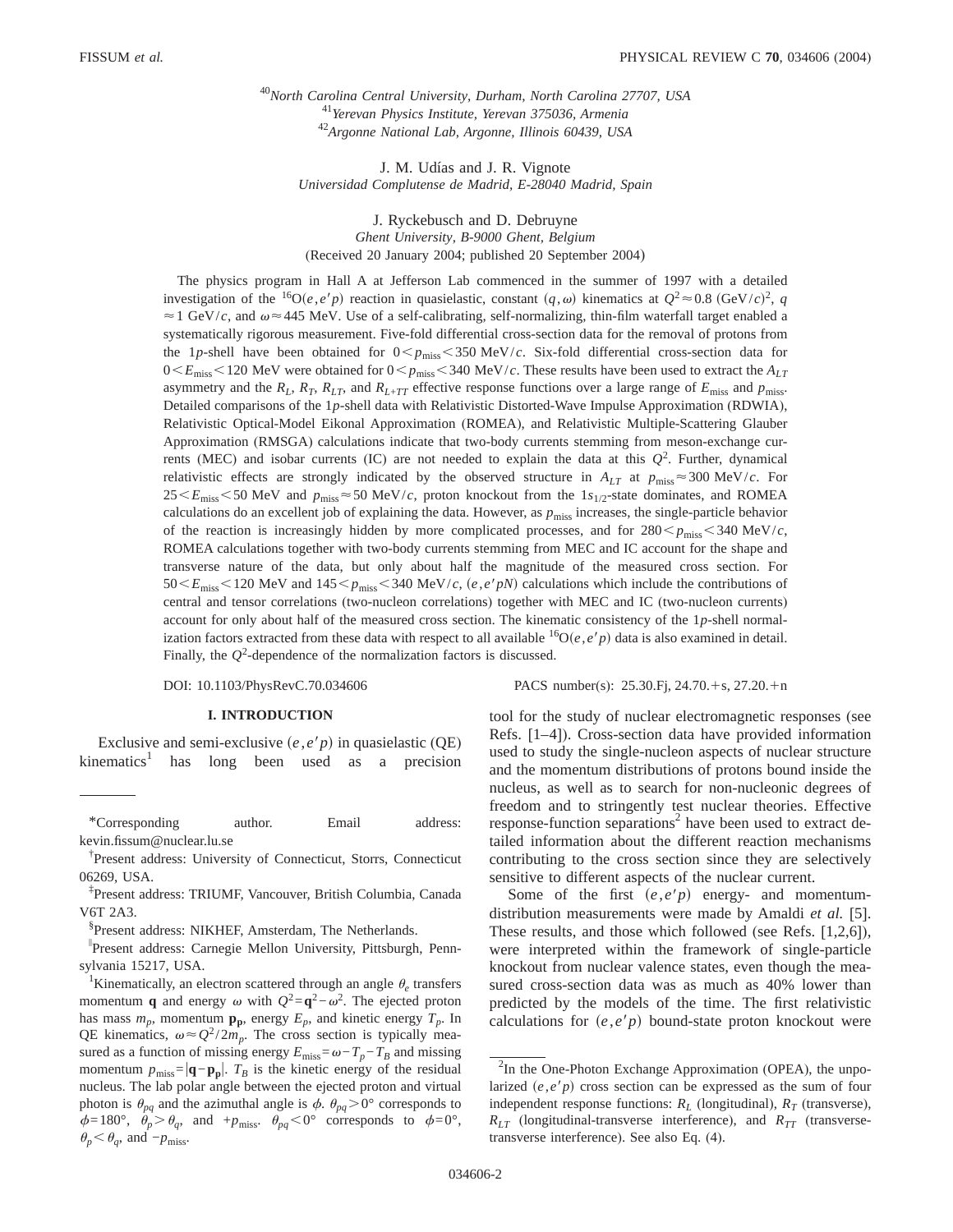[40]*North Carolina Central University, Durham, North Carolina 27707, USA*
[41]*Yerevan Physics Institute, Yerevan 375036, Armenia*
[42]*Argonne National Lab, Argonne, Illinois 60439, USA*

J. M. Udías and J. R. Vignote
*Universidad Complutense de Madrid, E-28040 Madrid, Spain*

J. Ryckebusch and D. Debruyne
*Ghent University, B-9000 Ghent, Belgium*
(Received 20 January 2004; published 20 September 2004)

The physics program in Hall A at Jefferson Lab commenced in the summer of 1997 with a detailed investigation of the $^{16}$O$(e,e'p)$ reaction in quasielastic, constant $(q,\omega)$ kinematics at $Q^2 \approx 0.8$ (GeV/$c$)$^2$, $q \approx 1$ GeV/$c$, and $\omega \approx 445$ MeV. Use of a self-calibrating, self-normalizing, thin-film waterfall target enabled a systematically rigorous measurement. Five-fold differential cross-section data for the removal of protons from the 1$p$-shell have been obtained for $0 < p_{\text{miss}} < 350$ MeV/$c$. Six-fold differential cross-section data for $0 < E_{\text{miss}} < 120$ MeV were obtained for $0 < p_{\text{miss}} < 340$ MeV/$c$. These results have been used to extract the $A_{LT}$ asymmetry and the $R_L$, $R_T$, $R_{LT}$, and $R_{L+TT}$ effective response functions over a large range of $E_{\text{miss}}$ and $p_{\text{miss}}$. Detailed comparisons of the 1$p$-shell data with Relativistic Distorted-Wave Impulse Approximation (RDWIA), Relativistic Optical-Model Eikonal Approximation (ROMEA), and Relativistic Multiple-Scattering Glauber Approximation (RMSGA) calculations indicate that two-body currents stemming from meson-exchange currents (MEC) and isobar currents (IC) are not needed to explain the data at this $Q^2$. Further, dynamical relativistic effects are strongly indicated by the observed structure in $A_{LT}$ at $p_{\text{miss}} \approx 300$ MeV/$c$. For $25 < E_{\text{miss}} < 50$ MeV and $p_{\text{miss}} \approx 50$ MeV/$c$, proton knockout from the $1s_{1/2}$-state dominates, and ROMEA calculations do an excellent job of explaining the data. However, as $p_{\text{miss}}$ increases, the single-particle behavior of the reaction is increasingly hidden by more complicated processes, and for $280 < p_{\text{miss}} < 340$ MeV/$c$, ROMEA calculations together with two-body currents stemming from MEC and IC account for the shape and transverse nature of the data, but only about half the magnitude of the measured cross section. For $50 < E_{\text{miss}} < 120$ MeV and $145 < p_{\text{miss}} < 340$ MeV/$c$, $(e,e'pN)$ calculations which include the contributions of central and tensor correlations (two-nucleon correlations) together with MEC and IC (two-nucleon currents) account for only about half of the measured cross section. The kinematic consistency of the 1$p$-shell normalization factors extracted from these data with respect to all available $^{16}$O$(e,e'p)$ data is also examined in detail. Finally, the $Q^2$-dependence of the normalization factors is discussed.

DOI: 10.1103/PhysRevC.70.034606 PACS number(s): 25.30.Fj, 24.70.+s, 27.20.+n

## I. INTRODUCTION

Exclusive and semi-exclusive $(e,e'p)$ in quasielastic (QE) kinematics[1] has long been used as a precision tool for the study of nuclear electromagnetic responses (see Refs. [1–4]). Cross-section data have provided information used to study the single-nucleon aspects of nuclear structure and the momentum distributions of protons bound inside the nucleus, as well as to search for non-nucleonic degrees of freedom and to stringently test nuclear theories. Effective response-function separations[2] have been used to extract detailed information about the different reaction mechanisms contributing to the cross section since they are selectively sensitive to different aspects of the nuclear current.

Some of the first $(e,e'p)$ energy- and momentum-distribution measurements were made by Amaldi *et al.* [5]. These results, and those which followed (see Refs. [1,2,6]), were interpreted within the framework of single-particle knockout from nuclear valence states, even though the measured cross-section data was as much as 40% lower than predicted by the models of the time. The first relativistic calculations for $(e,e'p)$ bound-state proton knockout were

---

*Corresponding author. Email address: kevin.fissum@nuclear.lu.se

†Present address: University of Connecticut, Storrs, Connecticut 06269, USA.

‡Present address: TRIUMF, Vancouver, British Columbia, Canada V6T 2A3.

§Present address: NIKHEF, Amsterdam, The Netherlands.

‖Present address: Carnegie Mellon University, Pittsburgh, Pennsylvania 15217, USA.

[1]Kinematically, an electron scattered through an angle $\theta_e$ transfers momentum $\mathbf{q}$ and energy $\omega$ with $Q^2 = \mathbf{q}^2 - \omega^2$. The ejected proton has mass $m_p$, momentum $\mathbf{p_p}$, energy $E_p$, and kinetic energy $T_p$. In QE kinematics, $\omega \approx Q^2/2m_p$. The cross section is typically measured as a function of missing energy $E_{\text{miss}} = \omega - T_p - T_B$ and missing momentum $p_{\text{miss}} = |\mathbf{q} - \mathbf{p_p}|$. $T_B$ is the kinetic energy of the residual nucleus. The lab polar angle between the ejected proton and virtual photon is $\theta_{pq}$ and the azimuthal angle is $\phi$. $\theta_{pq} > 0°$ corresponds to $\phi = 180°$, $\theta_p > \theta_q$, and $+p_{\text{miss}}$. $\theta_{pq} < 0°$ corresponds to $\phi = 0°$, $\theta_p < \theta_q$, and $-p_{\text{miss}}$.

[2]In the One-Photon Exchange Approximation (OPEA), the unpolarized $(e,e'p)$ cross section can be expressed as the sum of four independent response functions: $R_L$ (longitudinal), $R_T$ (transverse), $R_{LT}$ (longitudinal-transverse interference), and $R_{TT}$ (transverse-transverse interference). See also Eq. (4).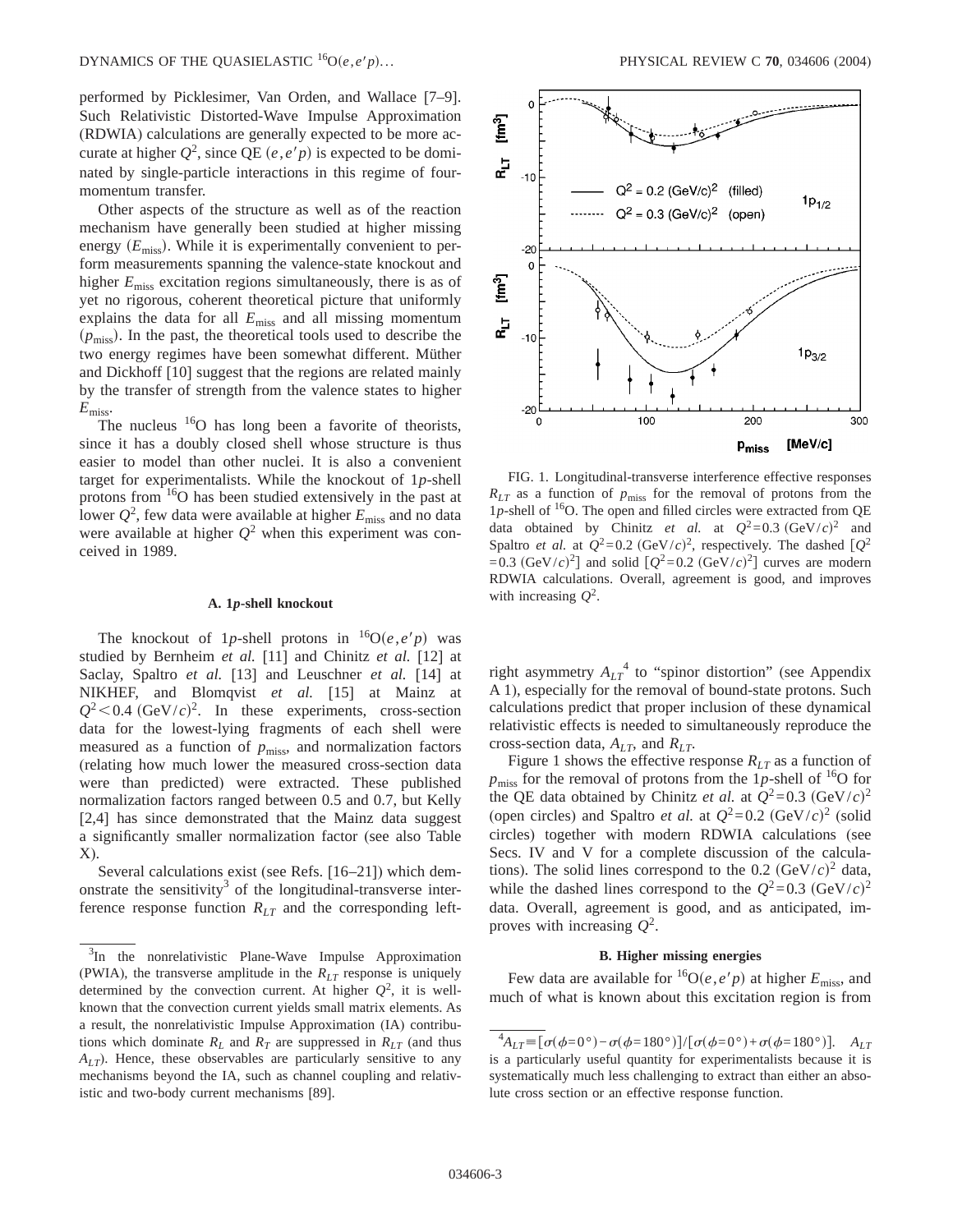performed by Picklesimer, Van Orden, and Wallace [7–9]. Such Relativistic Distorted-Wave Impulse Approximation (RDWIA) calculations are generally expected to be more accurate at higher $Q^2$, since QE $(e,e'p)$ is expected to be dominated by single-particle interactions in this regime of four-momentum transfer.

Other aspects of the structure as well as of the reaction mechanism have generally been studied at higher missing energy ($E_{\rm miss}$). While it is experimentally convenient to perform measurements spanning the valence-state knockout and higher $E_{\rm miss}$ excitation regions simultaneously, there is as of yet no rigorous, coherent theoretical picture that uniformly explains the data for all $E_{\rm miss}$ and all missing momentum ($p_{\rm miss}$). In the past, the theoretical tools used to describe the two energy regimes have been somewhat different. Müther and Dickhoff [10] suggest that the regions are related mainly by the transfer of strength from the valence states to higher $E_{\rm miss}$.

The nucleus $^{16}$O has long been a favorite of theorists, since it has a doubly closed shell whose structure is thus easier to model than other nuclei. It is also a convenient target for experimentalists. While the knockout of 1$p$-shell protons from $^{16}$O has been studied extensively in the past at lower $Q^2$, few data were available at higher $E_{\rm miss}$ and no data were available at higher $Q^2$ when this experiment was conceived in 1989.

### A. 1*p*-shell knockout

The knockout of 1$p$-shell protons in $^{16}{\rm O}(e,e'p)$ was studied by Bernheim *et al.* [11] and Chinitz *et al.* [12] at Saclay, Spaltro *et al.* [13] and Leuschner *et al.* [14] at NIKHEF, and Blomqvist *et al.* [15] at Mainz at $Q^2 < 0.4$ (GeV/$c$)$^2$. In these experiments, cross-section data for the lowest-lying fragments of each shell were measured as a function of $p_{\rm miss}$, and normalization factors (relating how much lower the measured cross-section data were than predicted) were extracted. These published normalization factors ranged between 0.5 and 0.7, but Kelly [2,4] has since demonstrated that the Mainz data suggest a significantly smaller normalization factor (see also Table X).

Several calculations exist (see Refs. [16–21]) which demonstrate the sensitivity[3] of the longitudinal-transverse interference response function $R_{LT}$ and the corresponding left-right asymmetry $A_{LT}$[4] to "spinor distortion" (see Appendix A 1), especially for the removal of bound-state protons. Such calculations predict that proper inclusion of these dynamical relativistic effects is needed to simultaneously reproduce the cross-section data, $A_{LT}$, and $R_{LT}$.

FIG. 1. Longitudinal-transverse interference effective responses $R_{LT}$ as a function of $p_{\rm miss}$ for the removal of protons from the 1$p$-shell of $^{16}$O. The open and filled circles were extracted from QE data obtained by Chinitz *et al.* at $Q^2=0.3$ (GeV/$c$)$^2$ and Spaltro *et al.* at $Q^2=0.2$ (GeV/$c$)$^2$, respectively. The dashed [$Q^2=0.3$ (GeV/$c$)$^2$] and solid [$Q^2=0.2$ (GeV/$c$)$^2$] curves are modern RDWIA calculations. Overall, agreement is good, and improves with increasing $Q^2$.

Figure 1 shows the effective response $R_{LT}$ as a function of $p_{\rm miss}$ for the removal of protons from the 1$p$-shell of $^{16}$O for the QE data obtained by Chinitz *et al.* at $Q^2=0.3$ (GeV/$c$)$^2$ (open circles) and Spaltro *et al.* at $Q^2=0.2$ (GeV/$c$)$^2$ (solid circles) together with modern RDWIA calculations (see Secs. IV and V for a complete discussion of the calculations). The solid lines correspond to the 0.2 (GeV/$c$)$^2$ data, while the dashed lines correspond to the $Q^2=0.3$ (GeV/$c$)$^2$ data. Overall, agreement is good, and as anticipated, improves with increasing $Q^2$.

### B. Higher missing energies

Few data are available for $^{16}{\rm O}(e,e'p)$ at higher $E_{\rm miss}$, and much of what is known about this excitation region is from

---

[3] In the nonrelativistic Plane-Wave Impulse Approximation (PWIA), the transverse amplitude in the $R_{LT}$ response is uniquely determined by the convection current. At higher $Q^2$, it is well-known that the convection current yields small matrix elements. As a result, the nonrelativistic Impulse Approximation (IA) contributions which dominate $R_L$ and $R_T$ are suppressed in $R_{LT}$ (and thus $A_{LT}$). Hence, these observables are particularly sensitive to any mechanisms beyond the IA, such as channel coupling and relativistic and two-body current mechanisms [89].

[4] $A_{LT} \equiv [\sigma(\phi=0°)-\sigma(\phi=180°)]/[\sigma(\phi=0°)+\sigma(\phi=180°)]$. $A_{LT}$ is a particularly useful quantity for experimentalists because it is systematically much less challenging to extract than either an absolute cross section or an effective response function.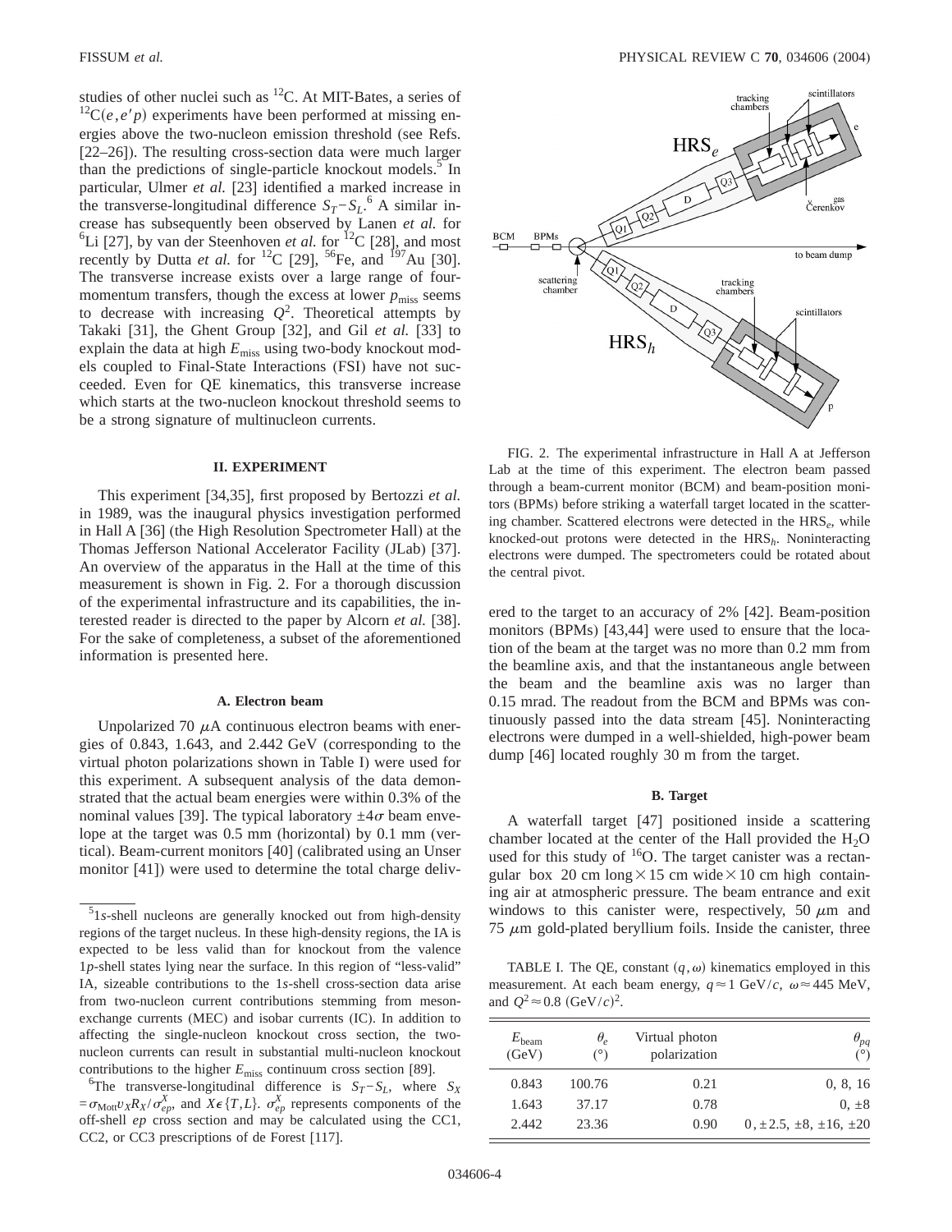studies of other nuclei such as $^{12}$C. At MIT-Bates, a series of $^{12}$C$(e,e'p)$ experiments have been performed at missing energies above the two-nucleon emission threshold (see Refs. [22–26]). The resulting cross-section data were much larger than the predictions of single-particle knockout models.[5] In particular, Ulmer *et al.* [23] identified a marked increase in the transverse-longitudinal difference $S_T - S_L$.[6] A similar increase has subsequently been observed by Lanen *et al.* for $^{6}$Li [27], by van der Steenhoven *et al.* for $^{12}$C [28], and most recently by Dutta *et al.* for $^{12}$C [29], $^{56}$Fe, and $^{197}$Au [30]. The transverse increase exists over a large range of four-momentum transfers, though the excess at lower $p_{\rm miss}$ seems to decrease with increasing $Q^2$. Theoretical attempts by Takaki [31], the Ghent Group [32], and Gil *et al.* [33] to explain the data at high $E_{\rm miss}$ using two-body knockout models coupled to Final-State Interactions (FSI) have not succeeded. Even for QE kinematics, this transverse increase which starts at the two-nucleon knockout threshold seems to be a strong signature of multinucleon currents.

## II. EXPERIMENT

This experiment [34,35], first proposed by Bertozzi *et al.* in 1989, was the inaugural physics investigation performed in Hall A [36] (the High Resolution Spectrometer Hall) at the Thomas Jefferson National Accelerator Facility (JLab) [37]. An overview of the apparatus in the Hall at the time of this measurement is shown in Fig. 2. For a thorough discussion of the experimental infrastructure and its capabilities, the interested reader is directed to the paper by Alcorn *et al.* [38]. For the sake of completeness, a subset of the aforementioned information is presented here.

### A. Electron beam

Unpolarized 70 $\mu$A continuous electron beams with energies of 0.843, 1.643, and 2.442 GeV (corresponding to the virtual photon polarizations shown in Table I) were used for this experiment. A subsequent analysis of the data demonstrated that the actual beam energies were within 0.3% of the nominal values [39]. The typical laboratory $\pm 4\sigma$ beam envelope at the target was 0.5 mm (horizontal) by 0.1 mm (vertical). Beam-current monitors [40] (calibrated using an Unser monitor [41]) were used to determine the total charge delivered to the target to an accuracy of 2% [42]. Beam-position monitors (BPMs) [43,44] were used to ensure that the location of the beam at the target was no more than 0.2 mm from the beamline axis, and that the instantaneous angle between the beam and the beamline axis was no larger than 0.15 mrad. The readout from the BCM and BPMs was continuously passed into the data stream [45]. Noninteracting electrons were dumped in a well-shielded, high-power beam dump [46] located roughly 30 m from the target.

FIG. 2. The experimental infrastructure in Hall A at Jefferson Lab at the time of this experiment. The electron beam passed through a beam-current monitor (BCM) and beam-position monitors (BPMs) before striking a waterfall target located in the scattering chamber. Scattered electrons were detected in the HRS$_e$, while knocked-out protons were detected in the HRS$_h$. Noninteracting electrons were dumped. The spectrometers could be rotated about the central pivot.

### B. Target

A waterfall target [47] positioned inside a scattering chamber located at the center of the Hall provided the $H_2O$ used for this study of $^{16}$O. The target canister was a rectangular box 20 cm long × 15 cm wide × 10 cm high containing air at atmospheric pressure. The beam entrance and exit windows to this canister were, respectively, 50 $\mu$m and 75 $\mu$m gold-plated beryllium foils. Inside the canister, three

TABLE I. The QE, constant $(q,\omega)$ kinematics employed in this measurement. At each beam energy, $q \approx 1$ GeV/$c$, $\omega \approx 445$ MeV, and $Q^2 \approx 0.8$ (GeV/$c$)$^2$.

| $E_{\rm beam}$ (GeV) | $\theta_e$ (°) | Virtual photon polarization | $\theta_{pq}$ (°) |
|---|---|---|---|
| 0.843 | 100.76 | 0.21 | 0, 8, 16 |
| 1.643 | 37.17 | 0.78 | 0, ±8 |
| 2.442 | 23.36 | 0.90 | 0, ±2.5, ±8, ±16, ±20 |

---

[5] 1*s*-shell nucleons are generally knocked out from high-density regions of the target nucleus. In these high-density regions, the IA is expected to be less valid than for knockout from the valence 1*p*-shell states lying near the surface. In this region of "less-valid" IA, sizeable contributions to the 1*s*-shell cross-section data arise from two-nucleon current contributions stemming from meson-exchange currents (MEC) and isobar currents (IC). In addition to affecting the single-nucleon knockout cross section, the two-nucleon currents can result in substantial multi-nucleon knockout contributions to the higher $E_{\rm miss}$ continuum cross section [89].

[6] The transverse-longitudinal difference is $S_T - S_L$, where $S_X = \sigma_{\rm Mott} v_X R_X / \sigma_{ep}^X$, and $X \epsilon \{T, L\}$. $\sigma_{ep}^X$ represents components of the off-shell *ep* cross section and may be calculated using the CC1, CC2, or CC3 prescriptions of de Forest [117].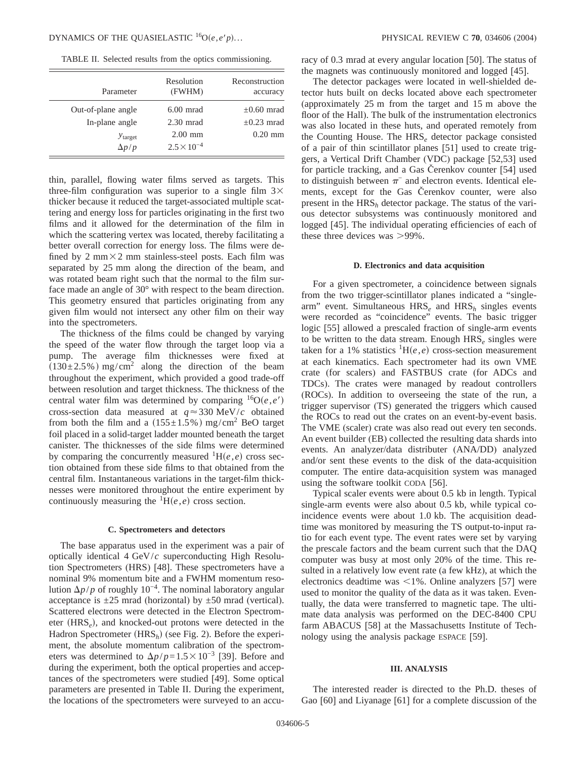TABLE II. Selected results from the optics commissioning.

| Parameter | Resolution (FWHM) | Reconstruction accuracy |
| --- | --- | --- |
| Out-of-plane angle | 6.00 mrad | ±0.60 mrad |
| In-plane angle | 2.30 mrad | ±0.23 mrad |
| $y_{\text{target}}$ | 2.00 mm | 0.20 mm |
| $\Delta p/p$ | $2.5\times10^{-4}$ | |

thin, parallel, flowing water films served as targets. This three-film configuration was superior to a single film 3× thicker because it reduced the target-associated multiple scattering and energy loss for particles originating in the first two films and it allowed for the determination of the film in which the scattering vertex was located, thereby facilitating a better overall correction for energy loss. The films were defined by 2 mm×2 mm stainless-steel posts. Each film was separated by 25 mm along the direction of the beam, and was rotated beam right such that the normal to the film surface made an angle of 30° with respect to the beam direction. This geometry ensured that particles originating from any given film would not intersect any other film on their way into the spectrometers.

The thickness of the films could be changed by varying the speed of the water flow through the target loop via a pump. The average film thicknesses were fixed at $(130\pm2.5\%)\ \text{mg/cm}^2$ along the direction of the beam throughout the experiment, which provided a good trade-off between resolution and target thickness. The thickness of the central water film was determined by comparing $^{16}\text{O}(e,e')$ cross-section data measured at $q\approx330$ MeV/$c$ obtained from both the film and a $(155\pm1.5\%)\ \text{mg/cm}^2$ BeO target foil placed in a solid-target ladder mounted beneath the target canister. The thicknesses of the side films were determined by comparing the concurrently measured $^1\text{H}(e,e)$ cross section obtained from these side films to that obtained from the central film. Instantaneous variations in the target-film thicknesses were monitored throughout the entire experiment by continuously measuring the $^1\text{H}(e,e)$ cross section.

### C. Spectrometers and detectors

The base apparatus used in the experiment was a pair of optically identical 4 GeV/$c$ superconducting High Resolution Spectrometers (HRS) [48]. These spectrometers have a nominal 9% momentum bite and a FWHM momentum resolution $\Delta p/p$ of roughly $10^{-4}$. The nominal laboratory angular acceptance is ±25 mrad (horizontal) by ±50 mrad (vertical). Scattered electrons were detected in the Electron Spectrometer ($\text{HRS}_e$), and knocked-out protons were detected in the Hadron Spectrometer ($\text{HRS}_h$) (see Fig. 2). Before the experiment, the absolute momentum calibration of the spectrometers was determined to $\Delta p/p=1.5\times10^{-3}$ [39]. Before and during the experiment, both the optical properties and acceptances of the spectrometers were studied [49]. Some optical parameters are presented in Table II. During the experiment, the locations of the spectrometers were surveyed to an accuracy of 0.3 mrad at every angular location [50]. The status of the magnets was continuously monitored and logged [45].

The detector packages were located in well-shielded detector huts built on decks located above each spectrometer (approximately 25 m from the target and 15 m above the floor of the Hall). The bulk of the instrumentation electronics was also located in these huts, and operated remotely from the Counting House. The $\text{HRS}_e$ detector package consisted of a pair of thin scintillator planes [51] used to create triggers, a Vertical Drift Chamber (VDC) package [52,53] used for particle tracking, and a Gas Čerenkov counter [54] used to distinguish between $\pi^-$ and electron events. Identical elements, except for the Gas Čerenkov counter, were also present in the $\text{HRS}_h$ detector package. The status of the various detector subsystems was continuously monitored and logged [45]. The individual operating efficiencies of each of these three devices was >99%.

### D. Electronics and data acquisition

For a given spectrometer, a coincidence between signals from the two trigger-scintillator planes indicated a "single-arm" event. Simultaneous $\text{HRS}_e$ and $\text{HRS}_h$ singles events were recorded as "coincidence" events. The basic trigger logic [55] allowed a prescaled fraction of single-arm events to be written to the data stream. Enough $\text{HRS}_e$ singles were taken for a 1% statistics $^1\text{H}(e,e)$ cross-section measurement at each kinematics. Each spectrometer had its own VME crate (for scalers) and FASTBUS crate (for ADCs and TDCs). The crates were managed by readout controllers (ROCs). In addition to overseeing the state of the run, a trigger supervisor (TS) generated the triggers which caused the ROCs to read out the crates on an event-by-event basis. The VME (scaler) crate was also read out every ten seconds. An event builder (EB) collected the resulting data shards into events. An analyzer/data distributer (ANA/DD) analyzed and/or sent these events to the disk of the data-acquisition computer. The entire data-acquisition system was managed using the software toolkit CODA [56].

Typical scaler events were about 0.5 kb in length. Typical single-arm events were also about 0.5 kb, while typical coincidence events were about 1.0 kb. The acquisition deadtime was monitored by measuring the TS output-to-input ratio for each event type. The event rates were set by varying the prescale factors and the beam current such that the DAQ computer was busy at most only 20% of the time. This resulted in a relatively low event rate (a few kHz), at which the electronics deadtime was <1%. Online analyzers [57] were used to monitor the quality of the data as it was taken. Eventually, the data were transferred to magnetic tape. The ultimate data analysis was performed on the DEC-8400 CPU farm ABACUS [58] at the Massachusetts Institute of Technology using the analysis package ESPACE [59].

## III. ANALYSIS

The interested reader is directed to the Ph.D. theses of Gao [60] and Liyanage [61] for a complete discussion of the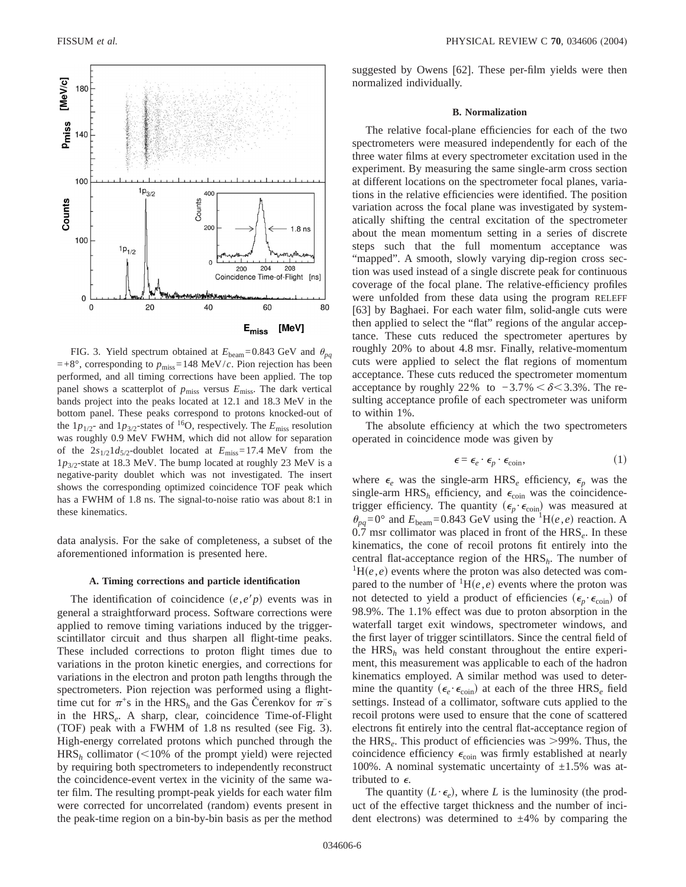FIG. 3. Yield spectrum obtained at $E_{\mathrm{beam}}=0.843$ GeV and $\theta_{pq}=+8°$, corresponding to $p_{\mathrm{miss}}=148$ MeV/$c$. Pion rejection has been performed, and all timing corrections have been applied. The top panel shows a scatterplot of $p_{\mathrm{miss}}$ versus $E_{\mathrm{miss}}$. The dark vertical bands project into the peaks located at 12.1 and 18.3 MeV in the bottom panel. These peaks correspond to protons knocked-out of the $1p_{1/2}$- and $1p_{3/2}$-states of $^{16}$O, respectively. The $E_{\mathrm{miss}}$ resolution was roughly 0.9 MeV FWHM, which did not allow for separation of the $2s_{1/2}1d_{5/2}$-doublet located at $E_{\mathrm{miss}}=17.4$ MeV from the $1p_{3/2}$-state at 18.3 MeV. The bump located at roughly 23 MeV is a negative-parity doublet which was not investigated. The insert shows the corresponding optimized coincidence TOF peak which has a FWHM of 1.8 ns. The signal-to-noise ratio was about 8:1 in these kinematics.

data analysis. For the sake of completeness, a subset of the aforementioned information is presented here.

### A. Timing corrections and particle identification

The identification of coincidence $(e,e'p)$ events was in general a straightforward process. Software corrections were applied to remove timing variations induced by the trigger-scintillator circuit and thus sharpen all flight-time peaks. These included corrections to proton flight times due to variations in the proton kinetic energies, and corrections for variations in the electron and proton path lengths through the spectrometers. Pion rejection was performed using a flight-time cut for $\pi^+$s in the HRS$_h$ and the Gas Čerenkov for $\pi^-$s in the HRS$_e$. A sharp, clear, coincidence Time-of-Flight (TOF) peak with a FWHM of 1.8 ns resulted (see Fig. 3). High-energy correlated protons which punched through the HRS$_h$ collimator (<10% of the prompt yield) were rejected by requiring both spectrometers to independently reconstruct the coincidence-event vertex in the vicinity of the same water film. The resulting prompt-peak yields for each water film were corrected for uncorrelated (random) events present in the peak-time region on a bin-by-bin basis as per the method suggested by Owens [62]. These per-film yields were then normalized individually.

### B. Normalization

The relative focal-plane efficiencies for each of the two spectrometers were measured independently for each of the three water films at every spectrometer excitation used in the experiment. By measuring the same single-arm cross section at different locations on the spectrometer focal planes, variations in the relative efficiencies were identified. The position variation across the focal plane was investigated by systematically shifting the central excitation of the spectrometer about the mean momentum setting in a series of discrete steps such that the full momentum acceptance was "mapped". A smooth, slowly varying dip-region cross section was used instead of a single discrete peak for continuous coverage of the focal plane. The relative-efficiency profiles were unfolded from these data using the program RELEFF [63] by Baghaei. For each water film, solid-angle cuts were then applied to select the "flat" regions of the angular acceptance. These cuts reduced the spectrometer apertures by roughly 20% to about 4.8 msr. Finally, relative-momentum cuts were applied to select the flat regions of momentum acceptance. These cuts reduced the spectrometer momentum acceptance by roughly 22% to $-3.7\% < \delta < 3.3\%$. The resulting acceptance profile of each spectrometer was uniform to within 1%.

The absolute efficiency at which the two spectrometers operated in coincidence mode was given by

$$\epsilon = \epsilon_e \cdot \epsilon_p \cdot \epsilon_{\mathrm{coin}}, \tag{1}$$

where $\epsilon_e$ was the single-arm HRS$_e$ efficiency, $\epsilon_p$ was the single-arm HRS$_h$ efficiency, and $\epsilon_{\mathrm{coin}}$ was the coincidence-trigger efficiency. The quantity $(\epsilon_p \cdot \epsilon_{\mathrm{coin}})$ was measured at $\theta_{pq}=0°$ and $E_{\mathrm{beam}}=0.843$ GeV using the $^1$H$(e,e)$ reaction. A 0.7 msr collimator was placed in front of the HRS$_e$. In these kinematics, the cone of recoil protons fit entirely into the central flat-acceptance region of the HRS$_h$. The number of $^1$H$(e,e)$ events where the proton was also detected was compared to the number of $^1$H$(e,e)$ events where the proton was not detected to yield a product of efficiencies $(\epsilon_p \cdot \epsilon_{\mathrm{coin}})$ of 98.9%. The 1.1% effect was due to proton absorption in the waterfall target exit windows, spectrometer windows, and the first layer of trigger scintillators. Since the central field of the HRS$_h$ was held constant throughout the entire experiment, this measurement was applicable to each of the hadron kinematics employed. A similar method was used to determine the quantity $(\epsilon_e \cdot \epsilon_{\mathrm{coin}})$ at each of the three HRS$_e$ field settings. Instead of a collimator, software cuts applied to the recoil protons were used to ensure that the cone of scattered electrons fit entirely into the central flat-acceptance region of the HRS$_e$. This product of efficiencies was >99%. Thus, the coincidence efficiency $\epsilon_{\mathrm{coin}}$ was firmly established at nearly 100%. A nominal systematic uncertainty of ±1.5% was attributed to $\epsilon$.

The quantity $(L \cdot \epsilon_e)$, where $L$ is the luminosity (the product of the effective target thickness and the number of incident electrons) was determined to ±4% by comparing the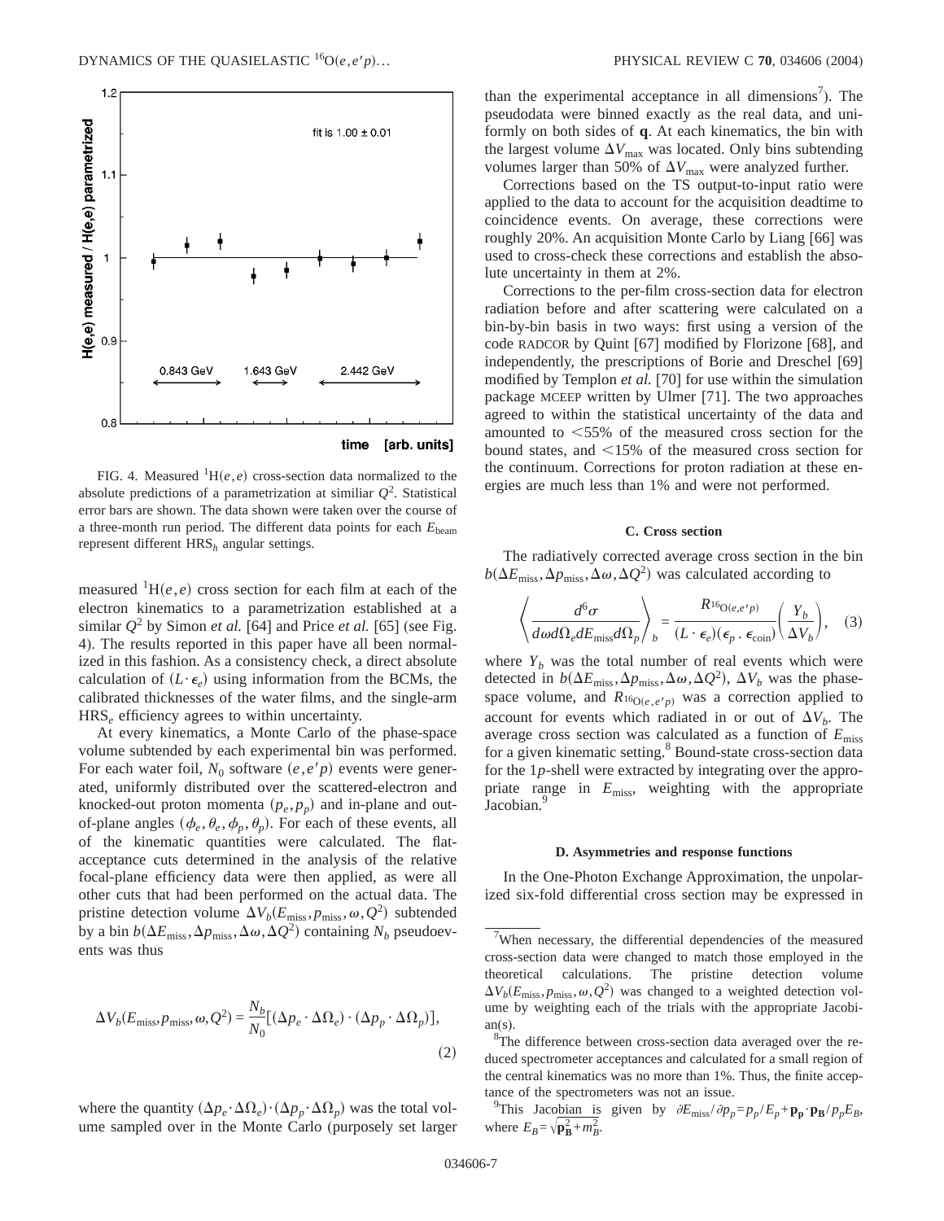FIG. 4. Measured $^{1}H(e,e)$ cross-section data normalized to the absolute predictions of a parametrization at similiar $Q^2$. Statistical error bars are shown. The data shown were taken over the course of a three-month run period. The different data points for each $E_{\text{beam}}$ represent different $HRS_h$ angular settings.

measured $^{1}H(e,e)$ cross section for each film at each of the electron kinematics to a parametrization established at a similar $Q^2$ by Simon *et al.* [64] and Price *et al.* [65] (see Fig. 4). The results reported in this paper have all been normalized in this fashion. As a consistency check, a direct absolute calculation of $(L \cdot \epsilon_e)$ using information from the BCMs, the calibrated thicknesses of the water films, and the single-arm $HRS_e$ efficiency agrees to within uncertainty.

At every kinematics, a Monte Carlo of the phase-space volume subtended by each experimental bin was performed. For each water foil, $N_0$ software $(e,e'p)$ events were generated, uniformly distributed over the scattered-electron and knocked-out proton momenta $(p_e, p_p)$ and in-plane and out-of-plane angles $(\phi_e, \theta_e, \phi_p, \theta_p)$. For each of these events, all of the kinematic quantities were calculated. The flat-acceptance cuts determined in the analysis of the relative focal-plane efficiency data were then applied, as were all other cuts that had been performed on the actual data. The pristine detection volume $\Delta V_b(E_{\text{miss}}, p_{\text{miss}}, \omega, Q^2)$ subtended by a bin $b(\Delta E_{\text{miss}}, \Delta p_{\text{miss}}, \Delta\omega, \Delta Q^2)$ containing $N_b$ pseudoevents was thus

$$\Delta V_b(E_{\text{miss}}, p_{\text{miss}}, \omega, Q^2) = \frac{N_b}{N_0}[(\Delta p_e \cdot \Delta\Omega_e) \cdot (\Delta p_p \cdot \Delta\Omega_p)], \tag{2}$$

where the quantity $(\Delta p_e \cdot \Delta\Omega_e) \cdot (\Delta p_p \cdot \Delta\Omega_p)$ was the total volume sampled over in the Monte Carlo (purposely set larger than the experimental acceptance in all dimensions[7]). The pseudodata were binned exactly as the real data, and uniformly on both sides of $\mathbf{q}$. At each kinematics, the bin with the largest volume $\Delta V_{\text{max}}$ was located. Only bins subtending volumes larger than 50% of $\Delta V_{\text{max}}$ were analyzed further.

Corrections based on the TS output-to-input ratio were applied to the data to account for the acquisition deadtime to coincidence events. On average, these corrections were roughly 20%. An acquisition Monte Carlo by Liang [66] was used to cross-check these corrections and establish the absolute uncertainty in them at 2%.

Corrections to the per-film cross-section data for electron radiation before and after scattering were calculated on a bin-by-bin basis in two ways: first using a version of the code RADCOR by Quint [67] modified by Florizone [68], and independently, the prescriptions of Borie and Dreschel [69] modified by Templon *et al.* [70] for use within the simulation package MCEEP written by Ulmer [71]. The two approaches agreed to within the statistical uncertainty of the data and amounted to <55% of the measured cross section for the bound states, and <15% of the measured cross section for the continuum. Corrections for proton radiation at these energies are much less than 1% and were not performed.

#### C. Cross section

The radiatively corrected average cross section in the bin $b(\Delta E_{\text{miss}}, \Delta p_{\text{miss}}, \Delta\omega, \Delta Q^2)$ was calculated according to

$$\left\langle \frac{d^6\sigma}{d\omega d\Omega_e dE_{\text{miss}} d\Omega_p} \right\rangle_b = \frac{R_{^{16}O(e,e'p)}}{(L \cdot \epsilon_e)(\epsilon_p \cdot \epsilon_{\text{coin}})} \left\langle \frac{Y_b}{\Delta V_b} \right\rangle, \tag{3}$$

where $Y_b$ was the total number of real events which were detected in $b(\Delta E_{\text{miss}}, \Delta p_{\text{miss}}, \Delta\omega, \Delta Q^2)$, $\Delta V_b$ was the phase-space volume, and $R_{^{16}O(e,e'p)}$ was a correction applied to account for events which radiated in or out of $\Delta V_b$. The average cross section was calculated as a function of $E_{\text{miss}}$ for a given kinematic setting.[8] Bound-state cross-section data for the 1*p*-shell were extracted by integrating over the appropriate range in $E_{\text{miss}}$, weighting with the appropriate Jacobian.[9]

#### D. Asymmetries and response functions

In the One-Photon Exchange Approximation, the unpolarized six-fold differential cross section may be expressed in

---

[7] When necessary, the differential dependencies of the measured cross-section data were changed to match those employed in the theoretical calculations. The pristine detection volume $\Delta V_b(E_{\text{miss}}, p_{\text{miss}}, \omega, Q^2)$ was changed to a weighted detection volume by weighting each of the trials with the appropriate Jacobian(s).

[8] The difference between cross-section data averaged over the reduced spectrometer acceptances and calculated for a small region of the central kinematics was no more than 1%. Thus, the finite acceptance of the spectrometers was not an issue.

[9] This Jacobian is given by $\partial E_{\text{miss}}/\partial p_p = p_p/E_p + \mathbf{p_p} \cdot \mathbf{p_B}/p_p E_B$, where $E_B = \sqrt{\mathbf{p_B^2} + m_B^2}$.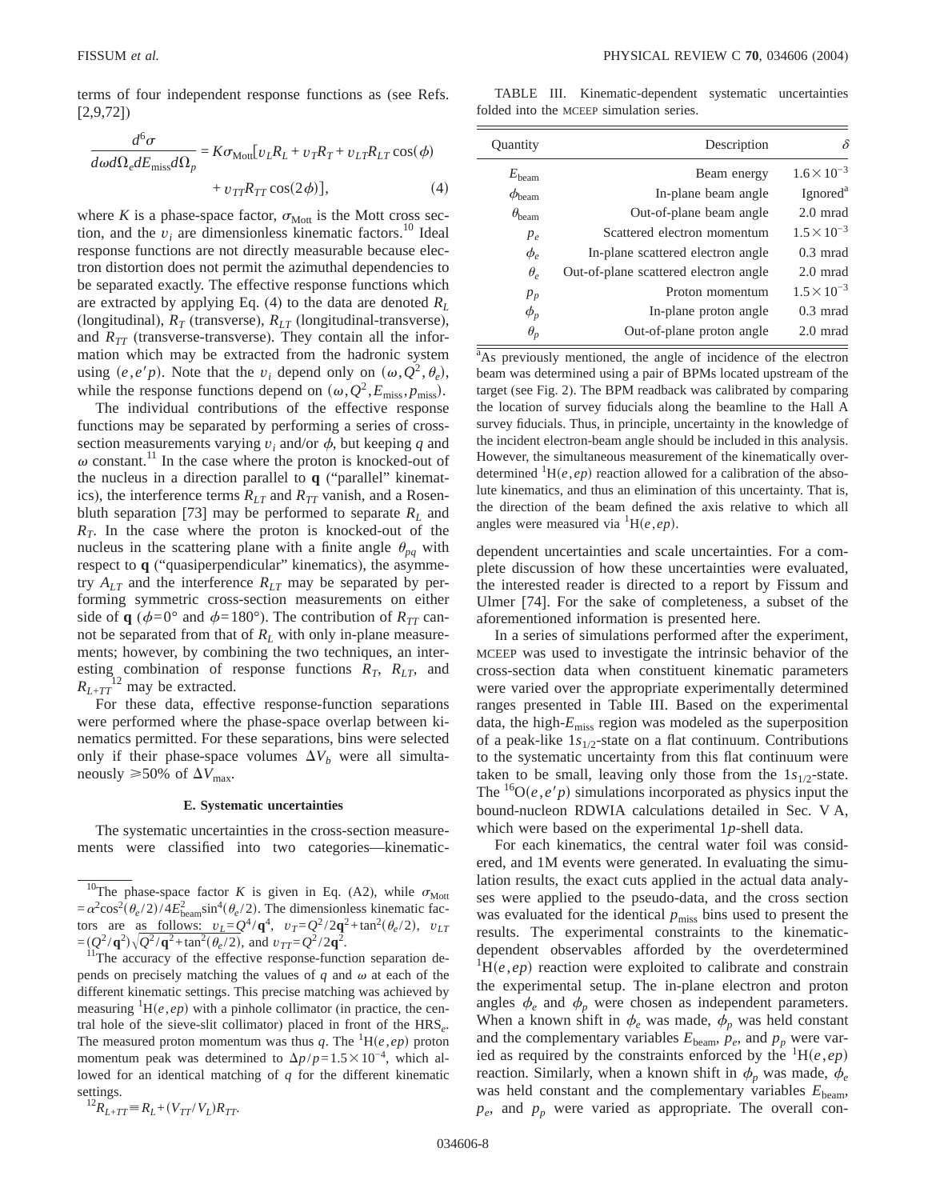terms of four independent response functions as (see Refs. [2,9,72])

$$\frac{d^6\sigma}{d\omega d\Omega_e dE_{\text{miss}} d\Omega_p} = K\sigma_{\text{Mott}}[v_L R_L + v_T R_T + v_{LT} R_{LT} \cos(\phi) + v_{TT} R_{TT} \cos(2\phi)], \tag{4}$$

where $K$ is a phase-space factor, $\sigma_{\text{Mott}}$ is the Mott cross section, and the $v_i$ are dimensionless kinematic factors.[10] Ideal response functions are not directly measurable because electron distortion does not permit the azimuthal dependencies to be separated exactly. The effective response functions which are extracted by applying Eq. (4) to the data are denoted $R_L$ (longitudinal), $R_T$ (transverse), $R_{LT}$ (longitudinal-transverse), and $R_{TT}$ (transverse-transverse). They contain all the information which may be extracted from the hadronic system using $(e,e'p)$. Note that the $v_i$ depend only on $(\omega, Q^2, \theta_e)$, while the response functions depend on $(\omega, Q^2, E_{\text{miss}}, p_{\text{miss}})$.

The individual contributions of the effective response functions may be separated by performing a series of cross-section measurements varying $v_i$ and/or $\phi$, but keeping $q$ and $\omega$ constant.[11] In the case where the proton is knocked-out of the nucleus in a direction parallel to $\mathbf{q}$ ("parallel" kinematics), the interference terms $R_{LT}$ and $R_{TT}$ vanish, and a Rosenbluth separation [73] may be performed to separate $R_L$ and $R_T$. In the case where the proton is knocked-out of the nucleus in the scattering plane with a finite angle $\theta_{pq}$ with respect to $\mathbf{q}$ ("quasiperpendicular" kinematics), the asymmetry $A_{LT}$ and the interference $R_{LT}$ may be separated by performing symmetric cross-section measurements on either side of $\mathbf{q}$ ($\phi = 0°$ and $\phi = 180°$). The contribution of $R_{TT}$ cannot be separated from that of $R_L$ with only in-plane measurements; however, by combining the two techniques, an interesting combination of response functions $R_T$, $R_{LT}$, and $R_{L+TT}$[12] may be extracted.

For these data, effective response-function separations were performed where the phase-space overlap between kinematics permitted. For these separations, bins were selected only if their phase-space volumes $\Delta V_b$ were all simultaneously $\geqslant 50\%$ of $\Delta V_{\text{max}}$.

#### E. Systematic uncertainties

The systematic uncertainties in the cross-section measurements were classified into two categories—kinematic-dependent uncertainties and scale uncertainties. For a complete discussion of how these uncertainties were evaluated, the interested reader is directed to a report by Fissum and Ulmer [74]. For the sake of completeness, a subset of the aforementioned information is presented here.

TABLE III. Kinematic-dependent systematic uncertainties folded into the MCEEP simulation series.

| Quantity | Description | $\delta$ |
|---|---|---|
| $E_{\text{beam}}$ | Beam energy | $1.6\times10^{-3}$ |
| $\phi_{\text{beam}}$ | In-plane beam angle | Ignored[a] |
| $\theta_{\text{beam}}$ | Out-of-plane beam angle | 2.0 mrad |
| $p_e$ | Scattered electron momentum | $1.5\times10^{-3}$ |
| $\phi_e$ | In-plane scattered electron angle | 0.3 mrad |
| $\theta_e$ | Out-of-plane scattered electron angle | 2.0 mrad |
| $p_p$ | Proton momentum | $1.5\times10^{-3}$ |
| $\phi_p$ | In-plane proton angle | 0.3 mrad |
| $\theta_p$ | Out-of-plane proton angle | 2.0 mrad |

[a]As previously mentioned, the angle of incidence of the electron beam was determined using a pair of BPMs located upstream of the target (see Fig. 2). The BPM readback was calibrated by comparing the location of survey fiducials along the beamline to the Hall A survey fiducials. Thus, in principle, uncertainty in the knowledge of the incident electron-beam angle should be included in this analysis. However, the simultaneous measurement of the kinematically overdetermined $^1$H$(e,ep)$ reaction allowed for a calibration of the absolute kinematics, and thus an elimination of this uncertainty. That is, the direction of the beam defined the axis relative to which all angles were measured via $^1$H$(e,ep)$.

In a series of simulations performed after the experiment, MCEEP was used to investigate the intrinsic behavior of the cross-section data when constituent kinematic parameters were varied over the appropriate experimentally determined ranges presented in Table III. Based on the experimental data, the high-$E_{\text{miss}}$ region was modeled as the superposition of a peak-like $1s_{1/2}$-state on a flat continuum. Contributions to the systematic uncertainty from this flat continuum were taken to be small, leaving only those from the $1s_{1/2}$-state. The $^{16}$O$(e,e'p)$ simulations incorporated as physics input the bound-nucleon RDWIA calculations detailed in Sec. V A, which were based on the experimental $1p$-shell data.

For each kinematics, the central water foil was considered, and 1M events were generated. In evaluating the simulation results, the exact cuts applied in the actual data analyses were applied to the pseudo-data, and the cross section was evaluated for the identical $p_{\text{miss}}$ bins used to present the results. The experimental constraints to the kinematic-dependent observables afforded by the overdetermined $^1$H$(e,ep)$ reaction were exploited to calibrate and constrain the experimental setup. The in-plane electron and proton angles $\phi_e$ and $\phi_p$ were chosen as independent parameters. When a known shift in $\phi_e$ was made, $\phi_p$ was held constant and the complementary variables $E_{\text{beam}}$, $p_e$, and $p_p$ were varied as required by the constraints enforced by the $^1$H$(e,ep)$ reaction. Similarly, when a known shift in $\phi_p$ was made, $\phi_e$ was held constant and the complementary variables $E_{\text{beam}}$, $p_e$, and $p_p$ were varied as appropriate. The overall con-

[10]The phase-space factor $K$ is given in Eq. (A2), while $\sigma_{\text{Mott}} = \alpha^2\cos^2(\theta_e/2)/4E_{\text{beam}}^2\sin^4(\theta_e/2)$. The dimensionless kinematic factors are as follows: $v_L = Q^4/\mathbf{q}^4$, $v_T = Q^2/2\mathbf{q}^2 + \tan^2(\theta_e/2)$, $v_{LT} = (Q^2/\mathbf{q}^2)\sqrt{Q^2/\mathbf{q}^2 + \tan^2(\theta_e/2)}$, and $v_{TT} = Q^2/2\mathbf{q}^2$.

[11]The accuracy of the effective response-function separation depends on precisely matching the values of $q$ and $\omega$ at each of the different kinematic settings. This precise matching was achieved by measuring $^1$H$(e,ep)$ with a pinhole collimator (in practice, the central hole of the sieve-slit collimator) placed in front of the HRS$_e$. The measured proton momentum was thus $q$. The $^1$H$(e,ep)$ proton momentum peak was determined to $\Delta p/p = 1.5\times10^{-4}$, which allowed for an identical matching of $q$ for the different kinematic settings.

[12]$R_{L+TT} \equiv R_L + (V_{TT}/V_L)R_{TT}$.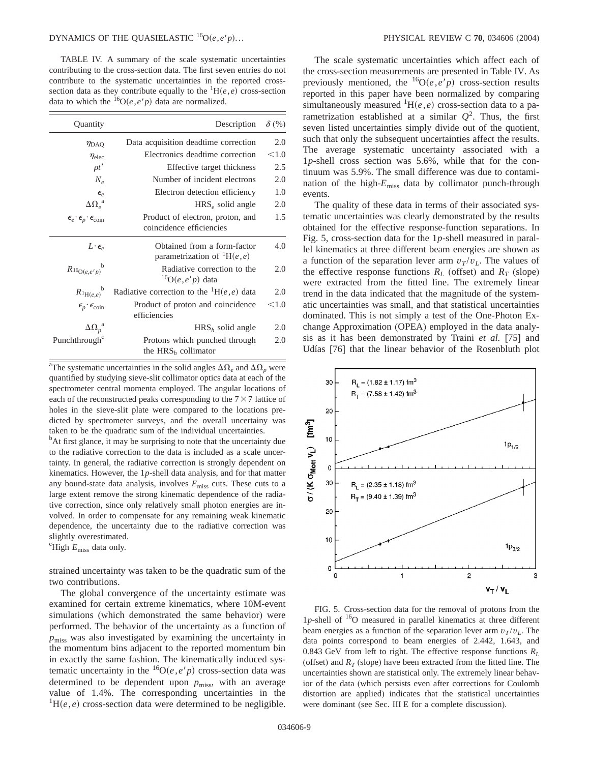TABLE IV. A summary of the scale systematic uncertainties contributing to the cross-section data. The first seven entries do not contribute to the systematic uncertainties in the reported cross-section data as they contribute equally to the $^{1}H(e,e)$ cross-section data to which the $^{16}O(e,e'p)$ data are normalized.

| Quantity | Description | $\delta$ (%) |
|---|---|---|
| $\eta_{DAQ}$ | Data acquisition deadtime correction | 2.0 |
| $\eta_{elec}$ | Electronics deadtime correction | <1.0 |
| $\rho t'$ | Effective target thickness | 2.5 |
| $N_e$ | Number of incident electrons | 2.0 |
| $\epsilon_e$ | Electron detection efficiency | 1.0 |
| $\Delta\Omega_e$[a] | HRS$_e$ solid angle | 2.0 |
| $\epsilon_e \cdot \epsilon_p \cdot \epsilon_{coin}$ | Product of electron, proton, and coincidence efficiencies | 1.5 |
| $L \cdot \epsilon_e$ | Obtained from a form-factor parametrization of $^{1}H(e,e)$ | 4.0 |
| $R_{^{16}O(e,e'p)}$[b] | Radiative correction to the $^{16}O(e,e'p)$ data | 2.0 |
| $R_{^{1}H(e,e)}$[b] | Radiative correction to the $^{1}H(e,e)$ data | 2.0 |
| $\epsilon_p \cdot \epsilon_{coin}$ | Product of proton and coincidence efficiencies | <1.0 |
| $\Delta\Omega_p$[a] | HRS$_h$ solid angle | 2.0 |
| Punchthrough[c] | Protons which punched through the HRS$_h$ collimator | 2.0 |

[a]The systematic uncertainties in the solid angles $\Delta\Omega_e$ and $\Delta\Omega_p$ were quantified by studying sieve-slit collimator optics data at each of the spectrometer central momenta employed. The angular locations of each of the reconstructed peaks corresponding to the $7\times 7$ lattice of holes in the sieve-slit plate were compared to the locations predicted by spectrometer surveys, and the overall uncertainy was taken to be the quadratic sum of the individual uncertainties.

[b]At first glance, it may be surprising to note that the uncertainty due to the radiative correction to the data is included as a scale uncertainty. In general, the radiative correction is strongly dependent on kinematics. However, the 1$p$-shell data analysis, and for that matter any bound-state data analysis, involves $E_{miss}$ cuts. These cuts to a large extent remove the strong kinematic dependence of the radiative correction, since only relatively small photon energies are involved. In order to compensate for any remaining weak kinematic dependence, the uncertainty due to the radiative correction was slightly overestimated.

[c]High $E_{miss}$ data only.

strained uncertainty was taken to be the quadratic sum of the two contributions.

The global convergence of the uncertainty estimate was examined for certain extreme kinematics, where 10M-event simulations (which demonstrated the same behavior) were performed. The behavior of the uncertainty as a function of $p_{miss}$ was also investigated by examining the uncertainty in the momentum bins adjacent to the reported momentum bin in exactly the same fashion. The kinematically induced systematic uncertainty in the $^{16}O(e,e'p)$ cross-section data was determined to be dependent upon $p_{miss}$, with an average value of 1.4%. The corresponding uncertainties in the $^{1}H(e,e)$ cross-section data were determined to be negligible.

The scale systematic uncertainties which affect each of the cross-section measurements are presented in Table IV. As previously mentioned, the $^{16}O(e,e'p)$ cross-section results reported in this paper have been normalized by comparing simultaneously measured $^{1}H(e,e)$ cross-section data to a parametrization established at a similar $Q^2$. Thus, the first seven listed uncertainties simply divide out of the quotient, such that only the subsequent uncertainties affect the results. The average systematic uncertainty associated with a 1$p$-shell cross section was 5.6%, while that for the continuum was 5.9%. The small difference was due to contamination of the high-$E_{miss}$ data by collimator punch-through events.

The quality of these data in terms of their associated systematic uncertainties was clearly demonstrated by the results obtained for the effective response-function separations. In Fig. 5, cross-section data for the 1$p$-shell measured in parallel kinematics at three different beam energies are shown as a function of the separation lever arm $v_T/v_L$. The values of the effective response functions $R_L$ (offset) and $R_T$ (slope) were extracted from the fitted line. The extremely linear trend in the data indicated that the magnitude of the systematic uncertainties was small, and that statistical uncertainties dominated. This is not simply a test of the One-Photon Exchange Approximation (OPEA) employed in the data analysis as it has been demonstrated by Traini *et al.* [75] and Udías [76] that the linear behavior of the Rosenbluth plot

FIG. 5. Cross-section data for the removal of protons from the 1$p$-shell of $^{16}O$ measured in parallel kinematics at three different beam energies as a function of the separation lever arm $v_T/v_L$. The data points correspond to beam energies of 2.442, 1.643, and 0.843 GeV from left to right. The effective response functions $R_L$ (offset) and $R_T$ (slope) have been extracted from the fitted line. The uncertainties shown are statistical only. The extremely linear behavior of the data (which persists even after corrections for Coulomb distortion are applied) indicates that the statistical uncertainties were dominant (see Sec. III E for a complete discussion).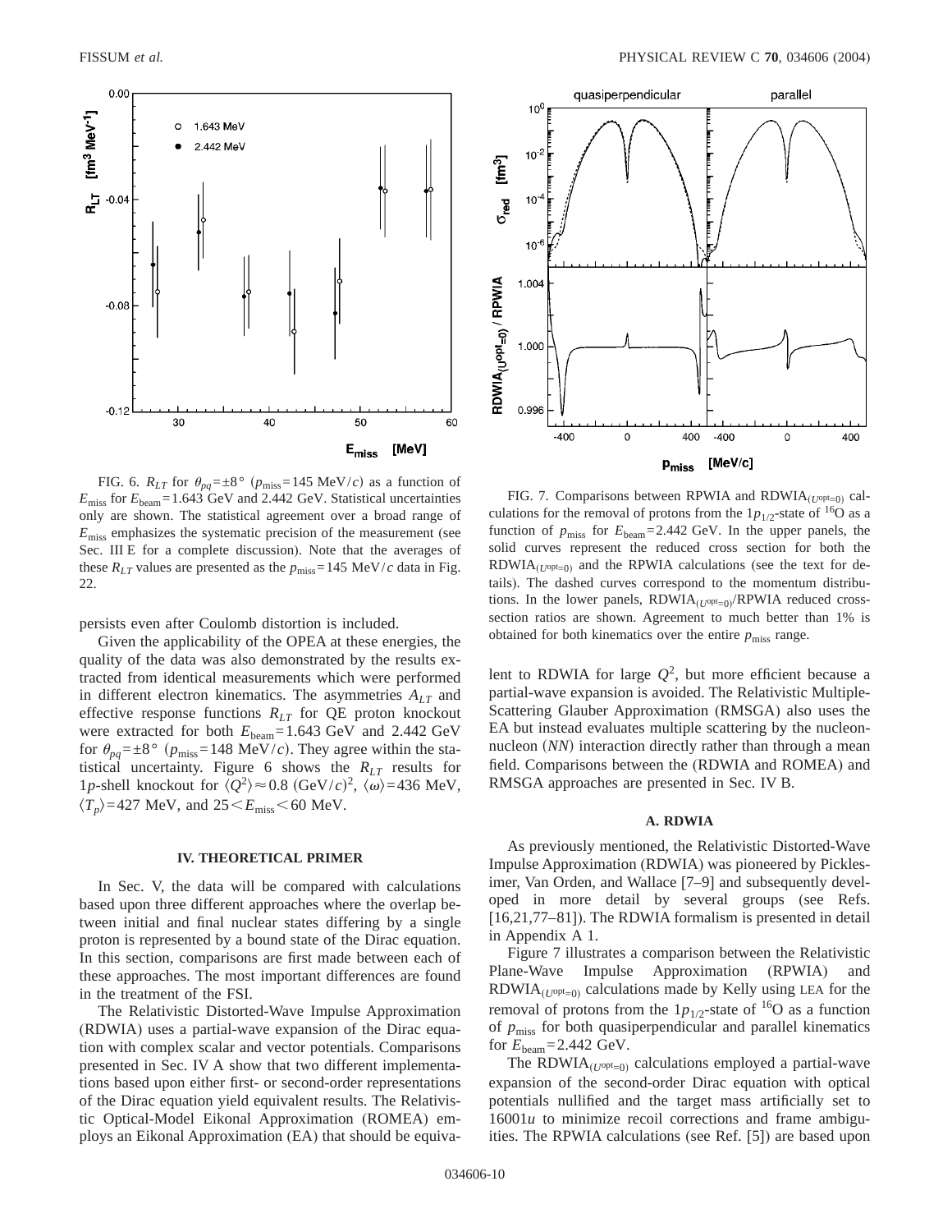FIG. 6. $R_{LT}$ for $\theta_{pq}=\pm 8°$ ($p_{\text{miss}}=145$ MeV/$c$) as a function of $E_{\text{miss}}$ for $E_{\text{beam}}=1.643$ GeV and 2.442 GeV. Statistical uncertainties only are shown. The statistical agreement over a broad range of $E_{\text{miss}}$ emphasizes the systematic precision of the measurement (see Sec. III E for a complete discussion). Note that the averages of these $R_{LT}$ values are presented as the $p_{\text{miss}}=145$ MeV/$c$ data in Fig. 22.

persists even after Coulomb distortion is included.

Given the applicability of the OPEA at these energies, the quality of the data was also demonstrated by the results extracted from identical measurements which were performed in different electron kinematics. The asymmetries $A_{LT}$ and effective response functions $R_{LT}$ for QE proton knockout were extracted for both $E_{\text{beam}}=1.643$ GeV and 2.442 GeV for $\theta_{pq}=\pm 8°$ ($p_{\text{miss}}=148$ MeV/$c$). They agree within the statistical uncertainty. Figure 6 shows the $R_{LT}$ results for 1$p$-shell knockout for $\langle Q^2\rangle \approx 0.8$ (GeV/$c$)$^2$, $\langle\omega\rangle=436$ MeV, $\langle T_p\rangle=427$ MeV, and $25<E_{\text{miss}}<60$ MeV.

## IV. THEORETICAL PRIMER

In Sec. V, the data will be compared with calculations based upon three different approaches where the overlap between initial and final nuclear states differing by a single proton is represented by a bound state of the Dirac equation. In this section, comparisons are first made between each of these approaches. The most important differences are found in the treatment of the FSI.

The Relativistic Distorted-Wave Impulse Approximation (RDWIA) uses a partial-wave expansion of the Dirac equation with complex scalar and vector potentials. Comparisons presented in Sec. IV A show that two different implementations based upon either first- or second-order representations of the Dirac equation yield equivalent results. The Relativistic Optical-Model Eikonal Approximation (ROMEA) employs an Eikonal Approximation (EA) that should be equivalent to RDWIA for large $Q^2$, but more efficient because a partial-wave expansion is avoided. The Relativistic Multiple-Scattering Glauber Approximation (RMSGA) also uses the EA but instead evaluates multiple scattering by the nucleon-nucleon ($NN$) interaction directly rather than through a mean field. Comparisons between the (RDWIA and ROMEA) and RMSGA approaches are presented in Sec. IV B.

FIG. 7. Comparisons between RPWIA and RDWIA$_{(U^{\text{opt}}=0)}$ calculations for the removal of protons from the $1p_{1/2}$-state of $^{16}$O as a function of $p_{\text{miss}}$ for $E_{\text{beam}}=2.442$ GeV. In the upper panels, the solid curves represent the reduced cross section for both the RDWIA$_{(U^{\text{opt}}=0)}$ and the RPWIA calculations (see the text for details). The dashed curves correspond to the momentum distributions. In the lower panels, RDWIA$_{(U^{\text{opt}}=0)}$/RPWIA reduced cross-section ratios are shown. Agreement to much better than 1% is obtained for both kinematics over the entire $p_{\text{miss}}$ range.

### A. RDWIA

As previously mentioned, the Relativistic Distorted-Wave Impulse Approximation (RDWIA) was pioneered by Picklesimer, Van Orden, and Wallace [7–9] and subsequently developed in more detail by several groups (see Refs. [16,21,77–81]). The RDWIA formalism is presented in detail in Appendix A 1.

Figure 7 illustrates a comparison between the Relativistic Plane-Wave Impulse Approximation (RPWIA) and RDWIA$_{(U^{\text{opt}}=0)}$ calculations made by Kelly using LEA for the removal of protons from the $1p_{1/2}$-state of $^{16}$O as a function of $p_{\text{miss}}$ for both quasiperpendicular and parallel kinematics for $E_{\text{beam}}=2.442$ GeV.

The RDWIA$_{(U^{\text{opt}}=0)}$ calculations employed a partial-wave expansion of the second-order Dirac equation with optical potentials nullified and the target mass artificially set to 16001$u$ to minimize recoil corrections and frame ambiguities. The RPWIA calculations (see Ref. [5]) are based upon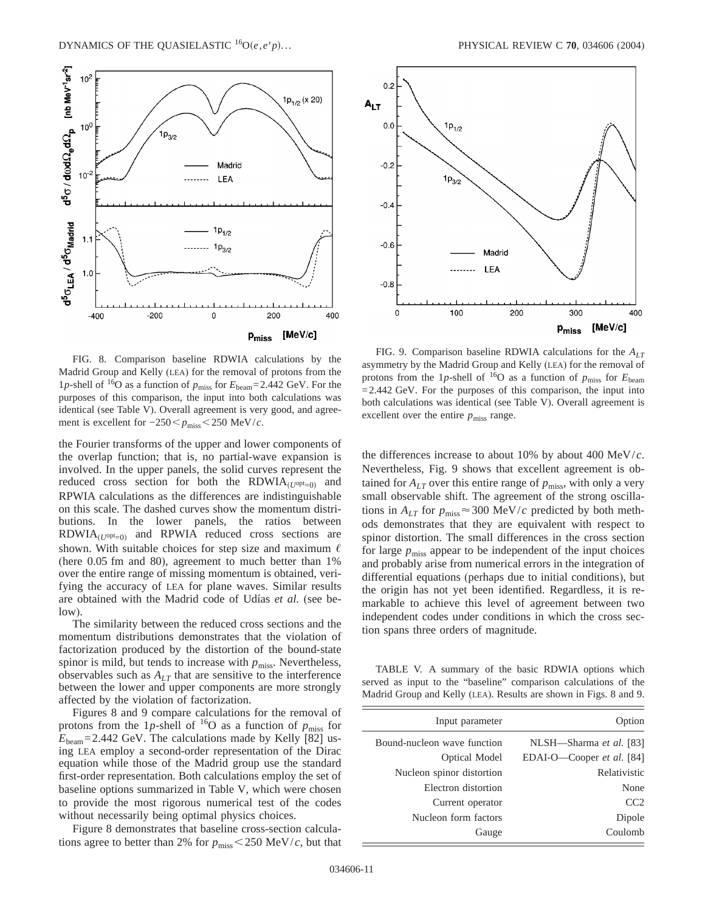FIG. 8. Comparison baseline RDWIA calculations by the Madrid Group and Kelly (LEA) for the removal of protons from the $1p$-shell of $^{16}$O as a function of $p_{\rm miss}$ for $E_{\rm beam}$=2.442 GeV. For the purposes of this comparison, the input into both calculations was identical (see Table V). Overall agreement is very good, and agreement is excellent for $-250 < p_{\rm miss} < 250$ MeV/$c$.

FIG. 9. Comparison baseline RDWIA calculations for the $A_{LT}$ asymmetry by the Madrid Group and Kelly (LEA) for the removal of protons from the $1p$-shell of $^{16}$O as a function of $p_{\rm miss}$ for $E_{\rm beam}$ =2.442 GeV. For the purposes of this comparison, the input into both calculations was identical (see Table V). Overall agreement is excellent over the entire $p_{\rm miss}$ range.

the Fourier transforms of the upper and lower components of the overlap function; that is, no partial-wave expansion is involved. In the upper panels, the solid curves represent the reduced cross section for both the RDWIA$_{(U^{\rm opt}=0)}$ and RPWIA calculations as the differences are indistinguishable on this scale. The dashed curves show the momentum distributions. In the lower panels, the ratios between RDWIA$_{(U^{\rm opt}=0)}$ and RPWIA reduced cross sections are shown. With suitable choices for step size and maximum $\ell$ (here 0.05 fm and 80), agreement to much better than 1% over the entire range of missing momentum is obtained, verifying the accuracy of LEA for plane waves. Similar results are obtained with the Madrid code of Udías *et al.* (see below).

The similarity between the reduced cross sections and the momentum distributions demonstrates that the violation of factorization produced by the distortion of the bound-state spinor is mild, but tends to increase with $p_{\rm miss}$. Nevertheless, observables such as $A_{LT}$ that are sensitive to the interference between the lower and upper components are more strongly affected by the violation of factorization.

Figures 8 and 9 compare calculations for the removal of protons from the $1p$-shell of $^{16}$O as a function of $p_{\rm miss}$ for $E_{\rm beam}$=2.442 GeV. The calculations made by Kelly [82] using LEA employ a second-order representation of the Dirac equation while those of the Madrid group use the standard first-order representation. Both calculations employ the set of baseline options summarized in Table V, which were chosen to provide the most rigorous numerical test of the codes without necessarily being optimal physics choices.

Figure 8 demonstrates that baseline cross-section calculations agree to better than 2% for $p_{\rm miss} < 250$ MeV/$c$, but that the differences increase to about 10% by about 400 MeV/$c$. Nevertheless, Fig. 9 shows that excellent agreement is obtained for $A_{LT}$ over this entire range of $p_{\rm miss}$, with only a very small observable shift. The agreement of the strong oscillations in $A_{LT}$ for $p_{\rm miss} \approx 300$ MeV/$c$ predicted by both methods demonstrates that they are equivalent with respect to spinor distortion. The small differences in the cross section for large $p_{\rm miss}$ appear to be independent of the input choices and probably arise from numerical errors in the integration of differential equations (perhaps due to initial conditions), but the origin has not yet been identified. Regardless, it is remarkable to achieve this level of agreement between two independent codes under conditions in which the cross section spans three orders of magnitude.

TABLE V. A summary of the basic RDWIA options which served as input to the "baseline" comparison calculations of the Madrid Group and Kelly (LEA). Results are shown in Figs. 8 and 9.

| Input parameter | Option |
|---|---|
| Bound-nucleon wave function | NLSH—Sharma *et al.* [83] |
| Optical Model | EDAI-O—Cooper *et al.* [84] |
| Nucleon spinor distortion | Relativistic |
| Electron distortion | None |
| Current operator | CC2 |
| Nucleon form factors | Dipole |
| Gauge | Coulomb |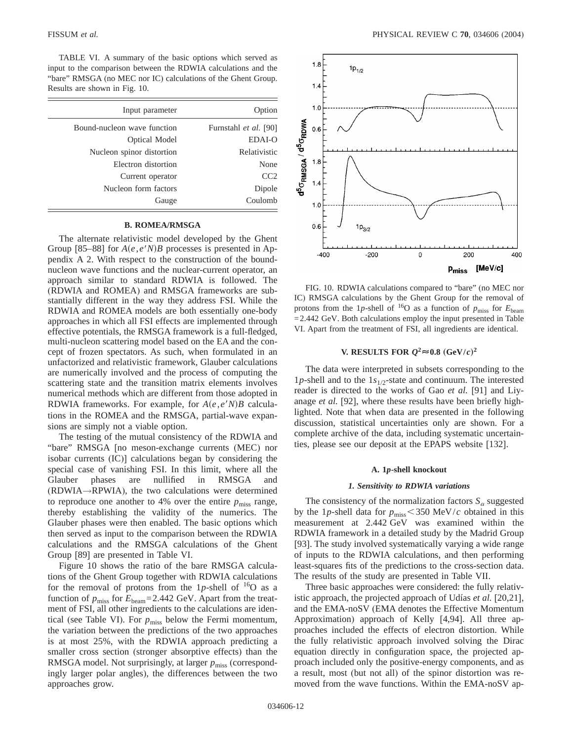TABLE VI. A summary of the basic options which served as input to the comparison between the RDWIA calculations and the "bare" RMSGA (no MEC nor IC) calculations of the Ghent Group. Results are shown in Fig. 10.

| Input parameter | Option |
|---|---|
| Bound-nucleon wave function | Furnstahl *et al.* [90] |
| Optical Model | EDAI-O |
| Nucleon spinor distortion | Relativistic |
| Electron distortion | None |
| Current operator | CC2 |
| Nucleon form factors | Dipole |
| Gauge | Coulomb |

### B. ROMEA/RMSGA

The alternate relativistic model developed by the Ghent Group [85–88] for $A(e,e'N)B$ processes is presented in Appendix A 2. With respect to the construction of the bound-nucleon wave functions and the nuclear-current operator, an approach similar to standard RDWIA is followed. The (RDWIA and ROMEA) and RMSGA frameworks are substantially different in the way they address FSI. While the RDWIA and ROMEA models are both essentially one-body approaches in which all FSI effects are implemented through effective potentials, the RMSGA framework is a full-fledged, multi-nucleon scattering model based on the EA and the concept of frozen spectators. As such, when formulated in an unfactorized and relativistic framework, Glauber calculations are numerically involved and the process of computing the scattering state and the transition matrix elements involves numerical methods which are different from those adopted in RDWIA frameworks. For example, for $A(e,e'N)B$ calculations in the ROMEA and the RMSGA, partial-wave expansions are simply not a viable option.

The testing of the mutual consistency of the RDWIA and "bare" RMSGA [no meson-exchange currents (MEC) nor isobar currents (IC)] calculations began by considering the special case of vanishing FSI. In this limit, where all the Glauber phases are nullified in RMSGA and (RDWIA→RPWIA), the two calculations were determined to reproduce one another to 4% over the entire $p_{\rm miss}$ range, thereby establishing the validity of the numerics. The Glauber phases were then enabled. The basic options which then served as input to the comparison between the RDWIA calculations and the RMSGA calculations of the Ghent Group [89] are presented in Table VI.

Figure 10 shows the ratio of the bare RMSGA calculations of the Ghent Group together with RDWIA calculations for the removal of protons from the 1$p$-shell of $^{16}$O as a function of $p_{\rm miss}$ for $E_{\rm beam}$=2.442 GeV. Apart from the treatment of FSI, all other ingredients to the calculations are identical (see Table VI). For $p_{\rm miss}$ below the Fermi momentum, the variation between the predictions of the two approaches is at most 25%, with the RDWIA approach predicting a smaller cross section (stronger absorptive effects) than the RMSGA model. Not surprisingly, at larger $p_{\rm miss}$ (correspondingly larger polar angles), the differences between the two approaches grow.

FIG. 10. RDWIA calculations compared to "bare" (no MEC nor IC) RMSGA calculations by the Ghent Group for the removal of protons from the 1$p$-shell of $^{16}$O as a function of $p_{\rm miss}$ for $E_{\rm beam}$ =2.442 GeV. Both calculations employ the input presented in Table VI. Apart from the treatment of FSI, all ingredients are identical.

## V. RESULTS FOR $Q^2 \approx 0.8$ (GeV/$c$)$^2$

The data were interpreted in subsets corresponding to the 1$p$-shell and to the 1$s_{1/2}$-state and continuum. The interested reader is directed to the works of Gao *et al.* [91] and Liyanage *et al.* [92], where these results have been briefly highlighted. Note that when data are presented in the following discussion, statistical uncertainties only are shown. For a complete archive of the data, including systematic uncertainties, please see our deposit at the EPAPS website [132].

### A. 1p-shell knockout

#### 1. Sensitivity to RDWIA variations

The consistency of the normalization factors $S_\alpha$ suggested by the 1$p$-shell data for $p_{\rm miss}$<350 MeV/$c$ obtained in this measurement at 2.442 GeV was examined within the RDWIA framework in a detailed study by the Madrid Group [93]. The study involved systematically varying a wide range of inputs to the RDWIA calculations, and then performing least-squares fits of the predictions to the cross-section data. The results of the study are presented in Table VII.

Three basic approaches were considered: the fully relativistic approach, the projected approach of Udías *et al.* [20,21], and the EMA-noSV (EMA denotes the Effective Momentum Approximation) approach of Kelly [4,94]. All three approaches included the effects of electron distortion. While the fully relativistic approach involved solving the Dirac equation directly in configuration space, the projected approach included only the positive-energy components, and as a result, most (but not all) of the spinor distortion was removed from the wave functions. Within the EMA-noSV ap-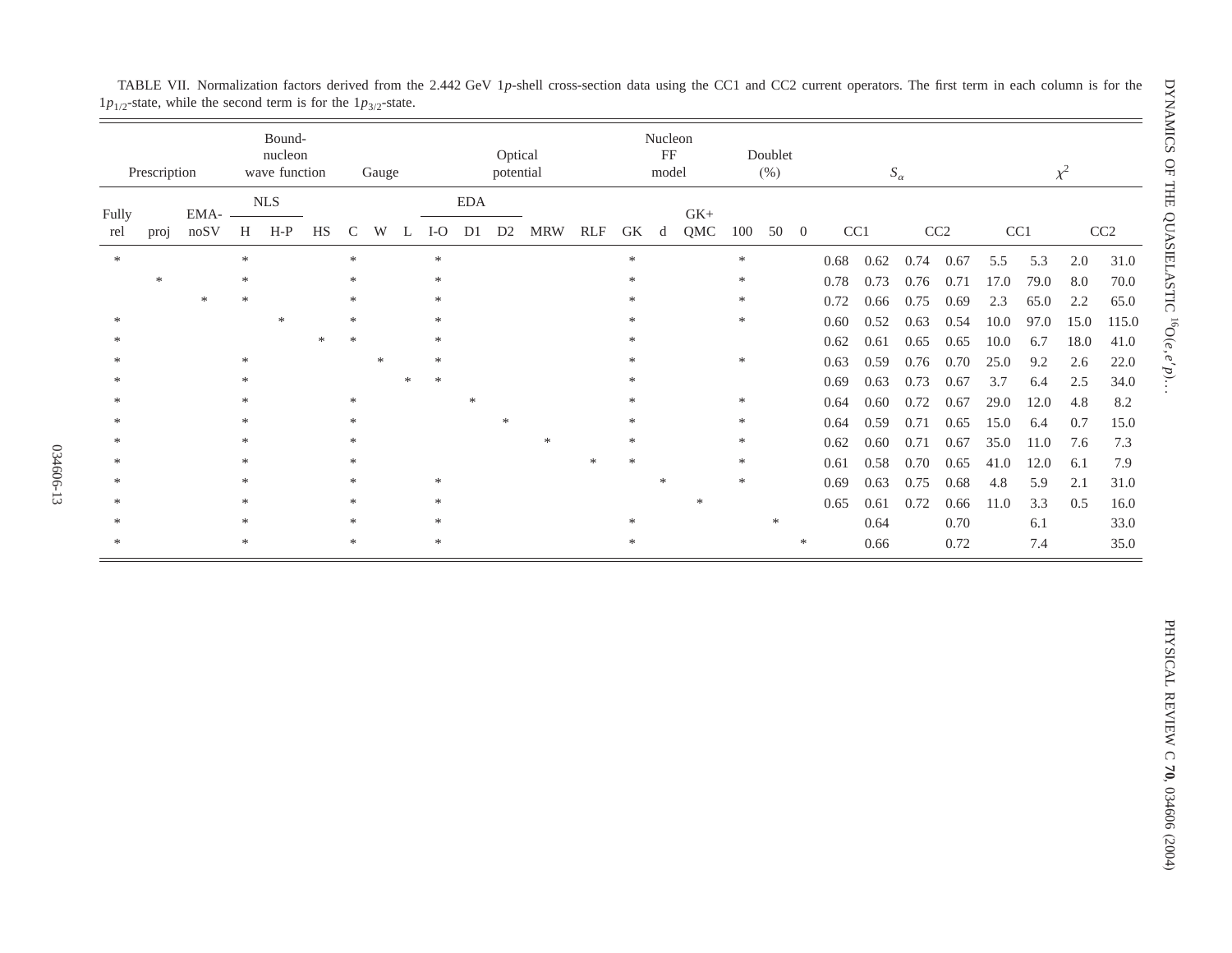TABLE VII. Normalization factors derived from the 2.442 GeV $1p$-shell cross-section data using the CC1 and CC2 current operators. The first term in each column is for the $1p_{1/2}$-state, while the second term is for the $1p_{3/2}$-state.

| Prescription | | | Bound-nucleon wave function | | | Gauge | | | Optical potential | | | | | Nucleon FF model | | | Doublet (%) | | | $S_\alpha$ | | | | $\chi^2$ | | | |
|---|---|---|---|---|---|---|---|---|---|---|---|---|---|---|---|---|---|---|---|---|---|---|---|---|---|---|---|
| | | | NLS | | | | | | EDA | | | | | | | | | | | CC1 | | CC2 | | CC1 | | CC2 | |
| Fully rel | proj | EMA-noSV | H | H-P | HS | C | W | L | I-O | D1 | D2 | MRW | RLF | GK | d | GK+QMC | 100 | 50 | 0 | | | | | | | | |
| * | | | * | | | * | | | * | | | | | * | | | * | | | 0.68 | 0.62 | 0.74 | 0.67 | 5.5 | 5.3 | 2.0 | 31.0 |
| | * | | * | | | * | | | * | | | | | * | | | * | | | 0.78 | 0.73 | 0.76 | 0.71 | 17.0 | 79.0 | 8.0 | 70.0 |
| | | * | * | | | * | | | * | | | | | * | | | * | | | 0.72 | 0.66 | 0.75 | 0.69 | 2.3 | 65.0 | 2.2 | 65.0 |
| * | | | | * | | * | | | * | | | | | * | | | * | | | 0.60 | 0.52 | 0.63 | 0.54 | 10.0 | 97.0 | 15.0 | 115.0 |
| * | | | | | * | * | | | * | | | | | * | | | | | | 0.62 | 0.61 | 0.65 | 0.65 | 10.0 | 6.7 | 18.0 | 41.0 |
| * | | | * | | | | * | | * | | | | | * | | | * | | | 0.63 | 0.59 | 0.76 | 0.70 | 25.0 | 9.2 | 2.6 | 22.0 |
| * | | | * | | | | | * | * | | | | | * | | | | | | 0.69 | 0.63 | 0.73 | 0.67 | 3.7 | 6.4 | 2.5 | 34.0 |
| * | | | * | | | * | | | | * | | | | * | | | * | | | 0.64 | 0.60 | 0.72 | 0.67 | 29.0 | 12.0 | 4.8 | 8.2 |
| * | | | * | | | * | | | | | * | | | * | | | * | | | 0.64 | 0.59 | 0.71 | 0.65 | 15.0 | 6.4 | 0.7 | 15.0 |
| * | | | * | | | * | | | | | | * | | * | | | * | | | 0.62 | 0.60 | 0.71 | 0.67 | 35.0 | 11.0 | 7.6 | 7.3 |
| * | | | * | | | * | | | | | | | * | * | | | * | | | 0.61 | 0.58 | 0.70 | 0.65 | 41.0 | 12.0 | 6.1 | 7.9 |
| * | | | * | | | * | | | * | | | | | | * | | * | | | 0.69 | 0.63 | 0.75 | 0.68 | 4.8 | 5.9 | 2.1 | 31.0 |
| * | | | * | | | * | | | * | | | | | | | * | | | | 0.65 | 0.61 | 0.72 | 0.66 | 11.0 | 3.3 | 0.5 | 16.0 |
| * | | | * | | | * | | | * | | | | | * | | | | * | | | 0.64 | | 0.70 | | 6.1 | | 33.0 |
| * | | | * | | | * | | | * | | | | | * | | | | | * | | 0.66 | | 0.72 | | 7.4 | | 35.0 |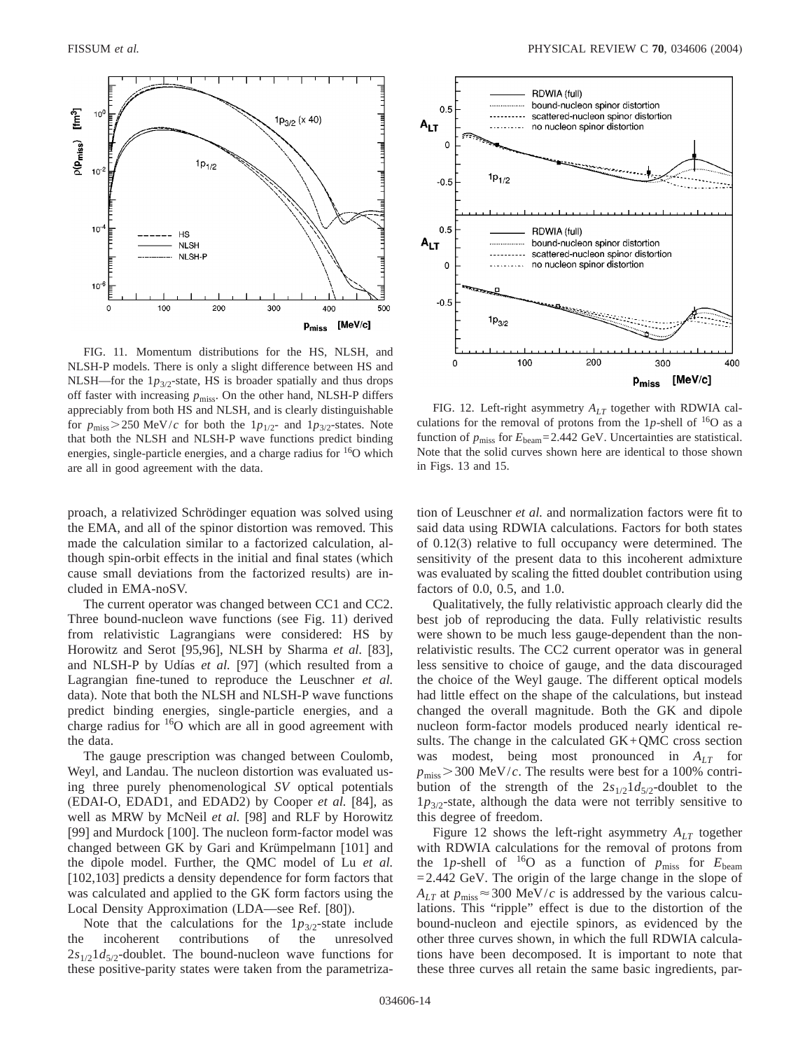FIG. 11. Momentum distributions for the HS, NLSH, and NLSH-P models. There is only a slight difference between HS and NLSH—for the $1p_{3/2}$-state, HS is broader spatially and thus drops off faster with increasing $p_{\mathrm{miss}}$. On the other hand, NLSH-P differs appreciably from both HS and NLSH, and is clearly distinguishable for $p_{\mathrm{miss}} > 250$ MeV/$c$ for both the $1p_{1/2}$- and $1p_{3/2}$-states. Note that both the NLSH and NLSH-P wave functions predict binding energies, single-particle energies, and a charge radius for $^{16}$O which are all in good agreement with the data.

FIG. 12. Left-right asymmetry $A_{LT}$ together with RDWIA calculations for the removal of protons from the $1p$-shell of $^{16}$O as a function of $p_{\mathrm{miss}}$ for $E_{\mathrm{beam}} = 2.442$ GeV. Uncertainties are statistical. Note that the solid curves shown here are identical to those shown in Figs. 13 and 15.

proach, a relativized Schrödinger equation was solved using the EMA, and all of the spinor distortion was removed. This made the calculation similar to a factorized calculation, although spin-orbit effects in the initial and final states (which cause small deviations from the factorized results) are included in EMA-noSV.

The current operator was changed between CC1 and CC2. Three bound-nucleon wave functions (see Fig. 11) derived from relativistic Lagrangians were considered: HS by Horowitz and Serot [95,96], NLSH by Sharma *et al.* [83], and NLSH-P by Udías *et al.* [97] (which resulted from a Lagrangian fine-tuned to reproduce the Leuschner *et al.* data). Note that both the NLSH and NLSH-P wave functions predict binding energies, single-particle energies, and a charge radius for $^{16}$O which are all in good agreement with the data.

The gauge prescription was changed between Coulomb, Weyl, and Landau. The nucleon distortion was evaluated using three purely phenomenological *SV* optical potentials (EDAI-O, EDAD1, and EDAD2) by Cooper *et al.* [84], as well as MRW by McNeil *et al.* [98] and RLF by Horowitz [99] and Murdock [100]. The nucleon form-factor model was changed between GK by Gari and Krümpelmann [101] and the dipole model. Further, the QMC model of Lu *et al.* [102,103] predicts a density dependence for form factors that was calculated and applied to the GK form factors using the Local Density Approximation (LDA—see Ref. [80]).

Note that the calculations for the $1p_{3/2}$-state include the incoherent contributions of the unresolved $2s_{1/2}1d_{5/2}$-doublet. The bound-nucleon wave functions for these positive-parity states were taken from the parametrization of Leuschner *et al.* and normalization factors were fit to said data using RDWIA calculations. Factors for both states of 0.12(3) relative to full occupancy were determined. The sensitivity of the present data to this incoherent admixture was evaluated by scaling the fitted doublet contribution using factors of 0.0, 0.5, and 1.0.

Qualitatively, the fully relativistic approach clearly did the best job of reproducing the data. Fully relativistic results were shown to be much less gauge-dependent than the nonrelativistic results. The CC2 current operator was in general less sensitive to choice of gauge, and the data discouraged the choice of the Weyl gauge. The different optical models had little effect on the shape of the calculations, but instead changed the overall magnitude. Both the GK and dipole nucleon form-factor models produced nearly identical results. The change in the calculated GK+QMC cross section was modest, being most pronounced in $A_{LT}$ for $p_{\mathrm{miss}} > 300$ MeV/$c$. The results were best for a 100% contribution of the strength of the $2s_{1/2}1d_{5/2}$-doublet to the $1p_{3/2}$-state, although the data were not terribly sensitive to this degree of freedom.

Figure 12 shows the left-right asymmetry $A_{LT}$ together with RDWIA calculations for the removal of protons from the $1p$-shell of $^{16}$O as a function of $p_{\mathrm{miss}}$ for $E_{\mathrm{beam}} = 2.442$ GeV. The origin of the large change in the slope of $A_{LT}$ at $p_{\mathrm{miss}} \approx 300$ MeV/$c$ is addressed by the various calculations. This "ripple" effect is due to the distortion of the bound-nucleon and ejectile spinors, as evidenced by the other three curves shown, in which the full RDWIA calculations have been decomposed. It is important to note that these three curves all retain the same basic ingredients, par-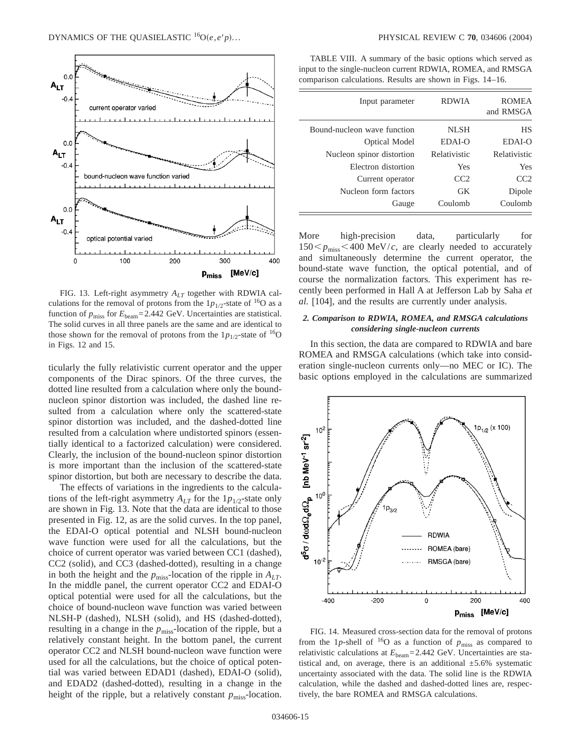FIG. 13. Left-right asymmetry $A_{LT}$ together with RDWIA calculations for the removal of protons from the $1p_{1/2}$-state of $^{16}O$ as a function of $p_{miss}$ for $E_{beam}=2.442$ GeV. Uncertainties are statistical. The solid curves in all three panels are the same and are identical to those shown for the removal of protons from the $1p_{1/2}$-state of $^{16}O$ in Figs. 12 and 15.

ticularly the fully relativistic current operator and the upper components of the Dirac spinors. Of the three curves, the dotted line resulted from a calculation where only the bound-nucleon spinor distortion was included, the dashed line resulted from a calculation where only the scattered-state spinor distortion was included, and the dashed-dotted line resulted from a calculation where undistorted spinors (essentially identical to a factorized calculation) were considered. Clearly, the inclusion of the bound-nucleon spinor distortion is more important than the inclusion of the scattered-state spinor distortion, but both are necessary to describe the data.

The effects of variations in the ingredients to the calculations of the left-right asymmetry $A_{LT}$ for the $1p_{1/2}$-state only are shown in Fig. 13. Note that the data are identical to those presented in Fig. 12, as are the solid curves. In the top panel, the EDAI-O optical potential and NLSH bound-nucleon wave function were used for all the calculations, but the choice of current operator was varied between CC1 (dashed), CC2 (solid), and CC3 (dashed-dotted), resulting in a change in both the height and the $p_{miss}$-location of the ripple in $A_{LT}$. In the middle panel, the current operator CC2 and EDAI-O optical potential were used for all the calculations, but the choice of bound-nucleon wave function was varied between NLSH-P (dashed), NLSH (solid), and HS (dashed-dotted), resulting in a change in the $p_{miss}$-location of the ripple, but a relatively constant height. In the bottom panel, the current operator CC2 and NLSH bound-nucleon wave function were used for all the calculations, but the choice of optical potential was varied between EDAD1 (dashed), EDAI-O (solid), and EDAD2 (dashed-dotted), resulting in a change in the height of the ripple, but a relatively constant $p_{miss}$-location.

TABLE VIII. A summary of the basic options which served as input to the single-nucleon current RDWIA, ROMEA, and RMSGA comparison calculations. Results are shown in Figs. 14–16.

| Input parameter | RDWIA | ROMEA and RMSGA |
|---|---|---|
| Bound-nucleon wave function | NLSH | HS |
| Optical Model | EDAI-O | EDAI-O |
| Nucleon spinor distortion | Relativistic | Relativistic |
| Electron distortion | Yes | Yes |
| Current operator | CC2 | CC2 |
| Nucleon form factors | GK | Dipole |
| Gauge | Coulomb | Coulomb |

More high-precision data, particularly for $150 < p_{miss} < 400$ MeV/$c$, are clearly needed to accurately and simultaneously determine the current operator, the bound-state wave function, the optical potential, and of course the normalization factors. This experiment has recently been performed in Hall A at Jefferson Lab by Saha *et al.* [104], and the results are currently under analysis.

#### *2. Comparison to RDWIA, ROMEA, and RMSGA calculations considering single-nucleon currents*

In this section, the data are compared to RDWIA and bare ROMEA and RMSGA calculations (which take into consideration single-nucleon currents only—no MEC or IC). The basic options employed in the calculations are summarized

FIG. 14. Measured cross-section data for the removal of protons from the $1p$-shell of $^{16}O$ as a function of $p_{miss}$ as compared to relativistic calculations at $E_{beam}=2.442$ GeV. Uncertainties are statistical and, on average, there is an additional ±5.6% systematic uncertainty associated with the data. The solid line is the RDWIA calculation, while the dashed and dashed-dotted lines are, respectively, the bare ROMEA and RMSGA calculations.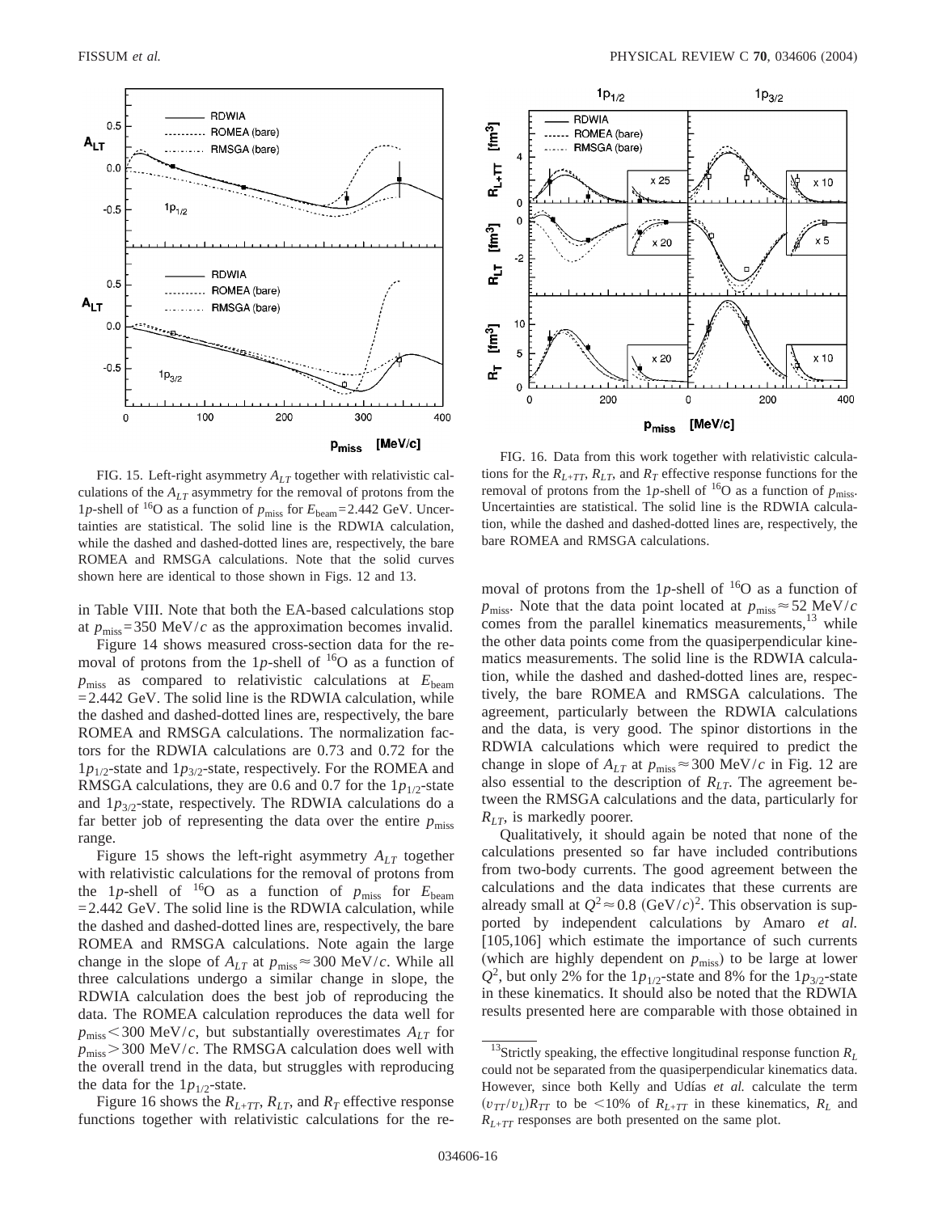FIG. 15. Left-right asymmetry $A_{LT}$ together with relativistic calculations of the $A_{LT}$ asymmetry for the removal of protons from the $1p$-shell of $^{16}$O as a function of $p_{\mathrm{miss}}$ for $E_{\mathrm{beam}}$=2.442 GeV. Uncertainties are statistical. The solid line is the RDWIA calculation, while the dashed and dashed-dotted lines are, respectively, the bare ROMEA and RMSGA calculations. Note that the solid curves shown here are identical to those shown in Figs. 12 and 13.

FIG. 16. Data from this work together with relativistic calculations for the $R_{L+TT}$, $R_{LT}$, and $R_T$ effective response functions for the removal of protons from the $1p$-shell of $^{16}$O as a function of $p_{\mathrm{miss}}$. Uncertainties are statistical. The solid line is the RDWIA calculation, while the dashed and dashed-dotted lines are, respectively, the bare ROMEA and RMSGA calculations.

in Table VIII. Note that both the EA-based calculations stop at $p_{\mathrm{miss}}$=350 MeV/$c$ as the approximation becomes invalid.

Figure 14 shows measured cross-section data for the removal of protons from the $1p$-shell of $^{16}$O as a function of $p_{\mathrm{miss}}$ as compared to relativistic calculations at $E_{\mathrm{beam}}$ =2.442 GeV. The solid line is the RDWIA calculation, while the dashed and dashed-dotted lines are, respectively, the bare ROMEA and RMSGA calculations. The normalization factors for the RDWIA calculations are 0.73 and 0.72 for the $1p_{1/2}$-state and $1p_{3/2}$-state, respectively. For the ROMEA and RMSGA calculations, they are 0.6 and 0.7 for the $1p_{1/2}$-state and $1p_{3/2}$-state, respectively. The RDWIA calculations do a far better job of representing the data over the entire $p_{\mathrm{miss}}$ range.

Figure 15 shows the left-right asymmetry $A_{LT}$ together with relativistic calculations for the removal of protons from the $1p$-shell of $^{16}$O as a function of $p_{\mathrm{miss}}$ for $E_{\mathrm{beam}}$ =2.442 GeV. The solid line is the RDWIA calculation, while the dashed and dashed-dotted lines are, respectively, the bare ROMEA and RMSGA calculations. Note again the large change in the slope of $A_{LT}$ at $p_{\mathrm{miss}} \approx 300$ MeV/$c$. While all three calculations undergo a similar change in slope, the RDWIA calculation does the best job of reproducing the data. The ROMEA calculation reproduces the data well for $p_{\mathrm{miss}} < 300$ MeV/$c$, but substantially overestimates $A_{LT}$ for $p_{\mathrm{miss}} > 300$ MeV/$c$. The RMSGA calculation does well with the overall trend in the data, but struggles with reproducing the data for the $1p_{1/2}$-state.

Figure 16 shows the $R_{L+TT}$, $R_{LT}$, and $R_T$ effective response functions together with relativistic calculations for the removal of protons from the $1p$-shell of $^{16}$O as a function of $p_{\mathrm{miss}}$. Note that the data point located at $p_{\mathrm{miss}} \approx 52$ MeV/$c$ comes from the parallel kinematics measurements,[13] while the other data points come from the quasiperpendicular kinematics measurements. The solid line is the RDWIA calculation, while the dashed and dashed-dotted lines are, respectively, the bare ROMEA and RMSGA calculations. The agreement, particularly between the RDWIA calculations and the data, is very good. The spinor distortions in the RDWIA calculations which were required to predict the change in slope of $A_{LT}$ at $p_{\mathrm{miss}} \approx 300$ MeV/$c$ in Fig. 12 are also essential to the description of $R_{LT}$. The agreement between the RMSGA calculations and the data, particularly for $R_{LT}$, is markedly poorer.

Qualitatively, it should again be noted that none of the calculations presented so far have included contributions from two-body currents. The good agreement between the calculations and the data indicates that these currents are already small at $Q^2 \approx 0.8$ (GeV/$c$)$^2$. This observation is supported by independent calculations by Amaro *et al.* [105,106] which estimate the importance of such currents (which are highly dependent on $p_{\mathrm{miss}}$) to be large at lower $Q^2$, but only 2% for the $1p_{1/2}$-state and 8% for the $1p_{3/2}$-state in these kinematics. It should also be noted that the RDWIA results presented here are comparable with those obtained in

[13] Strictly speaking, the effective longitudinal response function $R_L$ could not be separated from the quasiperpendicular kinematics data. However, since both Kelly and Udías *et al.* calculate the term $(v_{TT}/v_L)R_{TT}$ to be <10% of $R_{L+TT}$ in these kinematics, $R_L$ and $R_{L+TT}$ responses are both presented on the same plot.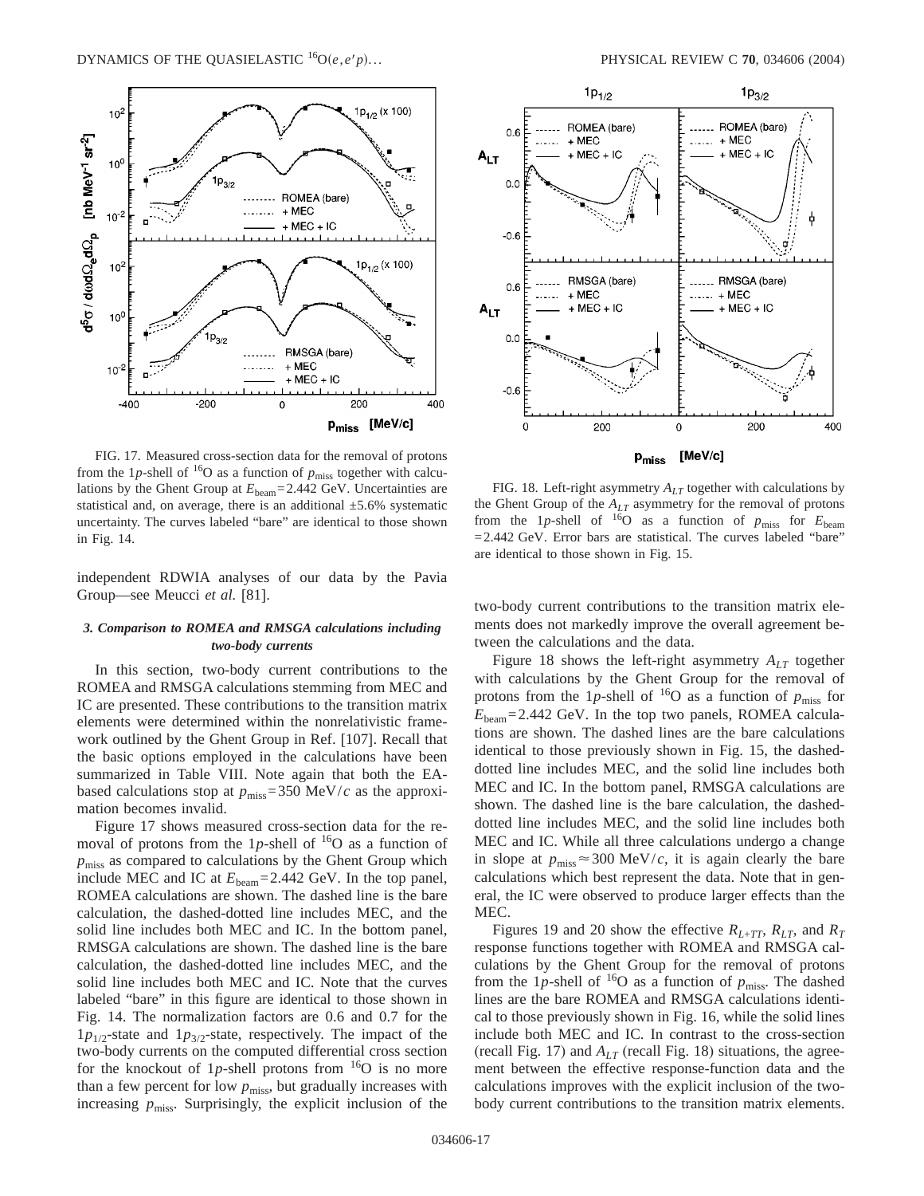FIG. 17. Measured cross-section data for the removal of protons from the 1$p$-shell of $^{16}$O as a function of $p_{\text{miss}}$ together with calculations by the Ghent Group at $E_{\text{beam}}$=2.442 GeV. Uncertainties are statistical and, on average, there is an additional ±5.6% systematic uncertainty. The curves labeled "bare" are identical to those shown in Fig. 14.

FIG. 18. Left-right asymmetry $A_{LT}$ together with calculations by the Ghent Group of the $A_{LT}$ asymmetry for the removal of protons from the 1$p$-shell of $^{16}$O as a function of $p_{\text{miss}}$ for $E_{\text{beam}}$ =2.442 GeV. Error bars are statistical. The curves labeled "bare" are identical to those shown in Fig. 15.

independent RDWIA analyses of our data by the Pavia Group—see Meucci *et al.* [81].

### *3. Comparison to ROMEA and RMSGA calculations including two-body currents*

In this section, two-body current contributions to the ROMEA and RMSGA calculations stemming from MEC and IC are presented. These contributions to the transition matrix elements were determined within the nonrelativistic framework outlined by the Ghent Group in Ref. [107]. Recall that the basic options employed in the calculations have been summarized in Table VIII. Note again that both the EA-based calculations stop at $p_{\text{miss}}$=350 MeV/$c$ as the approximation becomes invalid.

Figure 17 shows measured cross-section data for the removal of protons from the 1$p$-shell of $^{16}$O as a function of $p_{\text{miss}}$ as compared to calculations by the Ghent Group which include MEC and IC at $E_{\text{beam}}$=2.442 GeV. In the top panel, ROMEA calculations are shown. The dashed line is the bare calculation, the dashed-dotted line includes MEC, and the solid line includes both MEC and IC. In the bottom panel, RMSGA calculations are shown. The dashed line is the bare calculation, the dashed-dotted line includes MEC, and the solid line includes both MEC and IC. Note that the curves labeled "bare" in this figure are identical to those shown in Fig. 14. The normalization factors are 0.6 and 0.7 for the $1p_{1/2}$-state and $1p_{3/2}$-state, respectively. The impact of the two-body currents on the computed differential cross section for the knockout of 1$p$-shell protons from $^{16}$O is no more than a few percent for low $p_{\text{miss}}$, but gradually increases with increasing $p_{\text{miss}}$. Surprisingly, the explicit inclusion of the two-body current contributions to the transition matrix elements does not markedly improve the overall agreement between the calculations and the data.

Figure 18 shows the left-right asymmetry $A_{LT}$ together with calculations by the Ghent Group for the removal of protons from the 1$p$-shell of $^{16}$O as a function of $p_{\text{miss}}$ for $E_{\text{beam}}$=2.442 GeV. In the top two panels, ROMEA calculations are shown. The dashed lines are the bare calculations identical to those previously shown in Fig. 15, the dashed-dotted line includes MEC, and the solid line includes both MEC and IC. In the bottom panel, RMSGA calculations are shown. The dashed line is the bare calculation, the dashed-dotted line includes MEC, and the solid line includes both MEC and IC. While all three calculations undergo a change in slope at $p_{\text{miss}} \approx 300$ MeV/$c$, it is again clearly the bare calculations which best represent the data. Note that in general, the IC were observed to produce larger effects than the MEC.

Figures 19 and 20 show the effective $R_{L+TT}$, $R_{LT}$, and $R_T$ response functions together with ROMEA and RMSGA calculations by the Ghent Group for the removal of protons from the 1$p$-shell of $^{16}$O as a function of $p_{\text{miss}}$. The dashed lines are the bare ROMEA and RMSGA calculations identical to those previously shown in Fig. 16, while the solid lines include both MEC and IC. In contrast to the cross-section (recall Fig. 17) and $A_{LT}$ (recall Fig. 18) situations, the agreement between the effective response-function data and the calculations improves with the explicit inclusion of the two-body current contributions to the transition matrix elements.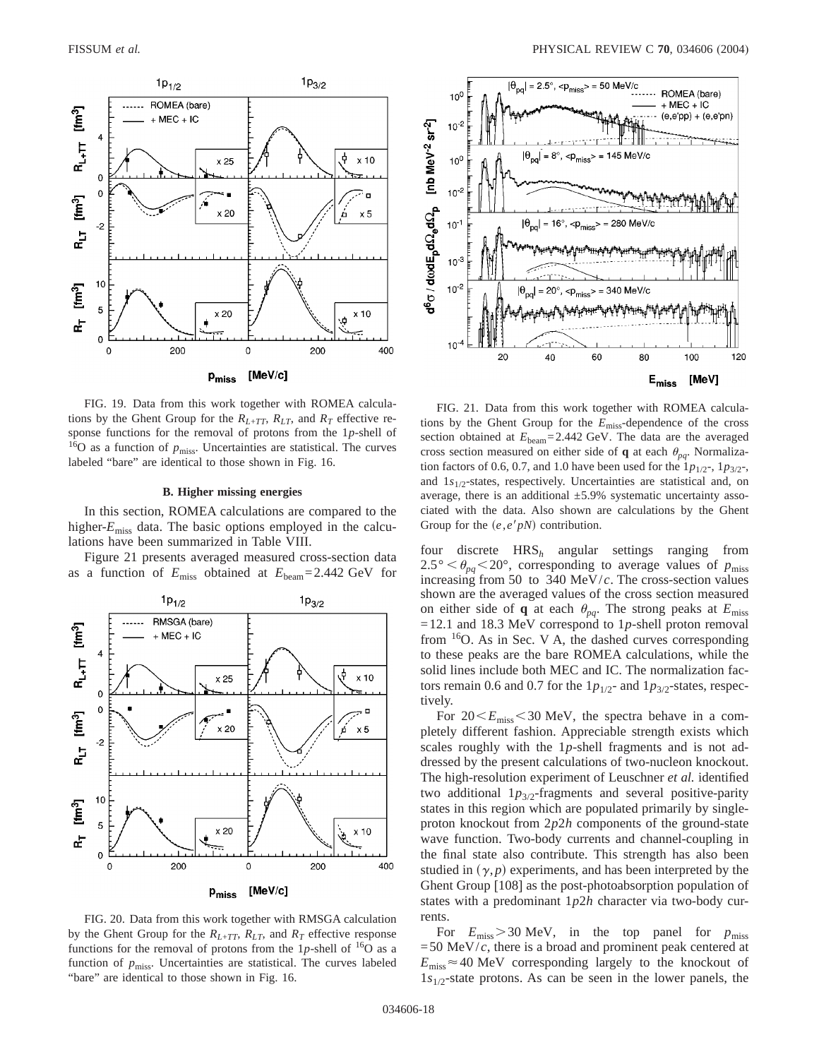FIG. 19. Data from this work together with ROMEA calculations by the Ghent Group for the $R_{L+TT}$, $R_{LT}$, and $R_T$ effective response functions for the removal of protons from the 1*p*-shell of $^{16}$O as a function of $p_{\rm miss}$. Uncertainties are statistical. The curves labeled "bare" are identical to those shown in Fig. 16.

### B. Higher missing energies

In this section, ROMEA calculations are compared to the higher-$E_{\rm miss}$ data. The basic options employed in the calculations have been summarized in Table VIII.

Figure 21 presents averaged measured cross-section data as a function of $E_{\rm miss}$ obtained at $E_{\rm beam}$=2.442 GeV for four discrete HRS$_h$ angular settings ranging from $2.5° < \theta_{pq} < 20°$, corresponding to average values of $p_{\rm miss}$ increasing from 50 to 340 MeV/*c*. The cross-section values shown are the averaged values of the cross section measured on either side of **q** at each $\theta_{pq}$. The strong peaks at $E_{\rm miss}$ =12.1 and 18.3 MeV correspond to 1*p*-shell proton removal from $^{16}$O. As in Sec. V A, the dashed curves corresponding to these peaks are the bare ROMEA calculations, while the solid lines include both MEC and IC. The normalization factors remain 0.6 and 0.7 for the $1p_{1/2}$- and $1p_{3/2}$-states, respectively.

FIG. 20. Data from this work together with RMSGA calculation by the Ghent Group for the $R_{L+TT}$, $R_{LT}$, and $R_T$ effective response functions for the removal of protons from the 1*p*-shell of $^{16}$O as a function of $p_{\rm miss}$. Uncertainties are statistical. The curves labeled "bare" are identical to those shown in Fig. 16.

FIG. 21. Data from this work together with ROMEA calculations by the Ghent Group for the $E_{\rm miss}$-dependence of the cross section obtained at $E_{\rm beam}$=2.442 GeV. The data are the averaged cross section measured on either side of **q** at each $\theta_{pq}$. Normalization factors of 0.6, 0.7, and 1.0 have been used for the $1p_{1/2}$-, $1p_{3/2}$-, and $1s_{1/2}$-states, respectively. Uncertainties are statistical and, on average, there is an additional ±5.9% systematic uncertainty associated with the data. Also shown are calculations by the Ghent Group for the $(e,e'pN)$ contribution.

For $20 < E_{\rm miss} < 30$ MeV, the spectra behave in a completely different fashion. Appreciable strength exists which scales roughly with the 1*p*-shell fragments and is not addressed by the present calculations of two-nucleon knockout. The high-resolution experiment of Leuschner *et al.* identified two additional $1p_{3/2}$-fragments and several positive-parity states in this region which are populated primarily by single-proton knockout from 2*p*2*h* components of the ground-state wave function. Two-body currents and channel-coupling in the final state also contribute. This strength has also been studied in $(\gamma,p)$ experiments, and has been interpreted by the Ghent Group [108] as the post-photoabsorption population of states with a predominant 1*p*2*h* character via two-body currents.

For $E_{\rm miss} > 30$ MeV, in the top panel for $p_{\rm miss}$ =50 MeV/*c*, there is a broad and prominent peak centered at $E_{\rm miss} \approx 40$ MeV corresponding largely to the knockout of $1s_{1/2}$-state protons. As can be seen in the lower panels, the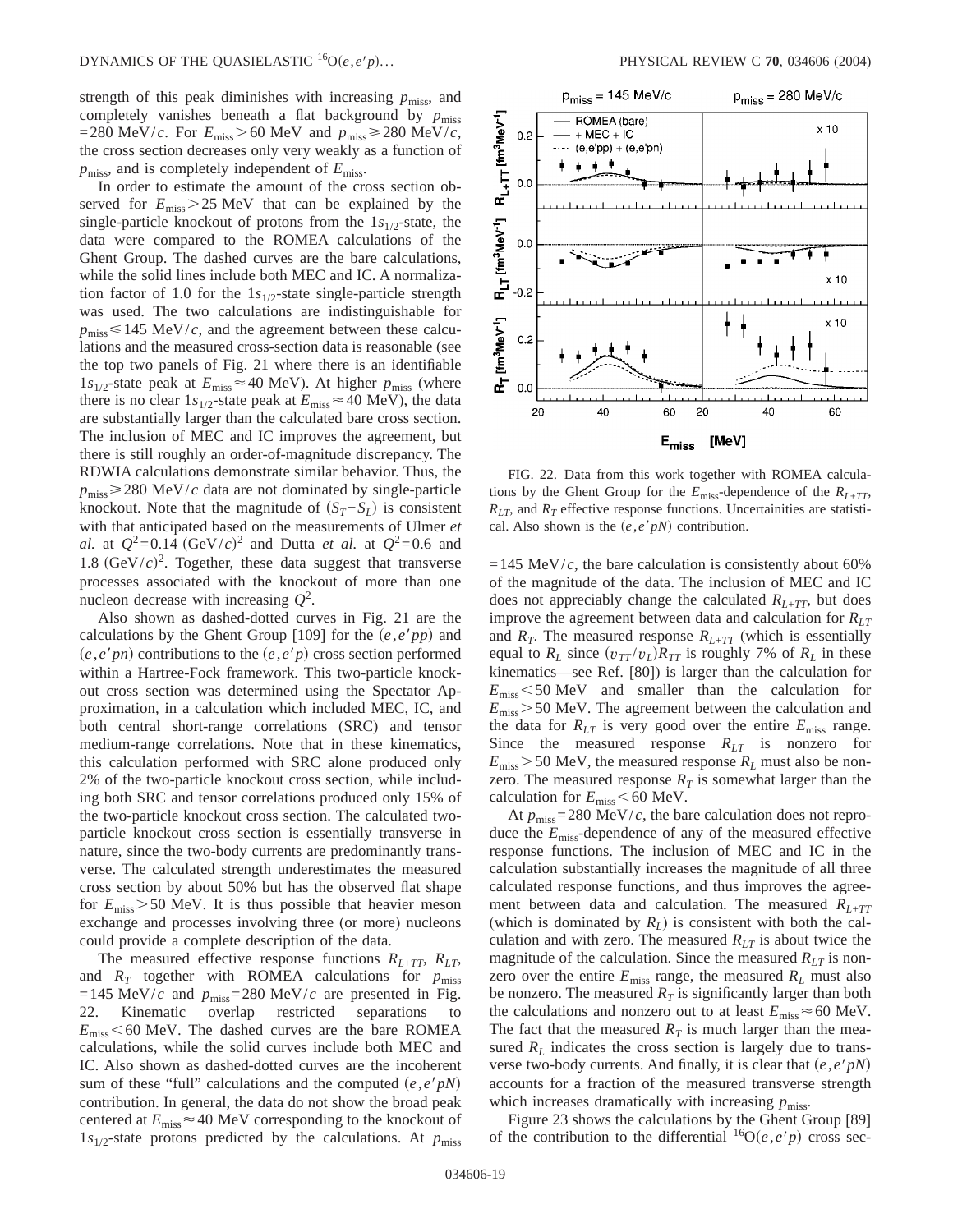strength of this peak diminishes with increasing $p_{\rm miss}$, and completely vanishes beneath a flat background by $p_{\rm miss}=280\ {\rm MeV}/c$. For $E_{\rm miss}>60\ {\rm MeV}$ and $p_{\rm miss}\geqslant 280\ {\rm MeV}/c$, the cross section decreases only very weakly as a function of $p_{\rm miss}$, and is completely independent of $E_{\rm miss}$.

In order to estimate the amount of the cross section observed for $E_{\rm miss}>25\ {\rm MeV}$ that can be explained by the single-particle knockout of protons from the $1s_{1/2}$-state, the data were compared to the ROMEA calculations of the Ghent Group. The dashed curves are the bare calculations, while the solid lines include both MEC and IC. A normalization factor of 1.0 for the $1s_{1/2}$-state single-particle strength was used. The two calculations are indistinguishable for $p_{\rm miss}\leqslant 145\ {\rm MeV}/c$, and the agreement between these calculations and the measured cross-section data is reasonable (see the top two panels of Fig. 21 where there is an identifiable $1s_{1/2}$-state peak at $E_{\rm miss}\approx 40\ {\rm MeV}$). At higher $p_{\rm miss}$ (where there is no clear $1s_{1/2}$-state peak at $E_{\rm miss}\approx 40\ {\rm MeV}$), the data are substantially larger than the calculated bare cross section. The inclusion of MEC and IC improves the agreement, but there is still roughly an order-of-magnitude discrepancy. The RDWIA calculations demonstrate similar behavior. Thus, the $p_{\rm miss}\geqslant 280\ {\rm MeV}/c$ data are not dominated by single-particle knockout. Note that the magnitude of $(S_T-S_L)$ is consistent with that anticipated based on the measurements of Ulmer *et al.* at $Q^2=0.14\ ({\rm GeV}/c)^2$ and Dutta *et al.* at $Q^2=0.6$ and $1.8\ ({\rm GeV}/c)^2$. Together, these data suggest that transverse processes associated with the knockout of more than one nucleon decrease with increasing $Q^2$.

Also shown as dashed-dotted curves in Fig. 21 are the calculations by the Ghent Group [109] for the $(e,e'pp)$ and $(e,e'pn)$ contributions to the $(e,e'p)$ cross section performed within a Hartree-Fock framework. This two-particle knockout cross section was determined using the Spectator Approximation, in a calculation which included MEC, IC, and both central short-range correlations (SRC) and tensor medium-range correlations. Note that in these kinematics, this calculation performed with SRC alone produced only 2% of the two-particle knockout cross section, while including both SRC and tensor correlations produced only 15% of the two-particle knockout cross section. The calculated two-particle knockout cross section is essentially transverse in nature, since the two-body currents are predominantly transverse. The calculated strength underestimates the measured cross section by about 50% but has the observed flat shape for $E_{\rm miss}>50\ {\rm MeV}$. It is thus possible that heavier meson exchange and processes involving three (or more) nucleons could provide a complete description of the data.

The measured effective response functions $R_{L+TT}$, $R_{LT}$, and $R_T$ together with ROMEA calculations for $p_{\rm miss}=145\ {\rm MeV}/c$ and $p_{\rm miss}=280\ {\rm MeV}/c$ are presented in Fig. 22. Kinematic overlap restricted separations to $E_{\rm miss}<60\ {\rm MeV}$. The dashed curves are the bare ROMEA calculations, while the solid curves include both MEC and IC. Also shown as dashed-dotted curves are the incoherent sum of these "full" calculations and the computed $(e,e'pN)$ contribution. In general, the data do not show the broad peak centered at $E_{\rm miss}\approx 40\ {\rm MeV}$ corresponding to the knockout of $1s_{1/2}$-state protons predicted by the calculations. At $p_{\rm miss}=145\ {\rm MeV}/c$, the bare calculation is consistently about 60% of the magnitude of the data. The inclusion of MEC and IC does not appreciably change the calculated $R_{L+TT}$, but does improve the agreement between data and calculation for $R_{LT}$ and $R_T$. The measured response $R_{L+TT}$ (which is essentially equal to $R_L$ since $(v_{TT}/v_L)R_{TT}$ is roughly 7% of $R_L$ in these kinematics—see Ref. [80]) is larger than the calculation for $E_{\rm miss}<50\ {\rm MeV}$ and smaller than the calculation for $E_{\rm miss}>50\ {\rm MeV}$. The agreement between the calculation and the data for $R_{LT}$ is very good over the entire $E_{\rm miss}$ range. Since the measured response $R_{LT}$ is nonzero for $E_{\rm miss}>50\ {\rm MeV}$, the measured response $R_L$ must also be nonzero. The measured response $R_T$ is somewhat larger than the calculation for $E_{\rm miss}<60\ {\rm MeV}$.

FIG. 22. Data from this work together with ROMEA calculations by the Ghent Group for the $E_{\rm miss}$-dependence of the $R_{L+TT}$, $R_{LT}$, and $R_T$ effective response functions. Uncertainties are statistical. Also shown is the $(e,e'pN)$ contribution.

At $p_{\rm miss}=280\ {\rm MeV}/c$, the bare calculation does not reproduce the $E_{\rm miss}$-dependence of any of the measured effective response functions. The inclusion of MEC and IC in the calculation substantially increases the magnitude of all three calculated response functions, and thus improves the agreement between data and calculation. The measured $R_{L+TT}$ (which is dominated by $R_L$) is consistent with both the calculation and with zero. The measured $R_{LT}$ is about twice the magnitude of the calculation. Since the measured $R_{LT}$ is nonzero over the entire $E_{\rm miss}$ range, the measured $R_L$ must also be nonzero. The measured $R_T$ is significantly larger than both the calculations and nonzero out to at least $E_{\rm miss}\approx 60\ {\rm MeV}$. The fact that the measured $R_T$ is much larger than the measured $R_L$ indicates the cross section is largely due to transverse two-body currents. And finally, it is clear that $(e,e'pN)$ accounts for a fraction of the measured transverse strength which increases dramatically with increasing $p_{\rm miss}$.

Figure 23 shows the calculations by the Ghent Group [89] of the contribution to the differential $^{16}{\rm O}(e,e'p)$ cross sec-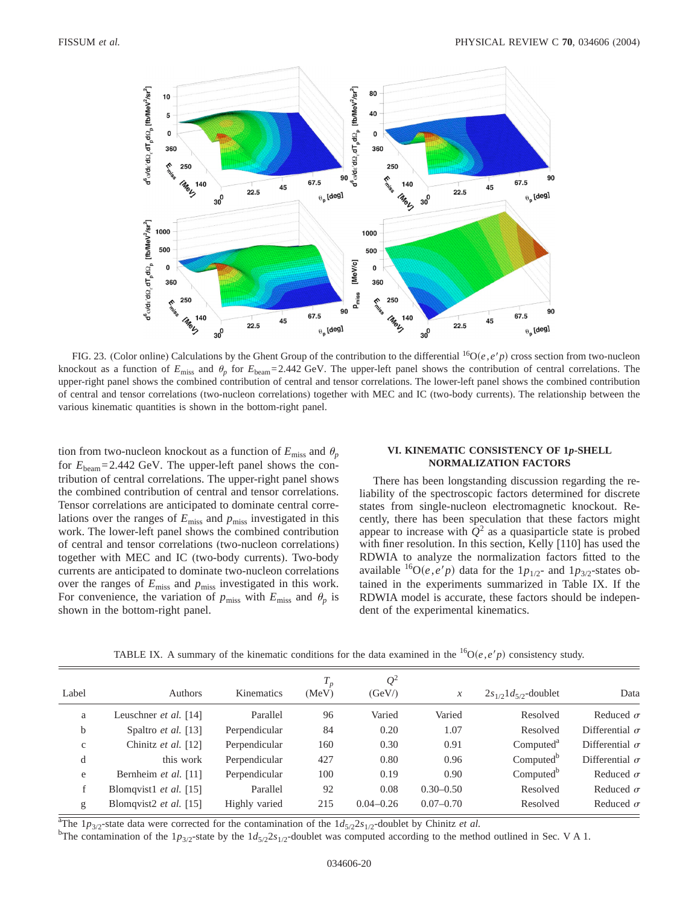FIG. 23. (Color online) Calculations by the Ghent Group of the contribution to the differential $^{16}O(e,e'p)$ cross section from two-nucleon knockout as a function of $E_{miss}$ and $\theta_p$ for $E_{beam}$=2.442 GeV. The upper-left panel shows the contribution of central correlations. The upper-right panel shows the combined contribution of central and tensor correlations. The lower-left panel shows the combined contribution of central and tensor correlations (two-nucleon correlations) together with MEC and IC (two-body currents). The relationship between the various kinematic quantities is shown in the bottom-right panel.

tion from two-nucleon knockout as a function of $E_{miss}$ and $\theta_p$ for $E_{beam}$=2.442 GeV. The upper-left panel shows the contribution of central correlations. The upper-right panel shows the combined contribution of central and tensor correlations. Tensor correlations are anticipated to dominate central correlations over the ranges of $E_{miss}$ and $p_{miss}$ investigated in this work. The lower-left panel shows the combined contribution of central and tensor correlations (two-nucleon correlations) together with MEC and IC (two-body currents). Two-body currents are anticipated to dominate two-nucleon correlations over the ranges of $E_{miss}$ and $p_{miss}$ investigated in this work. For convenience, the variation of $p_{miss}$ with $E_{miss}$ and $\theta_p$ is shown in the bottom-right panel.

## VI. KINEMATIC CONSISTENCY OF 1*p*-SHELL NORMALIZATION FACTORS

There has been longstanding discussion regarding the reliability of the spectroscopic factors determined for discrete states from single-nucleon electromagnetic knockout. Recently, there has been speculation that these factors might appear to increase with $Q^2$ as a quasiparticle state is probed with finer resolution. In this section, Kelly [110] has used the RDWIA to analyze the normalization factors fitted to the available $^{16}O(e,e'p)$ data for the $1p_{1/2}$- and $1p_{3/2}$-states obtained in the experiments summarized in Table IX. If the RDWIA model is accurate, these factors should be independent of the experimental kinematics.

TABLE IX. A summary of the kinematic conditions for the data examined in the $^{16}O(e,e'p)$ consistency study.

| Label | Authors | Kinematics | $T_p$ (MeV) | $Q^2$ (GeV/) | $x$ | $2s_{1/2}1d_{5/2}$-doublet | Data |
|---|---|---|---|---|---|---|---|
| a | Leuschner *et al.* [14] | Parallel | 96 | Varied | Varied | Resolved | Reduced $\sigma$ |
| b | Spaltro *et al.* [13] | Perpendicular | 84 | 0.20 | 1.07 | Resolved | Differential $\sigma$ |
| c | Chinitz *et al.* [12] | Perpendicular | 160 | 0.30 | 0.91 | Computed[a] | Differential $\sigma$ |
| d | this work | Perpendicular | 427 | 0.80 | 0.96 | Computed[b] | Differential $\sigma$ |
| e | Bernheim *et al.* [11] | Perpendicular | 100 | 0.19 | 0.90 | Computed[b] | Reduced $\sigma$ |
| f | Blomqvist1 *et al.* [15] | Parallel | 92 | 0.08 | 0.30–0.50 | Resolved | Reduced $\sigma$ |
| g | Blomqvist2 *et al.* [15] | Highly varied | 215 | 0.04–0.26 | 0.07–0.70 | Resolved | Reduced $\sigma$ |

[a]The $1p_{3/2}$-state data were corrected for the contamination of the $1d_{5/2}2s_{1/2}$-doublet by Chinitz *et al.*

[b]The contamination of the $1p_{3/2}$-state by the $1d_{5/2}2s_{1/2}$-doublet was computed according to the method outlined in Sec. V A 1.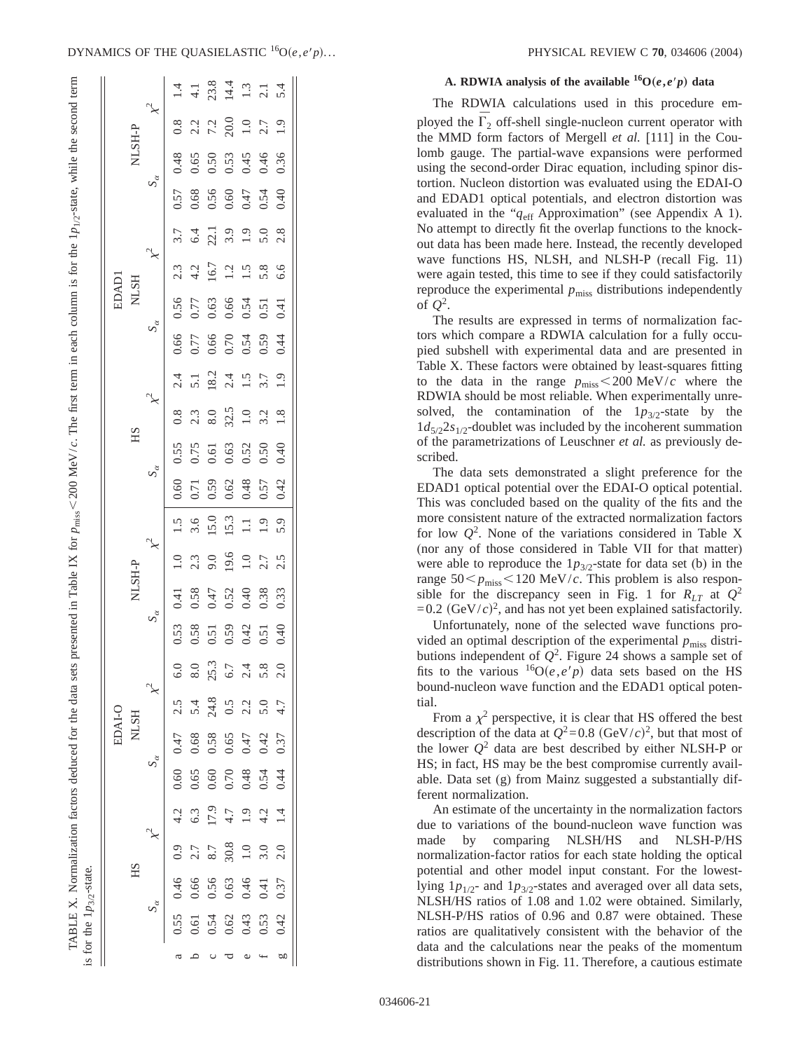TABLE X. Normalization factors deduced for the data sets presented in Table IX for $p_{\rm miss}<200$ MeV/$c$. The first term in each column is for the $1p_{1/2}$-state, while the second term is for the $1p_{3/2}$-state.

| | EDAI-O | | | | | | | | | | | | EDAD1 | | | | | | | | | | | |
|---|---|---|---|---|---|---|---|---|---|---|---|---|---|---|---|---|---|---|---|---|---|---|---|---|
| | HS | | | | NLSH | | | | NLSH-P | | | | HS | | | | NLSH | | | | NLSH-P | | | |
| | $S_\alpha$ | | $\chi^2$ | | $S_\alpha$ | | $\chi^2$ | | $S_\alpha$ | | $\chi^2$ | | $S_\alpha$ | | $\chi^2$ | | $S_\alpha$ | | $\chi^2$ | | $S_\alpha$ | | $\chi^2$ | |
| a | 0.55 | 0.46 | 0.9 | 4.2 | 0.60 | 0.47 | 2.5 | 6.0 | 0.53 | 0.41 | 1.0 | 1.5 | 0.60 | 0.55 | 0.8 | 2.4 | 0.66 | 0.56 | 2.3 | 3.7 | 0.57 | 0.48 | 0.8 | 1.4 |
| b | 0.61 | 0.66 | 2.7 | 6.3 | 0.65 | 0.68 | 5.4 | 8.0 | 0.58 | 0.58 | 2.3 | 3.6 | 0.71 | 0.75 | 2.3 | 5.1 | 0.77 | 0.77 | 4.2 | 6.4 | 0.68 | 0.65 | 2.2 | 4.1 |
| c | 0.54 | 0.56 | 8.7 | 17.9 | 0.60 | 0.58 | 24.8 | 25.3 | 0.51 | 0.47 | 9.0 | 15.0 | 0.59 | 0.61 | 8.0 | 18.2 | 0.66 | 0.63 | 16.7 | 22.1 | 0.56 | 0.50 | 7.2 | 23.8 |
| d | 0.62 | 0.63 | 30.8 | 4.7 | 0.70 | 0.65 | 0.5 | 6.7 | 0.59 | 0.52 | 19.6 | 15.3 | 0.62 | 0.63 | 32.5 | 2.4 | 0.70 | 0.66 | 1.2 | 3.9 | 0.60 | 0.53 | 20.0 | 14.4 |
| e | 0.43 | 0.46 | 1.0 | 1.9 | 0.48 | 0.47 | 2.2 | 2.4 | 0.42 | 0.40 | 1.0 | 1.1 | 0.48 | 0.52 | 1.0 | 1.5 | 0.54 | 0.54 | 1.5 | 1.9 | 0.47 | 0.45 | 1.0 | 1.3 |
| f | 0.53 | 0.41 | 3.0 | 4.2 | 0.54 | 0.42 | 5.0 | 5.8 | 0.51 | 0.38 | 2.7 | 1.9 | 0.57 | 0.50 | 3.2 | 3.7 | 0.59 | 0.51 | 5.8 | 5.0 | 0.54 | 0.46 | 2.7 | 2.1 |
| g | 0.42 | 0.37 | 2.0 | 1.4 | 0.44 | 0.37 | 4.7 | 2.0 | 0.40 | 0.33 | 2.5 | 5.9 | 0.42 | 0.40 | 1.8 | 1.9 | 0.44 | 0.41 | 6.6 | 2.8 | 0.40 | 0.36 | 1.9 | 5.4 |

### A. RDWIA analysis of the available $^{16}$O$(e,e'p)$ data

The RDWIA calculations used in this procedure employed the $\overline{\Gamma}_2$ off-shell single-nucleon current operator with the MMD form factors of Mergell *et al.* [111] in the Coulomb gauge. The partial-wave expansions were performed using the second-order Dirac equation, including spinor distortion. Nucleon distortion was evaluated using the EDAI-O and EDAD1 optical potentials, and electron distortion was evaluated in the "$q_{\rm eff}$ Approximation" (see Appendix A 1). No attempt to directly fit the overlap functions to the knockout data has been made here. Instead, the recently developed wave functions HS, NLSH, and NLSH-P (recall Fig. 11) were again tested, this time to see if they could satisfactorily reproduce the experimental $p_{\rm miss}$ distributions independently of $Q^2$.

The results are expressed in terms of normalization factors which compare a RDWIA calculation for a fully occupied subshell with experimental data and are presented in Table X. These factors were obtained by least-squares fitting to the data in the range $p_{\rm miss}<200$ MeV/$c$ where the RDWIA should be most reliable. When experimentally unresolved, the contamination of the $1p_{3/2}$-state by the $1d_{5/2}2s_{1/2}$-doublet was included by the incoherent summation of the parametrizations of Leuschner *et al.* as previously described.

The data sets demonstrated a slight preference for the EDAD1 optical potential over the EDAI-O optical potential. This was concluded based on the quality of the fits and the more consistent nature of the extracted normalization factors for low $Q^2$. None of the variations considered in Table X (nor any of those considered in Table VII for that matter) were able to reproduce the $1p_{3/2}$-state for data set (b) in the range $50<p_{\rm miss}<120$ MeV/$c$. This problem is also responsible for the discrepancy seen in Fig. 1 for $R_{LT}$ at $Q^2=0.2$ (GeV/$c$)$^2$, and has not yet been explained satisfactorily.

Unfortunately, none of the selected wave functions provided an optimal description of the experimental $p_{\rm miss}$ distributions independent of $Q^2$. Figure 24 shows a sample set of fits to the various $^{16}$O$(e,e'p)$ data sets based on the HS bound-nucleon wave function and the EDAD1 optical potential.

From a $\chi^2$ perspective, it is clear that HS offered the best description of the data at $Q^2=0.8$ (GeV/$c$)$^2$, but that most of the lower $Q^2$ data are best described by either NLSH-P or HS; in fact, HS may be the best compromise currently available. Data set (g) from Mainz suggested a substantially different normalization.

An estimate of the uncertainty in the normalization factors due to variations of the bound-nucleon wave function was made by comparing NLSH/HS and NLSH-P/HS normalization-factor ratios for each state holding the optical potential and other model input constant. For the lowest-lying $1p_{1/2}$- and $1p_{3/2}$-states and averaged over all data sets, NLSH/HS ratios of 1.08 and 1.02 were obtained. Similarly, NLSH-P/HS ratios of 0.96 and 0.87 were obtained. These ratios are qualitatively consistent with the behavior of the data and the calculations near the peaks of the momentum distributions shown in Fig. 11. Therefore, a cautious estimate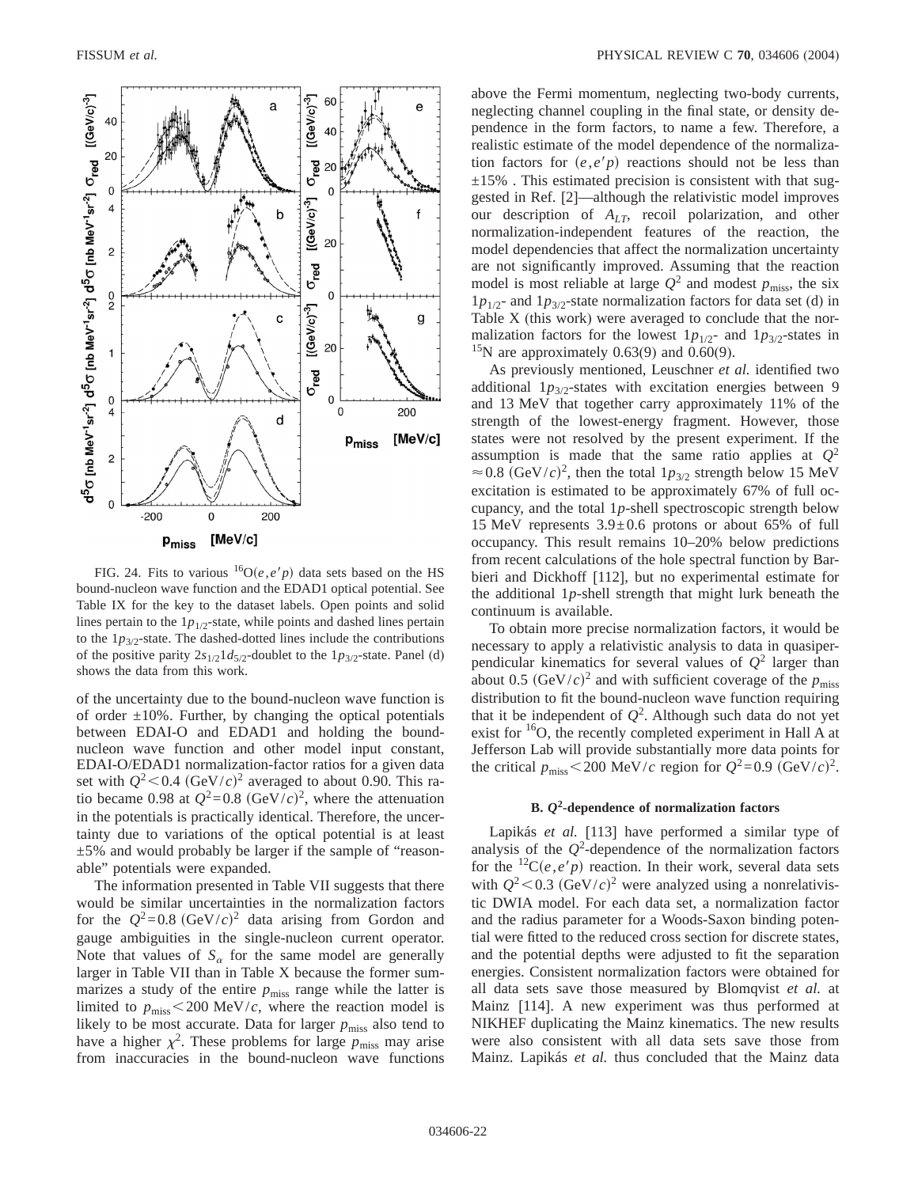FIG. 24. Fits to various $^{16}O(e,e'p)$ data sets based on the HS bound-nucleon wave function and the EDAD1 optical potential. See Table IX for the key to the dataset labels. Open points and solid lines pertain to the $1p_{1/2}$-state, while points and dashed lines pertain to the $1p_{3/2}$-state. The dashed-dotted lines include the contributions of the positive parity $2s_{1/2}1d_{5/2}$-doublet to the $1p_{3/2}$-state. Panel (d) shows the data from this work.

of the uncertainty due to the bound-nucleon wave function is of order ±10%. Further, by changing the optical potentials between EDAI-O and EDAD1 and holding the bound-nucleon wave function and other model input constant, EDAI-O/EDAD1 normalization-factor ratios for a given data set with $Q^2 < 0.4$ $(\text{GeV}/c)^2$ averaged to about 0.90. This ratio became 0.98 at $Q^2 = 0.8$ $(\text{GeV}/c)^2$, where the attenuation in the potentials is practically identical. Therefore, the uncertainty due to variations of the optical potential is at least ±5% and would probably be larger if the sample of "reasonable" potentials were expanded.

The information presented in Table VII suggests that there would be similar uncertainties in the normalization factors for the $Q^2 = 0.8$ $(\text{GeV}/c)^2$ data arising from Gordon and gauge ambiguities in the single-nucleon current operator. Note that values of $S_\alpha$ for the same model are generally larger in Table VII than in Table X because the former summarizes a study of the entire $p_{\text{miss}}$ range while the latter is limited to $p_{\text{miss}} < 200$ MeV/$c$, where the reaction model is likely to be most accurate. Data for larger $p_{\text{miss}}$ also tend to have a higher $\chi^2$. These problems for large $p_{\text{miss}}$ may arise from inaccuracies in the bound-nucleon wave functions above the Fermi momentum, neglecting two-body currents, neglecting channel coupling in the final state, or density dependence in the form factors, to name a few. Therefore, a realistic estimate of the model dependence of the normalization factors for $(e,e'p)$ reactions should not be less than ±15% . This estimated precision is consistent with that suggested in Ref. [2]—although the relativistic model improves our description of $A_{LT}$, recoil polarization, and other normalization-independent features of the reaction, the model dependencies that affect the normalization uncertainty are not significantly improved. Assuming that the reaction model is most reliable at large $Q^2$ and modest $p_{\text{miss}}$, the six $1p_{1/2}$- and $1p_{3/2}$-state normalization factors for data set (d) in Table X (this work) were averaged to conclude that the normalization factors for the lowest $1p_{1/2}$- and $1p_{3/2}$-states in $^{15}N$ are approximately 0.63(9) and 0.60(9).

As previously mentioned, Leuschner *et al.* identified two additional $1p_{3/2}$-states with excitation energies between 9 and 13 MeV that together carry approximately 11% of the strength of the lowest-energy fragment. However, those states were not resolved by the present experiment. If the assumption is made that the same ratio applies at $Q^2 \approx 0.8$ $(\text{GeV}/c)^2$, then the total $1p_{3/2}$ strength below 15 MeV excitation is estimated to be approximately 67% of full occupancy, and the total $1p$-shell spectroscopic strength below 15 MeV represents $3.9 \pm 0.6$ protons or about 65% of full occupancy. This result remains 10–20% below predictions from recent calculations of the hole spectral function by Barbieri and Dickhoff [112], but no experimental estimate for the additional $1p$-shell strength that might lurk beneath the continuum is available.

To obtain more precise normalization factors, it would be necessary to apply a relativistic analysis to data in quasiperpendicular kinematics for several values of $Q^2$ larger than about 0.5 $(\text{GeV}/c)^2$ and with sufficient coverage of the $p_{\text{miss}}$ distribution to fit the bound-nucleon wave function requiring that it be independent of $Q^2$. Although such data do not yet exist for $^{16}O$, the recently completed experiment in Hall A at Jefferson Lab will provide substantially more data points for the critical $p_{\text{miss}} < 200$ MeV/$c$ region for $Q^2 = 0.9$ $(\text{GeV}/c)^2$.

### B. $Q^2$-dependence of normalization factors

Lapikás *et al.* [113] have performed a similar type of analysis of the $Q^2$-dependence of the normalization factors for the $^{12}C(e,e'p)$ reaction. In their work, several data sets with $Q^2 < 0.3$ $(\text{GeV}/c)^2$ were analyzed using a nonrelativistic DWIA model. For each data set, a normalization factor and the radius parameter for a Woods-Saxon binding potential were fitted to the reduced cross section for discrete states, and the potential depths were adjusted to fit the separation energies. Consistent normalization factors were obtained for all data sets save those measured by Blomqvist *et al.* at Mainz [114]. A new experiment was thus performed at NIKHEF duplicating the Mainz kinematics. The new results were also consistent with all data sets save those from Mainz. Lapikás *et al.* thus concluded that the Mainz data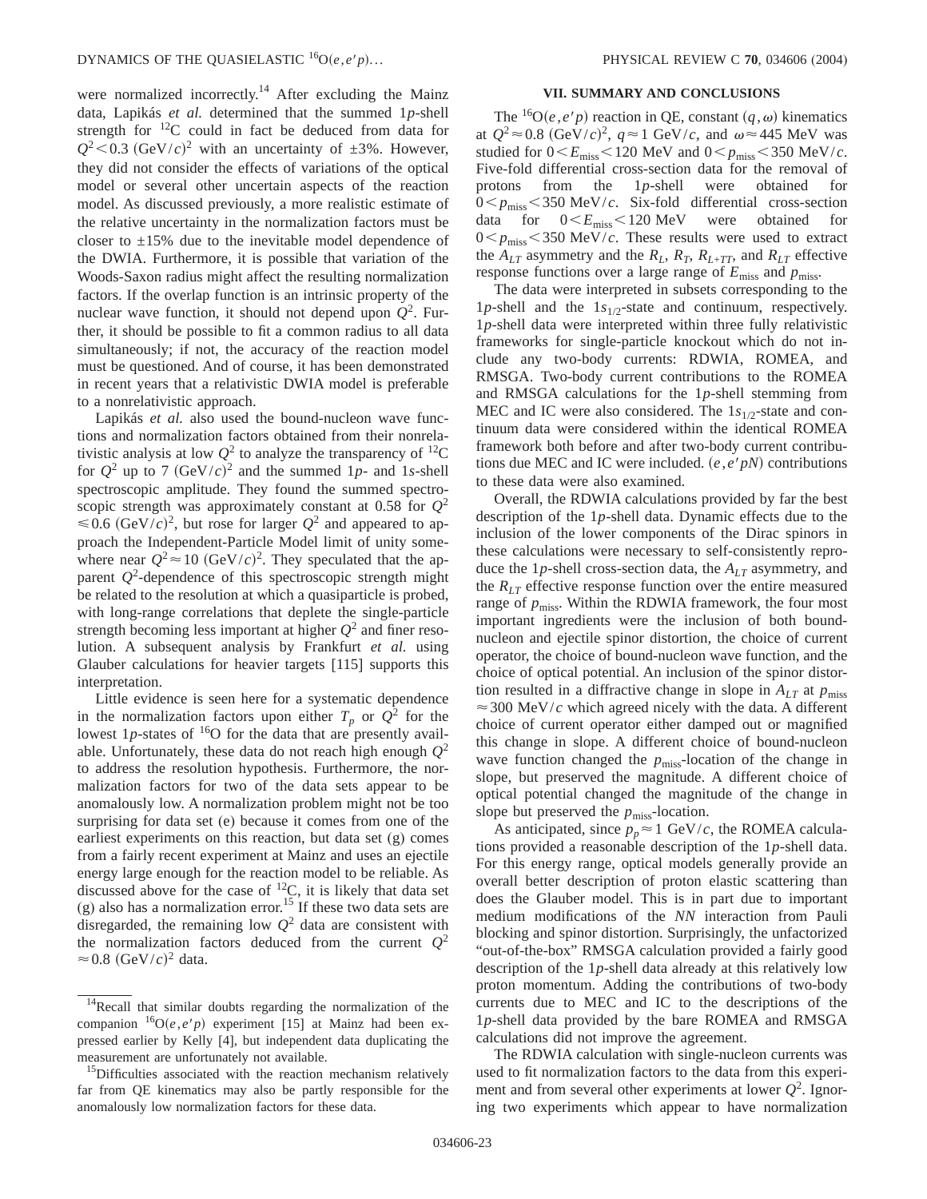were normalized incorrectly.[14] After excluding the Mainz data, Lapikás *et al.* determined that the summed 1$p$-shell strength for $^{12}$C could in fact be deduced from data for $Q^2 < 0.3$ (GeV/$c$)$^2$ with an uncertainty of $\pm 3\%$. However, they did not consider the effects of variations of the optical model or several other uncertain aspects of the reaction model. As discussed previously, a more realistic estimate of the relative uncertainty in the normalization factors must be closer to $\pm 15\%$ due to the inevitable model dependence of the DWIA. Furthermore, it is possible that variation of the Woods-Saxon radius might affect the resulting normalization factors. If the overlap function is an intrinsic property of the nuclear wave function, it should not depend upon $Q^2$. Further, it should be possible to fit a common radius to all data simultaneously; if not, the accuracy of the reaction model must be questioned. And of course, it has been demonstrated in recent years that a relativistic DWIA model is preferable to a nonrelativistic approach.

Lapikás *et al.* also used the bound-nucleon wave functions and normalization factors obtained from their nonrelativistic analysis at low $Q^2$ to analyze the transparency of $^{12}$C for $Q^2$ up to 7 (GeV/$c$)$^2$ and the summed 1$p$- and 1$s$-shell spectroscopic amplitude. They found the summed spectroscopic strength was approximately constant at 0.58 for $Q^2 \leqslant 0.6$ (GeV/$c$)$^2$, but rose for larger $Q^2$ and appeared to approach the Independent-Particle Model limit of unity somewhere near $Q^2 \approx 10$ (GeV/$c$)$^2$. They speculated that the apparent $Q^2$-dependence of this spectroscopic strength might be related to the resolution at which a quasiparticle is probed, with long-range correlations that deplete the single-particle strength becoming less important at higher $Q^2$ and finer resolution. A subsequent analysis by Frankfurt *et al.* using Glauber calculations for heavier targets [115] supports this interpretation.

Little evidence is seen here for a systematic dependence in the normalization factors upon either $T_p$ or $Q^2$ for the lowest 1$p$-states of $^{16}$O for the data that are presently available. Unfortunately, these data do not reach high enough $Q^2$ to address the resolution hypothesis. Furthermore, the normalization factors for two of the data sets appear to be anomalously low. A normalization problem might not be too surprising for data set (e) because it comes from one of the earliest experiments on this reaction, but data set (g) comes from a fairly recent experiment at Mainz and uses an ejectile energy large enough for the reaction model to be reliable. As discussed above for the case of $^{12}$C, it is likely that data set (g) also has a normalization error.[15] If these two data sets are disregarded, the remaining low $Q^2$ data are consistent with the normalization factors deduced from the current $Q^2 \approx 0.8$ (GeV/$c$)$^2$ data.

[14] Recall that similar doubts regarding the normalization of the companion $^{16}$O$(e,e'p)$ experiment [15] at Mainz had been expressed earlier by Kelly [4], but independent data duplicating the measurement are unfortunately not available.

[15] Difficulties associated with the reaction mechanism relatively far from QE kinematics may also be partly responsible for the anomalously low normalization factors for these data.

## VII. SUMMARY AND CONCLUSIONS

The $^{16}$O$(e,e'p)$ reaction in QE, constant $(q,\omega)$ kinematics at $Q^2 \approx 0.8$ (GeV/$c$)$^2$, $q \approx 1$ GeV/$c$, and $\omega \approx 445$ MeV was studied for $0 < E_{\rm miss} < 120$ MeV and $0 < p_{\rm miss} < 350$ MeV/$c$. Five-fold differential cross-section data for the removal of protons from the 1$p$-shell were obtained for $0 < p_{\rm miss} < 350$ MeV/$c$. Six-fold differential cross-section data for $0 < E_{\rm miss} < 120$ MeV were obtained for $0 < p_{\rm miss} < 350$ MeV/$c$. These results were used to extract the $A_{LT}$ asymmetry and the $R_L$, $R_T$, $R_{L+TT}$, and $R_{LT}$ effective response functions over a large range of $E_{\rm miss}$ and $p_{\rm miss}$.

The data were interpreted in subsets corresponding to the 1$p$-shell and the 1$s_{1/2}$-state and continuum, respectively. 1$p$-shell data were interpreted within three fully relativistic frameworks for single-particle knockout which do not include any two-body currents: RDWIA, ROMEA, and RMSGA. Two-body current contributions to the ROMEA and RMSGA calculations for the 1$p$-shell stemming from MEC and IC were also considered. The 1$s_{1/2}$-state and continuum data were considered within the identical ROMEA framework both before and after two-body current contributions due MEC and IC were included. $(e,e'pN)$ contributions to these data were also examined.

Overall, the RDWIA calculations provided by far the best description of the 1$p$-shell data. Dynamic effects due to the inclusion of the lower components of the Dirac spinors in these calculations were necessary to self-consistently reproduce the 1$p$-shell cross-section data, the $A_{LT}$ asymmetry, and the $R_{LT}$ effective response function over the entire measured range of $p_{\rm miss}$. Within the RDWIA framework, the four most important ingredients were the inclusion of both bound-nucleon and ejectile spinor distortion, the choice of current operator, the choice of bound-nucleon wave function, and the choice of optical potential. An inclusion of the spinor distortion resulted in a diffractive change in slope in $A_{LT}$ at $p_{\rm miss} \approx 300$ MeV/$c$ which agreed nicely with the data. A different choice of current operator either damped out or magnified this change in slope. A different choice of bound-nucleon wave function changed the $p_{\rm miss}$-location of the change in slope, but preserved the magnitude. A different choice of optical potential changed the magnitude of the change in slope but preserved the $p_{\rm miss}$-location.

As anticipated, since $p_p \approx 1$ GeV/$c$, the ROMEA calculations provided a reasonable description of the 1$p$-shell data. For this energy range, optical models generally provide an overall better description of proton elastic scattering than does the Glauber model. This is in part due to important medium modifications of the *NN* interaction from Pauli blocking and spinor distortion. Surprisingly, the unfactorized "out-of-the-box" RMSGA calculation provided a fairly good description of the 1$p$-shell data already at this relatively low proton momentum. Adding the contributions of two-body currents due to MEC and IC to the descriptions of the 1$p$-shell data provided by the bare ROMEA and RMSGA calculations did not improve the agreement.

The RDWIA calculation with single-nucleon currents was used to fit normalization factors to the data from this experiment and from several other experiments at lower $Q^2$. Ignoring two experiments which appear to have normalization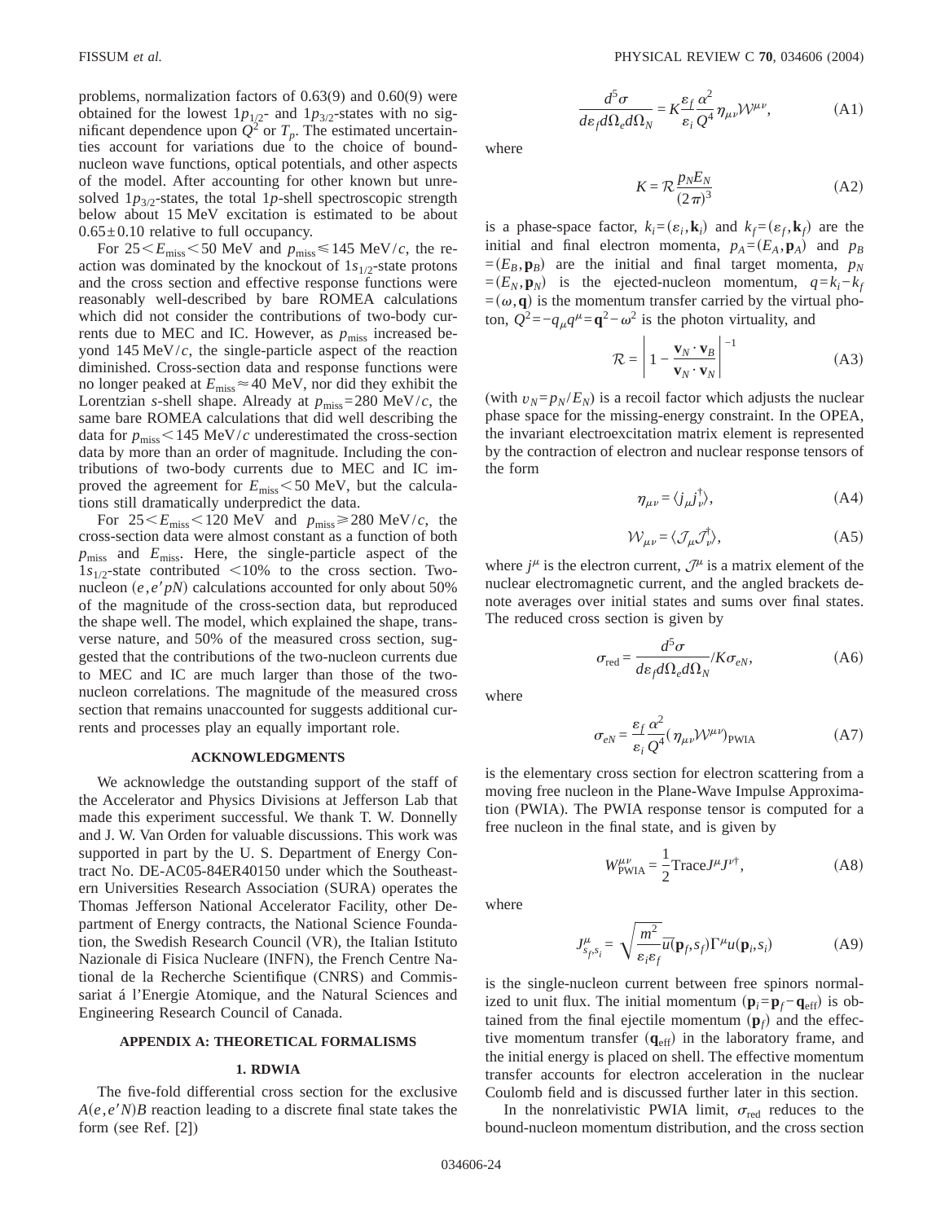problems, normalization factors of 0.63(9) and 0.60(9) were obtained for the lowest $1p_{1/2}$- and $1p_{3/2}$-states with no significant dependence upon $Q^2$ or $T_p$. The estimated uncertainties account for variations due to the choice of bound-nucleon wave functions, optical potentials, and other aspects of the model. After accounting for other known but unresolved $1p_{3/2}$-states, the total $1p$-shell spectroscopic strength below about 15 MeV excitation is estimated to be about $0.65 \pm 0.10$ relative to full occupancy.

For $25 < E_{\text{miss}} < 50$ MeV and $p_{\text{miss}} \leq 145$ MeV/$c$, the reaction was dominated by the knockout of $1s_{1/2}$-state protons and the cross section and effective response functions were reasonably well-described by bare ROMEA calculations which did not consider the contributions of two-body currents due to MEC and IC. However, as $p_{\text{miss}}$ increased beyond 145 MeV/$c$, the single-particle aspect of the reaction diminished. Cross-section data and response functions were no longer peaked at $E_{\text{miss}} \approx 40$ MeV, nor did they exhibit the Lorentzian $s$-shell shape. Already at $p_{\text{miss}} = 280$ MeV/$c$, the same bare ROMEA calculations that did well describing the data for $p_{\text{miss}} < 145$ MeV/$c$ underestimated the cross-section data by more than an order of magnitude. Including the contributions of two-body currents due to MEC and IC improved the agreement for $E_{\text{miss}} < 50$ MeV, but the calculations still dramatically underpredict the data.

For $25 < E_{\text{miss}} < 120$ MeV and $p_{\text{miss}} \geq 280$ MeV/$c$, the cross-section data were almost constant as a function of both $p_{\text{miss}}$ and $E_{\text{miss}}$. Here, the single-particle aspect of the $1s_{1/2}$-state contributed $< 10\%$ to the cross section. Two-nucleon $(e,e'pN)$ calculations accounted for only about 50% of the magnitude of the cross-section data, but reproduced the shape well. The model, which explained the shape, transverse nature, and 50% of the measured cross section, suggested that the contributions of the two-nucleon currents due to MEC and IC are much larger than those of the two-nucleon correlations. The magnitude of the measured cross section that remains unaccounted for suggests additional currents and processes play an equally important role.

## ACKNOWLEDGMENTS

We acknowledge the outstanding support of the staff of the Accelerator and Physics Divisions at Jefferson Lab that made this experiment successful. We thank T. W. Donnelly and J. W. Van Orden for valuable discussions. This work was supported in part by the U. S. Department of Energy Contract No. DE-AC05-84ER40150 under which the Southeastern Universities Research Association (SURA) operates the Thomas Jefferson National Accelerator Facility, other Department of Energy contracts, the National Science Foundation, the Swedish Research Council (VR), the Italian Istituto Nazionale di Fisica Nucleare (INFN), the French Centre National de la Recherche Scientifique (CNRS) and Commissariat á l'Energie Atomique, and the Natural Sciences and Engineering Research Council of Canada.

## APPENDIX A: THEORETICAL FORMALISMS

### 1. RDWIA

The five-fold differential cross section for the exclusive $A(e,e'N)B$ reaction leading to a discrete final state takes the form (see Ref. [2])

$$\frac{d^5\sigma}{d\varepsilon_f d\Omega_e d\Omega_N} = K \frac{\varepsilon_f}{\varepsilon_i} \frac{\alpha^2}{Q^4} \eta_{\mu\nu} \mathcal{W}^{\mu\nu}, \tag{A1}$$

where

$$K = \mathcal{R} \frac{p_N E_N}{(2\pi)^3} \tag{A2}$$

is a phase-space factor, $k_i = (\varepsilon_i, \mathbf{k}_i)$ and $k_f = (\varepsilon_f, \mathbf{k}_f)$ are the initial and final electron momenta, $p_A = (E_A, \mathbf{p}_A)$ and $p_B = (E_B, \mathbf{p}_B)$ are the initial and final target momenta, $p_N = (E_N, \mathbf{p}_N)$ is the ejected-nucleon momentum, $q = k_i - k_f = (\omega, \mathbf{q})$ is the momentum transfer carried by the virtual photon, $Q^2 = -q_\mu q^\mu = \mathbf{q}^2 - \omega^2$ is the photon virtuality, and

$$\mathcal{R} = \left| 1 - \frac{\mathbf{v}_N \cdot \mathbf{v}_B}{\mathbf{v}_N \cdot \mathbf{v}_N} \right|^{-1} \tag{A3}$$

(with $v_N = p_N / E_N$) is a recoil factor which adjusts the nuclear phase space for the missing-energy constraint. In the OPEA, the invariant electroexcitation matrix element is represented by the contraction of electron and nuclear response tensors of the form

$$\eta_{\mu\nu} = \langle j_\mu j_\nu^\dagger \rangle, \tag{A4}$$

$$\mathcal{W}_{\mu\nu} = \langle \mathcal{J}_\mu \mathcal{J}_\nu^\dagger \rangle, \tag{A5}$$

where $j^\mu$ is the electron current, $\mathcal{J}^\mu$ is a matrix element of the nuclear electromagnetic current, and the angled brackets denote averages over initial states and sums over final states. The reduced cross section is given by

$$\sigma_{\text{red}} = \frac{d^5\sigma}{d\varepsilon_f d\Omega_e d\Omega_N} / K\sigma_{eN}, \tag{A6}$$

where

$$\sigma_{eN} = \frac{\varepsilon_f}{\varepsilon_i} \frac{\alpha^2}{Q^4} (\eta_{\mu\nu} \mathcal{W}^{\mu\nu})_{\text{PWIA}} \tag{A7}$$

is the elementary cross section for electron scattering from a moving free nucleon in the Plane-Wave Impulse Approximation (PWIA). The PWIA response tensor is computed for a free nucleon in the final state, and is given by

$$W^{\mu\nu}_{\text{PWIA}} = \frac{1}{2} \text{Trace} J^\mu J^{\nu\dagger}, \tag{A8}$$

where

$$J^\mu_{s_f, s_i} = \sqrt{\frac{m^2}{\varepsilon_i \varepsilon_f}} \bar{u}(\mathbf{p}_f, s_f) \Gamma^\mu u(\mathbf{p}_i, s_i) \tag{A9}$$

is the single-nucleon current between free spinors normalized to unit flux. The initial momentum $(\mathbf{p}_i = \mathbf{p}_f - \mathbf{q}_{\text{eff}})$ is obtained from the final ejectile momentum $(\mathbf{p}_f)$ and the effective momentum transfer $(\mathbf{q}_{\text{eff}})$ in the laboratory frame, and the initial energy is placed on shell. The effective momentum transfer accounts for electron acceleration in the nuclear Coulomb field and is discussed further later in this section.

In the nonrelativistic PWIA limit, $\sigma_{\text{red}}$ reduces to the bound-nucleon momentum distribution, and the cross section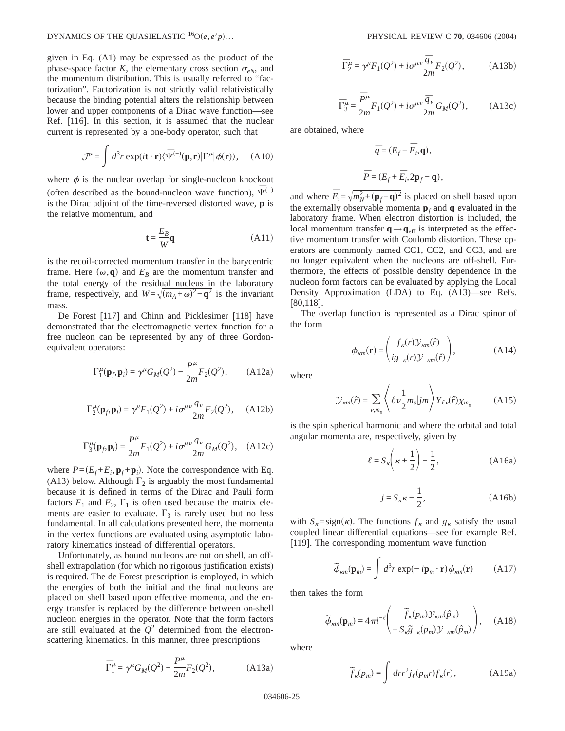given in Eq. (A1) may be expressed as the product of the phase-space factor $K$, the elementary cross section $\sigma_{eN}$, and the momentum distribution. This is usually referred to "factorization". Factorization is not strictly valid relativistically because the binding potential alters the relationship between lower and upper components of a Dirac wave function—see Ref. [116]. In this section, it is assumed that the nuclear current is represented by a one-body operator, such that

$$\mathcal{J}^{\mu} = \int d^3r \exp(i\mathbf{t}\cdot\mathbf{r})\langle\overline{\Psi}^{(-)}(\mathbf{p},\mathbf{r})|\Gamma^{\mu}|\phi(\mathbf{r})\rangle, \quad \text{(A10)}$$

where $\phi$ is the nuclear overlap for single-nucleon knockout (often described as the bound-nucleon wave function), $\overline{\Psi}^{(-)}$ is the Dirac adjoint of the time-reversed distorted wave, $\mathbf{p}$ is the relative momentum, and

$$\mathbf{t} = \frac{E_B}{W}\mathbf{q} \quad \text{(A11)}$$

is the recoil-corrected momentum transfer in the barycentric frame. Here $(\omega,\mathbf{q})$ and $E_B$ are the momentum transfer and the total energy of the residual nucleus in the laboratory frame, respectively, and $W=\sqrt{(m_A+\omega)^2-\mathbf{q}^2}$ is the invariant mass.

De Forest [117] and Chinn and Picklesimer [118] have demonstrated that the electromagnetic vertex function for a free nucleon can be represented by any of three Gordon-equivalent operators:

$$\Gamma_1^{\mu}(\mathbf{p}_f,\mathbf{p}_i) = \gamma^{\mu}G_M(Q^2) - \frac{P^{\mu}}{2m}F_2(Q^2), \quad \text{(A12a)}$$

$$\Gamma_2^{\mu}(\mathbf{p}_f,\mathbf{p}_i) = \gamma^{\mu}F_1(Q^2) + i\sigma^{\mu\nu}\frac{q_{\nu}}{2m}F_2(Q^2), \quad \text{(A12b)}$$

$$\Gamma_3^{\mu}(\mathbf{p}_f,\mathbf{p}_i) = \frac{P^{\mu}}{2m}F_1(Q^2) + i\sigma^{\mu\nu}\frac{q_{\nu}}{2m}G_M(Q^2), \quad \text{(A12c)}$$

where $P=(E_f+E_i,\mathbf{p}_f+\mathbf{p}_i)$. Note the correspondence with Eq. (A13) below. Although $\Gamma_2$ is arguably the most fundamental because it is defined in terms of the Dirac and Pauli form factors $F_1$ and $F_2$, $\Gamma_1$ is often used because the matrix elements are easier to evaluate. $\Gamma_3$ is rarely used but no less fundamental. In all calculations presented here, the momenta in the vertex functions are evaluated using asymptotic laboratory kinematics instead of differential operators.

Unfortunately, as bound nucleons are not on shell, an off-shell extrapolation (for which no rigorous justification exists) is required. The de Forest prescription is employed, in which the energies of both the initial and the final nucleons are placed on shell based upon effective momenta, and the energy transfer is replaced by the difference between on-shell nucleon energies in the operator. Note that the form factors are still evaluated at the $Q^2$ determined from the electron-scattering kinematics. In this manner, three prescriptions

$$\overline{\Gamma}_1^{\mu} = \gamma^{\mu}G_M(Q^2) - \frac{\overline{P}^{\mu}}{2m}F_2(Q^2), \quad \text{(A13a)}$$

$$\overline{\Gamma}_2^{\mu} = \gamma^{\mu}F_1(Q^2) + i\sigma^{\mu\nu}\frac{\overline{q}_{\nu}}{2m}F_2(Q^2), \quad \text{(A13b)}$$

$$\overline{\Gamma}_3^{\mu} = \frac{\overline{P}^{\mu}}{2m}F_1(Q^2) + i\sigma^{\mu\nu}\frac{\overline{q}_{\nu}}{2m}G_M(Q^2), \quad \text{(A13c)}$$

are obtained, where

$$\overline{q} = (E_f - \overline{E}_i, \mathbf{q}),$$

$$\overline{P} = (E_f + \overline{E}_i, 2\mathbf{p}_f - \mathbf{q}),$$

and where $\overline{E}_i=\sqrt{m_N^2+(\mathbf{p}_f-\mathbf{q})^2}$ is placed on shell based upon the externally observable momenta $\mathbf{p}_f$ and $\mathbf{q}$ evaluated in the laboratory frame. When electron distortion is included, the local momentum transfer $\mathbf{q}\rightarrow\mathbf{q}_{\text{eff}}$ is interpreted as the effective momentum transfer with Coulomb distortion. These operators are commonly named CC1, CC2, and CC3, and are no longer equivalent when the nucleons are off-shell. Furthermore, the effects of possible density dependence in the nucleon form factors can be evaluated by applying the Local Density Approximation (LDA) to Eq. (A13)—see Refs. [80,118].

The overlap function is represented as a Dirac spinor of the form

$$\phi_{\kappa m}(\mathbf{r}) = \begin{pmatrix} f_{\kappa}(r)\mathcal{Y}_{\kappa m}(\hat{r}) \\ ig_{-\kappa}(r)\mathcal{Y}_{-\kappa m}(\hat{r}) \end{pmatrix}, \quad \text{(A14)}$$

where

$$\mathcal{Y}_{\kappa m}(\hat{r}) = \sum_{\nu,m_s}\left\langle \ell\nu\frac{1}{2}m_s|jm\right\rangle Y_{\ell\nu}(\hat{r})\chi_{m_s} \quad \text{(A15)}$$

is the spin spherical harmonic and where the orbital and total angular momenta are, respectively, given by

$$\ell = S_{\kappa}\left(\kappa+\frac{1}{2}\right)-\frac{1}{2}, \quad \text{(A16a)}$$

$$j = S_{\kappa}\kappa - \frac{1}{2}, \quad \text{(A16b)}$$

with $S_{\kappa}=\text{sign}(\kappa)$. The functions $f_{\kappa}$ and $g_{\kappa}$ satisfy the usual coupled linear differential equations—see for example Ref. [119]. The corresponding momentum wave function

$$\tilde{\phi}_{\kappa m}(\mathbf{p}_m) = \int d^3r \exp(-i\mathbf{p}_m\cdot\mathbf{r})\phi_{\kappa m}(\mathbf{r}) \quad \text{(A17)}$$

then takes the form

$$\tilde{\phi}_{\kappa m}(\mathbf{p}_m) = 4\pi i^{-\ell}\begin{pmatrix} \tilde{f}_{\kappa}(p_m)\mathcal{Y}_{\kappa m}(\hat{p}_m) \\ -S_{\kappa}\tilde{g}_{-\kappa}(p_m)\mathcal{Y}_{-\kappa m}(\hat{p}_m) \end{pmatrix}, \quad \text{(A18)}$$

where

$$\tilde{f}_{\kappa}(p_m) = \int dr r^2 j_{\ell}(p_m r)f_{\kappa}(r), \quad \text{(A19a)}$$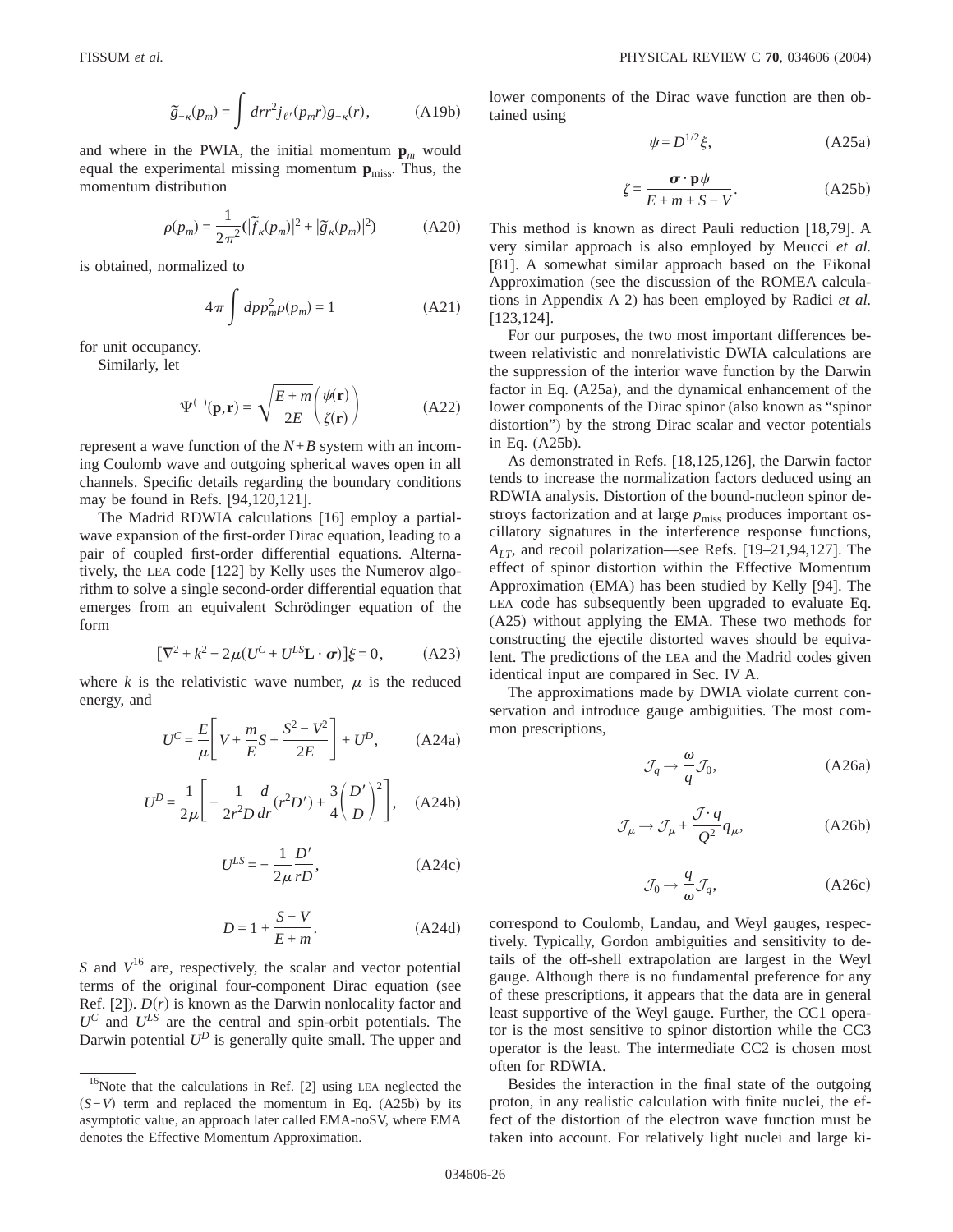$$\tilde{g}_{-\kappa}(p_m) = \int drr^2 j_{\ell'}(p_m r) g_{-\kappa}(r), \tag{A19b}$$

and where in the PWIA, the initial momentum $\mathbf{p}_m$ would equal the experimental missing momentum $\mathbf{p}_{\text{miss}}$. Thus, the momentum distribution

$$\rho(p_m) = \frac{1}{2\pi^2}(|\tilde{f}_\kappa(p_m)|^2 + |\tilde{g}_\kappa(p_m)|^2) \tag{A20}$$

is obtained, normalized to

$$4\pi \int dp p_m^2 \rho(p_m) = 1 \tag{A21}$$

for unit occupancy.

Similarly, let

$$\Psi^{(+)}(\mathbf{p},\mathbf{r}) = \sqrt{\frac{E+m}{2E}} \begin{pmatrix} \psi(\mathbf{r}) \\ \zeta(\mathbf{r}) \end{pmatrix} \tag{A22}$$

represent a wave function of the $N+B$ system with an incoming Coulomb wave and outgoing spherical waves open in all channels. Specific details regarding the boundary conditions may be found in Refs. [94,120,121].

The Madrid RDWIA calculations [16] employ a partial-wave expansion of the first-order Dirac equation, leading to a pair of coupled first-order differential equations. Alternatively, the LEA code [122] by Kelly uses the Numerov algorithm to solve a single second-order differential equation that emerges from an equivalent Schrödinger equation of the form

$$[\nabla^2 + k^2 - 2\mu(U^C + U^{LS}\mathbf{L}\cdot\boldsymbol{\sigma})]\xi = 0, \tag{A23}$$

where $k$ is the relativistic wave number, $\mu$ is the reduced energy, and

$$U^C = \frac{E}{\mu}\left[V + \frac{m}{E}S + \frac{S^2 - V^2}{2E}\right] + U^D, \tag{A24a}$$

$$U^D = \frac{1}{2\mu}\left[-\frac{1}{2r^2 D}\frac{d}{dr}(r^2 D') + \frac{3}{4}\left(\frac{D'}{D}\right)^2\right], \tag{A24b}$$

$$U^{LS} = -\frac{1}{2\mu}\frac{D'}{rD}, \tag{A24c}$$

$$D = 1 + \frac{S - V}{E + m}. \tag{A24d}$$

$S$ and $V$[16] are, respectively, the scalar and vector potential terms of the original four-component Dirac equation (see Ref. [2]). $D(r)$ is known as the Darwin nonlocality factor and $U^C$ and $U^{LS}$ are the central and spin-orbit potentials. The Darwin potential $U^D$ is generally quite small. The upper and lower components of the Dirac wave function are then obtained using

$$\psi = D^{1/2}\xi, \tag{A25a}$$

$$\zeta = \frac{\boldsymbol{\sigma}\cdot\mathbf{p}\psi}{E + m + S - V}. \tag{A25b}$$

This method is known as direct Pauli reduction [18,79]. A very similar approach is also employed by Meucci *et al.* [81]. A somewhat similar approach based on the Eikonal Approximation (see the discussion of the ROMEA calculations in Appendix A 2) has been employed by Radici *et al.* [123,124].

For our purposes, the two most important differences between relativistic and nonrelativistic DWIA calculations are the suppression of the interior wave function by the Darwin factor in Eq. (A25a), and the dynamical enhancement of the lower components of the Dirac spinor (also known as "spinor distortion") by the strong Dirac scalar and vector potentials in Eq. (A25b).

As demonstrated in Refs. [18,125,126], the Darwin factor tends to increase the normalization factors deduced using an RDWIA analysis. Distortion of the bound-nucleon spinor destroys factorization and at large $p_{\text{miss}}$ produces important oscillatory signatures in the interference response functions, $A_{LT}$, and recoil polarization—see Refs. [19–21,94,127]. The effect of spinor distortion within the Effective Momentum Approximation (EMA) has been studied by Kelly [94]. The LEA code has subsequently been upgraded to evaluate Eq. (A25) without applying the EMA. These two methods for constructing the ejectile distorted waves should be equivalent. The predictions of the LEA and the Madrid codes given identical input are compared in Sec. IV A.

The approximations made by DWIA violate current conservation and introduce gauge ambiguities. The most common prescriptions,

$$\mathcal{J}_q \to \frac{\omega}{q}\mathcal{J}_0, \tag{A26a}$$

$$\mathcal{J}_\mu \to \mathcal{J}_\mu + \frac{\mathcal{J}\cdot q}{Q^2}q_\mu, \tag{A26b}$$

$$\mathcal{J}_0 \to \frac{q}{\omega}\mathcal{J}_q, \tag{A26c}$$

correspond to Coulomb, Landau, and Weyl gauges, respectively. Typically, Gordon ambiguities and sensitivity to details of the off-shell extrapolation are largest in the Weyl gauge. Although there is no fundamental preference for any of these prescriptions, it appears that the data are in general least supportive of the Weyl gauge. Further, the CC1 operator is the most sensitive to spinor distortion while the CC3 operator is the least. The intermediate CC2 is chosen most often for RDWIA.

Besides the interaction in the final state of the outgoing proton, in any realistic calculation with finite nuclei, the effect of the distortion of the electron wave function must be taken into account. For relatively light nuclei and large ki-

---

[16] Note that the calculations in Ref. [2] using LEA neglected the $(S-V)$ term and replaced the momentum in Eq. (A25b) by its asymptotic value, an approach later called EMA-noSV, where EMA denotes the Effective Momentum Approximation.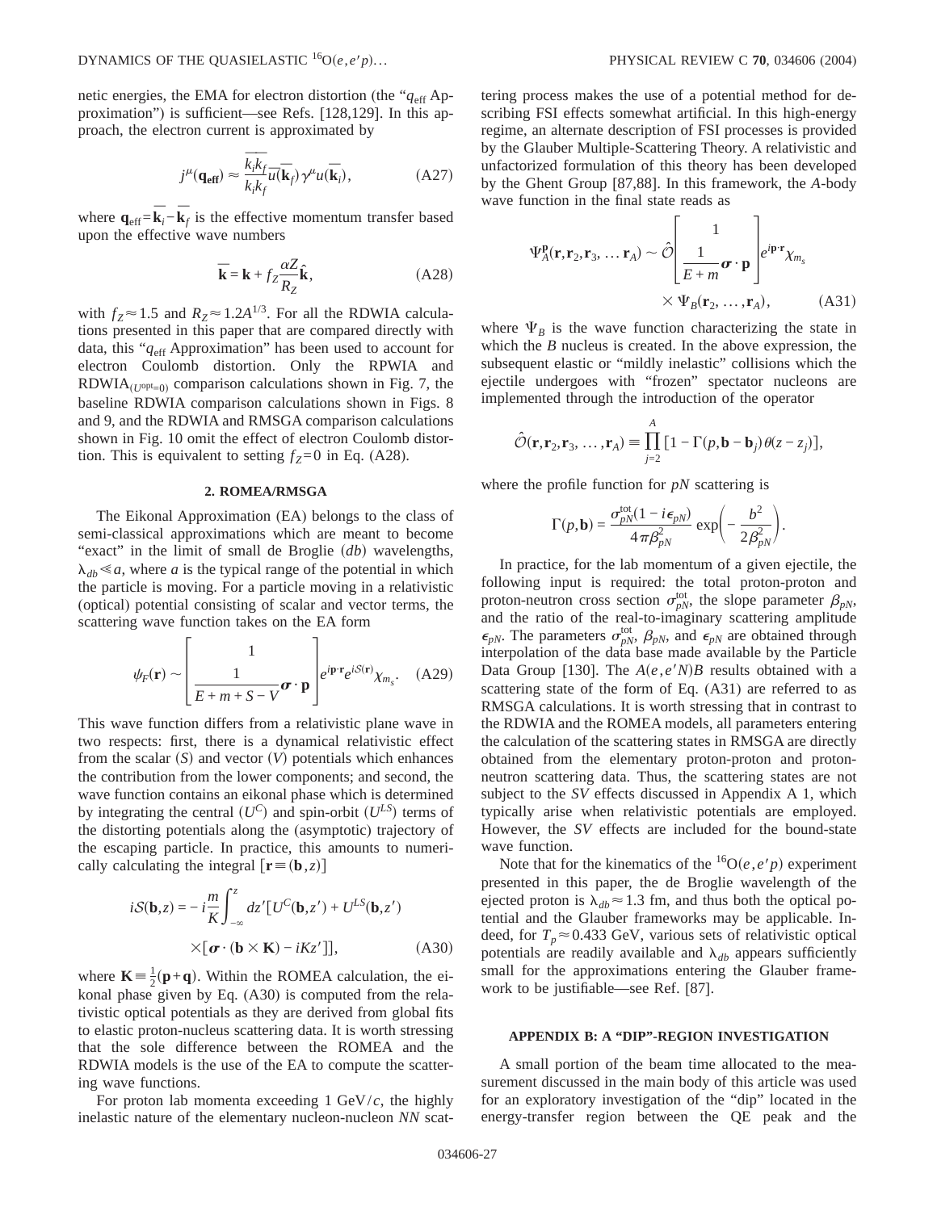netic energies, the EMA for electron distortion (the "$q_{\rm eff}$ Approximation") is sufficient—see Refs. [128,129]. In this approach, the electron current is approximated by

$$j^{\mu}(\mathbf{q_{eff}}) \approx \frac{\overline{k_i k_f}}{k_i k_f} \bar{u}(\overline{\mathbf{k}}_f)\gamma^{\mu} u(\overline{\mathbf{k}}_i), \tag{A27}$$

where $\mathbf{q}_{\rm eff} = \overline{\mathbf{k}}_i - \overline{\mathbf{k}}_f$ is the effective momentum transfer based upon the effective wave numbers

$$\overline{\mathbf{k}} = \mathbf{k} + f_Z \frac{\alpha Z}{R_Z}\hat{\mathbf{k}}, \tag{A28}$$

with $f_Z \approx 1.5$ and $R_Z \approx 1.2A^{1/3}$. For all the RDWIA calculations presented in this paper that are compared directly with data, this "$q_{\rm eff}$ Approximation" has been used to account for electron Coulomb distortion. Only the RPWIA and $\text{RDWIA}_{(U^{\rm opt}=0)}$ comparison calculations shown in Fig. 7, the baseline RDWIA comparison calculations shown in Figs. 8 and 9, and the RDWIA and RMSGA comparison calculations shown in Fig. 10 omit the effect of electron Coulomb distortion. This is equivalent to setting $f_Z = 0$ in Eq. (A28).

### 2. ROMEA/RMSGA

The Eikonal Approximation (EA) belongs to the class of semi-classical approximations which are meant to become "exact" in the limit of small de Broglie ($db$) wavelengths, $\lambda_{db} \ll a$, where $a$ is the typical range of the potential in which the particle is moving. For a particle moving in a relativistic (optical) potential consisting of scalar and vector terms, the scattering wave function takes on the EA form

$$\psi_F(\mathbf{r}) \sim \begin{bmatrix} 1 \\ \dfrac{1}{E+m+S-V}\boldsymbol{\sigma}\cdot\mathbf{p} \end{bmatrix} e^{i\mathbf{p}\cdot\mathbf{r}} e^{i\mathcal{S}(\mathbf{r})}\chi_{m_s}. \tag{A29}$$

This wave function differs from a relativistic plane wave in two respects: first, there is a dynamical relativistic effect from the scalar ($S$) and vector ($V$) potentials which enhances the contribution from the lower components; and second, the wave function contains an eikonal phase which is determined by integrating the central ($U^C$) and spin-orbit ($U^{LS}$) terms of the distorting potentials along the (asymptotic) trajectory of the escaping particle. In practice, this amounts to numerically calculating the integral [$\mathbf{r} \equiv (\mathbf{b}, z)$]

$$i\mathcal{S}(\mathbf{b},z) = -i\frac{m}{K}\int_{-\infty}^{z} dz' [U^C(\mathbf{b},z') + U^{LS}(\mathbf{b},z') \times [\boldsymbol{\sigma}\cdot(\mathbf{b}\times\mathbf{K}) - iKz']], \tag{A30}$$

where $\mathbf{K} \equiv \frac{1}{2}(\mathbf{p}+\mathbf{q})$. Within the ROMEA calculation, the eikonal phase given by Eq. (A30) is computed from the relativistic optical potentials as they are derived from global fits to elastic proton-nucleus scattering data. It is worth stressing that the sole difference between the ROMEA and the RDWIA models is the use of the EA to compute the scattering wave functions.

For proton lab momenta exceeding 1 GeV/$c$, the highly inelastic nature of the elementary nucleon-nucleon $NN$ scattering process makes the use of a potential method for describing FSI effects somewhat artificial. In this high-energy regime, an alternate description of FSI processes is provided by the Glauber Multiple-Scattering Theory. A relativistic and unfactorized formulation of this theory has been developed by the Ghent Group [87,88]. In this framework, the $A$-body wave function in the final state reads as

$$\Psi_A^{\mathbf{p}}(\mathbf{r},\mathbf{r}_2,\mathbf{r}_3,\ldots\mathbf{r}_A) \sim \hat{\mathcal{O}}\begin{bmatrix} 1 \\ \dfrac{1}{E+m}\boldsymbol{\sigma}\cdot\mathbf{p} \end{bmatrix} e^{i\mathbf{p}\cdot\mathbf{r}}\chi_{m_s} \times \Psi_B(\mathbf{r}_2,\ldots,\mathbf{r}_A), \tag{A31}$$

where $\Psi_B$ is the wave function characterizing the state in which the $B$ nucleus is created. In the above expression, the subsequent elastic or "mildly inelastic" collisions which the ejectile undergoes with "frozen" spectator nucleons are implemented through the introduction of the operator

$$\hat{\mathcal{O}}(\mathbf{r},\mathbf{r}_2,\mathbf{r}_3,\ldots,\mathbf{r}_A) \equiv \prod_{j=2}^{A}[1-\Gamma(p,\mathbf{b}-\mathbf{b}_j)\theta(z-z_j)],$$

where the profile function for $pN$ scattering is

$$\Gamma(p,\mathbf{b}) = \frac{\sigma_{pN}^{\rm tot}(1-i\epsilon_{pN})}{4\pi\beta_{pN}^2}\exp\left(-\frac{b^2}{2\beta_{pN}^2}\right).$$

In practice, for the lab momentum of a given ejectile, the following input is required: the total proton-proton and proton-neutron cross section $\sigma_{pN}^{\rm tot}$, the slope parameter $\beta_{pN}$, and the ratio of the real-to-imaginary scattering amplitude $\epsilon_{pN}$. The parameters $\sigma_{pN}^{\rm tot}$, $\beta_{pN}$, and $\epsilon_{pN}$ are obtained through interpolation of the data base made available by the Particle Data Group [130]. The $A(e,e'N)B$ results obtained with a scattering state of the form of Eq. (A31) are referred to as RMSGA calculations. It is worth stressing that in contrast to the RDWIA and the ROMEA models, all parameters entering the calculation of the scattering states in RMSGA are directly obtained from the elementary proton-proton and proton-neutron scattering data. Thus, the scattering states are not subject to the $SV$ effects discussed in Appendix A 1, which typically arise when relativistic potentials are employed. However, the $SV$ effects are included for the bound-state wave function.

Note that for the kinematics of the $^{16}$O$(e,e'p)$ experiment presented in this paper, the de Broglie wavelength of the ejected proton is $\lambda_{db} \approx 1.3$ fm, and thus both the optical potential and the Glauber frameworks may be applicable. Indeed, for $T_p \approx 0.433$ GeV, various sets of relativistic optical potentials are readily available and $\lambda_{db}$ appears sufficiently small for the approximations entering the Glauber framework to be justifiable—see Ref. [87].

## APPENDIX B: A "DIP"-REGION INVESTIGATION

A small portion of the beam time allocated to the measurement discussed in the main body of this article was used for an exploratory investigation of the "dip" located in the energy-transfer region between the QE peak and the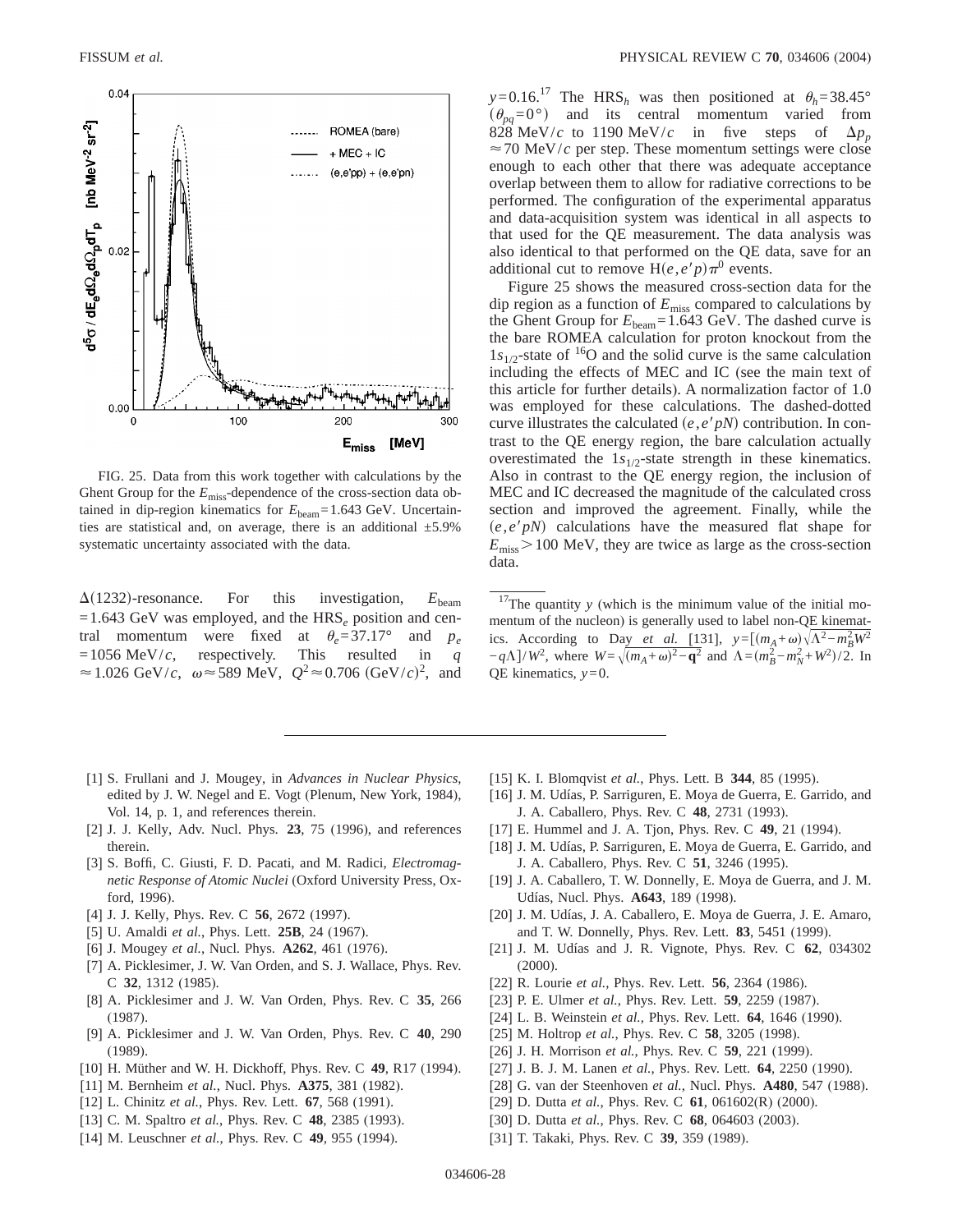FIG. 25. Data from this work together with calculations by the Ghent Group for the $E_{miss}$-dependence of the cross-section data obtained in dip-region kinematics for $E_{beam}$=1.643 GeV. Uncertainties are statistical and, on average, there is an additional ±5.9% systematic uncertainty associated with the data.

$\Delta(1232)$-resonance. For this investigation, $E_{beam}$ =1.643 GeV was employed, and the HRS$_e$ position and central momentum were fixed at $\theta_e$=37.17° and $p_e$ =1056 MeV/$c$, respectively. This resulted in $q$ ≈1.026 GeV/$c$, $\omega$≈589 MeV, $Q^2$≈0.706 (GeV/$c$)$^2$, and $y$=0.16.[17] The HRS$_h$ was then positioned at $\theta_h$=38.45° ($\theta_{pq}$=0°) and its central momentum varied from 828 MeV/$c$ to 1190 MeV/$c$ in five steps of $\Delta p_p$ ≈70 MeV/$c$ per step. These momentum settings were close enough to each other that there was adequate acceptance overlap between them to allow for radiative corrections to be performed. The configuration of the experimental apparatus and data-acquisition system was identical in all aspects to that used for the QE measurement. The data analysis was also identical to that performed on the QE data, save for an additional cut to remove H$(e,e'p)\pi^0$ events.

Figure 25 shows the measured cross-section data for the dip region as a function of $E_{miss}$ compared to calculations by the Ghent Group for $E_{beam}$=1.643 GeV. The dashed curve is the bare ROMEA calculation for proton knockout from the $1s_{1/2}$-state of $^{16}$O and the solid curve is the same calculation including the effects of MEC and IC (see the main text of this article for further details). A normalization factor of 1.0 was employed for these calculations. The dashed-dotted curve illustrates the calculated $(e,e'pN)$ contribution. In contrast to the QE energy region, the bare calculation actually overestimated the $1s_{1/2}$-state strength in these kinematics. Also in contrast to the QE energy region, the inclusion of MEC and IC decreased the magnitude of the calculated cross section and improved the agreement. Finally, while the $(e,e'pN)$ calculations have the measured flat shape for $E_{miss}$>100 MeV, they are twice as large as the cross-section data.

[17] The quantity $y$ (which is the minimum value of the initial momentum of the nucleon) is generally used to label non-QE kinematics. According to Day *et al.* [131], $y=[(m_A+\omega)\sqrt{\Lambda^2-m_B^2W^2}-q\Lambda]/W^2$, where $W=\sqrt{(m_A+\omega)^2-\mathbf{q}^2}$ and $\Lambda=(m_B^2-m_N^2+W^2)/2$. In QE kinematics, $y=0$.

[1] S. Frullani and J. Mougey, in *Advances in Nuclear Physics*, edited by J. W. Negel and E. Vogt (Plenum, New York, 1984), Vol. 14, p. 1, and references therein.
[2] J. J. Kelly, Adv. Nucl. Phys. **23**, 75 (1996), and references therein.
[3] S. Boffi, C. Giusti, F. D. Pacati, and M. Radici, *Electromagnetic Response of Atomic Nuclei* (Oxford University Press, Oxford, 1996).
[4] J. J. Kelly, Phys. Rev. C **56**, 2672 (1997).
[5] U. Amaldi *et al.*, Phys. Lett. **25B**, 24 (1967).
[6] J. Mougey *et al.*, Nucl. Phys. **A262**, 461 (1976).
[7] A. Picklesimer, J. W. Van Orden, and S. J. Wallace, Phys. Rev. C **32**, 1312 (1985).
[8] A. Picklesimer and J. W. Van Orden, Phys. Rev. C **35**, 266 (1987).
[9] A. Picklesimer and J. W. Van Orden, Phys. Rev. C **40**, 290 (1989).
[10] H. Müther and W. H. Dickhoff, Phys. Rev. C **49**, R17 (1994).
[11] M. Bernheim *et al.*, Nucl. Phys. **A375**, 381 (1982).
[12] L. Chinitz *et al.*, Phys. Rev. Lett. **67**, 568 (1991).
[13] C. M. Spaltro *et al.*, Phys. Rev. C **48**, 2385 (1993).
[14] M. Leuschner *et al.*, Phys. Rev. C **49**, 955 (1994).
[15] K. I. Blomqvist *et al.*, Phys. Lett. B **344**, 85 (1995).
[16] J. M. Udías, P. Sarriguren, E. Moya de Guerra, E. Garrido, and J. A. Caballero, Phys. Rev. C **48**, 2731 (1993).
[17] E. Hummel and J. A. Tjon, Phys. Rev. C **49**, 21 (1994).
[18] J. M. Udías, P. Sarriguren, E. Moya de Guerra, E. Garrido, and J. A. Caballero, Phys. Rev. C **51**, 3246 (1995).
[19] J. A. Caballero, T. W. Donnelly, E. Moya de Guerra, and J. M. Udías, Nucl. Phys. **A643**, 189 (1998).
[20] J. M. Udías, J. A. Caballero, E. Moya de Guerra, J. E. Amaro, and T. W. Donnelly, Phys. Rev. Lett. **83**, 5451 (1999).
[21] J. M. Udías and J. R. Vignote, Phys. Rev. C **62**, 034302 (2000).
[22] R. Lourie *et al.*, Phys. Rev. Lett. **56**, 2364 (1986).
[23] P. E. Ulmer *et al.*, Phys. Rev. Lett. **59**, 2259 (1987).
[24] L. B. Weinstein *et al.*, Phys. Rev. Lett. **64**, 1646 (1990).
[25] M. Holtrop *et al.*, Phys. Rev. C **58**, 3205 (1998).
[26] J. H. Morrison *et al.*, Phys. Rev. C **59**, 221 (1999).
[27] J. B. J. M. Lanen *et al.*, Phys. Rev. Lett. **64**, 2250 (1990).
[28] G. van der Steenhoven *et al.*, Nucl. Phys. **A480**, 547 (1988).
[29] D. Dutta *et al.*, Phys. Rev. C **61**, 061602(R) (2000).
[30] D. Dutta *et al.*, Phys. Rev. C **68**, 064603 (2003).
[31] T. Takaki, Phys. Rev. C **39**, 359 (1989).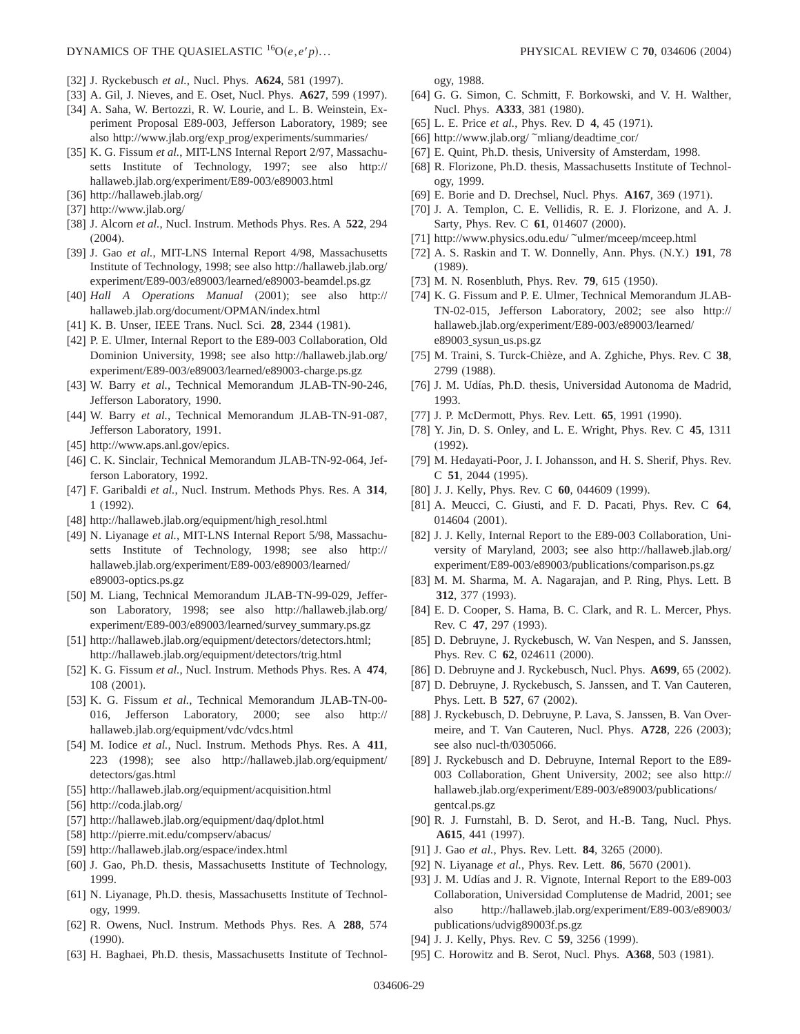[32] J. Ryckebusch *et al.*, Nucl. Phys. **A624**, 581 (1997).

[33] A. Gil, J. Nieves, and E. Oset, Nucl. Phys. **A627**, 599 (1997).

[34] A. Saha, W. Bertozzi, R. W. Lourie, and L. B. Weinstein, Experiment Proposal E89-003, Jefferson Laboratory, 1989; see also http://www.jlab.org/exp_prog/experiments/summaries/

[35] K. G. Fissum *et al.*, MIT-LNS Internal Report 2/97, Massachusetts Institute of Technology, 1997; see also http://hallaweb.jlab.org/experiment/E89-003/e89003.html

[36] http://hallaweb.jlab.org/

[37] http://www.jlab.org/

[38] J. Alcorn *et al.*, Nucl. Instrum. Methods Phys. Res. A **522**, 294 (2004).

[39] J. Gao *et al.*, MIT-LNS Internal Report 4/98, Massachusetts Institute of Technology, 1998; see also http://hallaweb.jlab.org/experiment/E89-003/e89003/learned/e89003-beamdel.ps.gz

[40] *Hall A Operations Manual* (2001); see also http://hallaweb.jlab.org/document/OPMAN/index.html

[41] K. B. Unser, IEEE Trans. Nucl. Sci. **28**, 2344 (1981).

[42] P. E. Ulmer, Internal Report to the E89-003 Collaboration, Old Dominion University, 1998; see also http://hallaweb.jlab.org/experiment/E89-003/e89003/learned/e89003-charge.ps.gz

[43] W. Barry *et al.*, Technical Memorandum JLAB-TN-90-246, Jefferson Laboratory, 1990.

[44] W. Barry *et al.*, Technical Memorandum JLAB-TN-91-087, Jefferson Laboratory, 1991.

[45] http://www.aps.anl.gov/epics.

[46] C. K. Sinclair, Technical Memorandum JLAB-TN-92-064, Jefferson Laboratory, 1992.

[47] F. Garibaldi *et al.*, Nucl. Instrum. Methods Phys. Res. A **314**, 1 (1992).

[48] http://hallaweb.jlab.org/equipment/high_resol.html

[49] N. Liyanage *et al.*, MIT-LNS Internal Report 5/98, Massachusetts Institute of Technology, 1998; see also http://hallaweb.jlab.org/experiment/E89-003/e89003/learned/e89003-optics.ps.gz

[50] M. Liang, Technical Memorandum JLAB-TN-99-029, Jefferson Laboratory, 1998; see also http://hallaweb.jlab.org/experiment/E89-003/e89003/learned/survey_summary.ps.gz

[51] http://hallaweb.jlab.org/equipment/detectors/detectors.html; http://hallaweb.jlab.org/equipment/detectors/trig.html

[52] K. G. Fissum *et al.*, Nucl. Instrum. Methods Phys. Res. A **474**, 108 (2001).

[53] K. G. Fissum *et al.*, Technical Memorandum JLAB-TN-00-016, Jefferson Laboratory, 2000; see also http://hallaweb.jlab.org/equipment/vdc/vdcs.html

[54] M. Iodice *et al.*, Nucl. Instrum. Methods Phys. Res. A **411**, 223 (1998); see also http://hallaweb.jlab.org/equipment/detectors/gas.html

[55] http://hallaweb.jlab.org/equipment/acquisition.html

[56] http://coda.jlab.org/

[57] http://hallaweb.jlab.org/equipment/daq/dplot.html

[58] http://pierre.mit.edu/compserv/abacus/

[59] http://hallaweb.jlab.org/espace/index.html

[60] J. Gao, Ph.D. thesis, Massachusetts Institute of Technology, 1999.

[61] N. Liyanage, Ph.D. thesis, Massachusetts Institute of Technology, 1999.

[62] R. Owens, Nucl. Instrum. Methods Phys. Res. A **288**, 574 (1990).

[63] H. Baghaei, Ph.D. thesis, Massachusetts Institute of Technology, 1988.

[64] G. G. Simon, C. Schmitt, F. Borkowski, and V. H. Walther, Nucl. Phys. **A333**, 381 (1980).

[65] L. E. Price *et al.*, Phys. Rev. D **4**, 45 (1971).

[66] http://www.jlab.org/ ~mliang/deadtime_cor/

[67] E. Quint, Ph.D. thesis, University of Amsterdam, 1998.

[68] R. Florizone, Ph.D. thesis, Massachusetts Institute of Technology, 1999.

[69] E. Borie and D. Drechsel, Nucl. Phys. **A167**, 369 (1971).

[70] J. A. Templon, C. E. Vellidis, R. E. J. Florizone, and A. J. Sarty, Phys. Rev. C **61**, 014607 (2000).

[71] http://www.physics.odu.edu/ ~ulmer/mceep/mceep.html

[72] A. S. Raskin and T. W. Donnelly, Ann. Phys. (N.Y.) **191**, 78 (1989).

[73] M. N. Rosenbluth, Phys. Rev. **79**, 615 (1950).

[74] K. G. Fissum and P. E. Ulmer, Technical Memorandum JLAB-TN-02-015, Jefferson Laboratory, 2002; see also http://hallaweb.jlab.org/experiment/E89-003/e89003/learned/e89003_sysun_us.ps.gz

[75] M. Traini, S. Turck-Chièze, and A. Zghiche, Phys. Rev. C **38**, 2799 (1988).

[76] J. M. Udías, Ph.D. thesis, Universidad Autonoma de Madrid, 1993.

[77] J. P. McDermott, Phys. Rev. Lett. **65**, 1991 (1990).

[78] Y. Jin, D. S. Onley, and L. E. Wright, Phys. Rev. C **45**, 1311 (1992).

[79] M. Hedayati-Poor, J. I. Johansson, and H. S. Sherif, Phys. Rev. C **51**, 2044 (1995).

[80] J. J. Kelly, Phys. Rev. C **60**, 044609 (1999).

[81] A. Meucci, C. Giusti, and F. D. Pacati, Phys. Rev. C **64**, 014604 (2001).

[82] J. J. Kelly, Internal Report to the E89-003 Collaboration, University of Maryland, 2003; see also http://hallaweb.jlab.org/experiment/E89-003/e89003/publications/comparison.ps.gz

[83] M. M. Sharma, M. A. Nagarajan, and P. Ring, Phys. Lett. B **312**, 377 (1993).

[84] E. D. Cooper, S. Hama, B. C. Clark, and R. L. Mercer, Phys. Rev. C **47**, 297 (1993).

[85] D. Debruyne, J. Ryckebusch, W. Van Nespen, and S. Janssen, Phys. Rev. C **62**, 024611 (2000).

[86] D. Debruyne and J. Ryckebusch, Nucl. Phys. **A699**, 65 (2002).

[87] D. Debruyne, J. Ryckebusch, S. Janssen, and T. Van Cauteren, Phys. Lett. B **527**, 67 (2002).

[88] J. Ryckebusch, D. Debruyne, P. Lava, S. Janssen, B. Van Overmeire, and T. Van Cauteren, Nucl. Phys. **A728**, 226 (2003); see also nucl-th/0305066.

[89] J. Ryckebusch and D. Debruyne, Internal Report to the E89-003 Collaboration, Ghent University, 2002; see also http://hallaweb.jlab.org/experiment/E89-003/e89003/publications/gentcal.ps.gz

[90] R. J. Furnstahl, B. D. Serot, and H.-B. Tang, Nucl. Phys. **A615**, 441 (1997).

[91] J. Gao *et al.*, Phys. Rev. Lett. **84**, 3265 (2000).

[92] N. Liyanage *et al.*, Phys. Rev. Lett. **86**, 5670 (2001).

[93] J. M. Udías and J. R. Vignote, Internal Report to the E89-003 Collaboration, Universidad Complutense de Madrid, 2001; see also http://hallaweb.jlab.org/experiment/E89-003/e89003/publications/udvig89003f.ps.gz

[94] J. J. Kelly, Phys. Rev. C **59**, 3256 (1999).

[95] C. Horowitz and B. Serot, Nucl. Phys. **A368**, 503 (1981).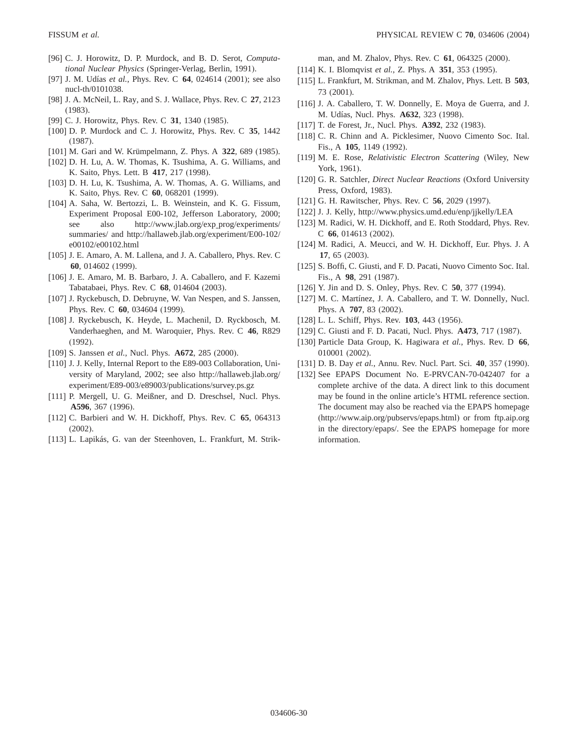[96] C. J. Horowitz, D. P. Murdock, and B. D. Serot, *Computational Nuclear Physics* (Springer-Verlag, Berlin, 1991).

[97] J. M. Udías *et al.*, Phys. Rev. C **64**, 024614 (2001); see also nucl-th/0101038.

[98] J. A. McNeil, L. Ray, and S. J. Wallace, Phys. Rev. C **27**, 2123 (1983).

[99] C. J. Horowitz, Phys. Rev. C **31**, 1340 (1985).

[100] D. P. Murdock and C. J. Horowitz, Phys. Rev. C **35**, 1442 (1987).

[101] M. Gari and W. Krümpelmann, Z. Phys. A **322**, 689 (1985).

[102] D. H. Lu, A. W. Thomas, K. Tsushima, A. G. Williams, and K. Saito, Phys. Lett. B **417**, 217 (1998).

[103] D. H. Lu, K. Tsushima, A. W. Thomas, A. G. Williams, and K. Saito, Phys. Rev. C **60**, 068201 (1999).

[104] A. Saha, W. Bertozzi, L. B. Weinstein, and K. G. Fissum, Experiment Proposal E00-102, Jefferson Laboratory, 2000; see also http://www.jlab.org/exp_prog/experiments/summaries/ and http://hallaweb.jlab.org/experiment/E00-102/e00102/e00102.html

[105] J. E. Amaro, A. M. Lallena, and J. A. Caballero, Phys. Rev. C **60**, 014602 (1999).

[106] J. E. Amaro, M. B. Barbaro, J. A. Caballero, and F. Kazemi Tabatabaei, Phys. Rev. C **68**, 014604 (2003).

[107] J. Ryckebusch, D. Debruyne, W. Van Nespen, and S. Janssen, Phys. Rev. C **60**, 034604 (1999).

[108] J. Ryckebusch, K. Heyde, L. Machenil, D. Ryckbosch, M. Vanderhaeghen, and M. Waroquier, Phys. Rev. C **46**, R829 (1992).

[109] S. Janssen *et al.*, Nucl. Phys. **A672**, 285 (2000).

[110] J. J. Kelly, Internal Report to the E89-003 Collaboration, University of Maryland, 2002; see also http://hallaweb.jlab.org/experiment/E89-003/e89003/publications/survey.ps.gz

[111] P. Mergell, U. G. Meißner, and D. Dreschsel, Nucl. Phys. **A596**, 367 (1996).

[112] C. Barbieri and W. H. Dickhoff, Phys. Rev. C **65**, 064313 (2002).

[113] L. Lapikás, G. van der Steenhoven, L. Frankfurt, M. Strikman, and M. Zhalov, Phys. Rev. C **61**, 064325 (2000).

[114] K. I. Blomqvist *et al.*, Z. Phys. A **351**, 353 (1995).

[115] L. Frankfurt, M. Strikman, and M. Zhalov, Phys. Lett. B **503**, 73 (2001).

[116] J. A. Caballero, T. W. Donnelly, E. Moya de Guerra, and J. M. Udías, Nucl. Phys. **A632**, 323 (1998).

[117] T. de Forest, Jr., Nucl. Phys. **A392**, 232 (1983).

[118] C. R. Chinn and A. Picklesimer, Nuovo Cimento Soc. Ital. Fis., A **105**, 1149 (1992).

[119] M. E. Rose, *Relativistic Electron Scattering* (Wiley, New York, 1961).

[120] G. R. Satchler, *Direct Nuclear Reactions* (Oxford University Press, Oxford, 1983).

[121] G. H. Rawitscher, Phys. Rev. C **56**, 2029 (1997).

[122] J. J. Kelly, http://www.physics.umd.edu/enp/jjkelly/LEA

[123] M. Radici, W. H. Dickhoff, and E. Roth Stoddard, Phys. Rev. C **66**, 014613 (2002).

[124] M. Radici, A. Meucci, and W. H. Dickhoff, Eur. Phys. J. A **17**, 65 (2003).

[125] S. Boffi, C. Giusti, and F. D. Pacati, Nuovo Cimento Soc. Ital. Fis., A **98**, 291 (1987).

[126] Y. Jin and D. S. Onley, Phys. Rev. C **50**, 377 (1994).

[127] M. C. Martínez, J. A. Caballero, and T. W. Donnelly, Nucl. Phys. A **707**, 83 (2002).

[128] L. L. Schiff, Phys. Rev. **103**, 443 (1956).

[129] C. Giusti and F. D. Pacati, Nucl. Phys. **A473**, 717 (1987).

[130] Particle Data Group, K. Hagiwara *et al.*, Phys. Rev. D **66**, 010001 (2002).

[131] D. B. Day *et al.*, Annu. Rev. Nucl. Part. Sci. **40**, 357 (1990).

[132] See EPAPS Document No. E-PRVCAN-70-042407 for a complete archive of the data. A direct link to this document may be found in the online article's HTML reference section. The document may also be reached via the EPAPS homepage (http://www.aip.org/pubservs/epaps.html) or from ftp.aip.org in the directory/epaps/. See the EPAPS homepage for more information.